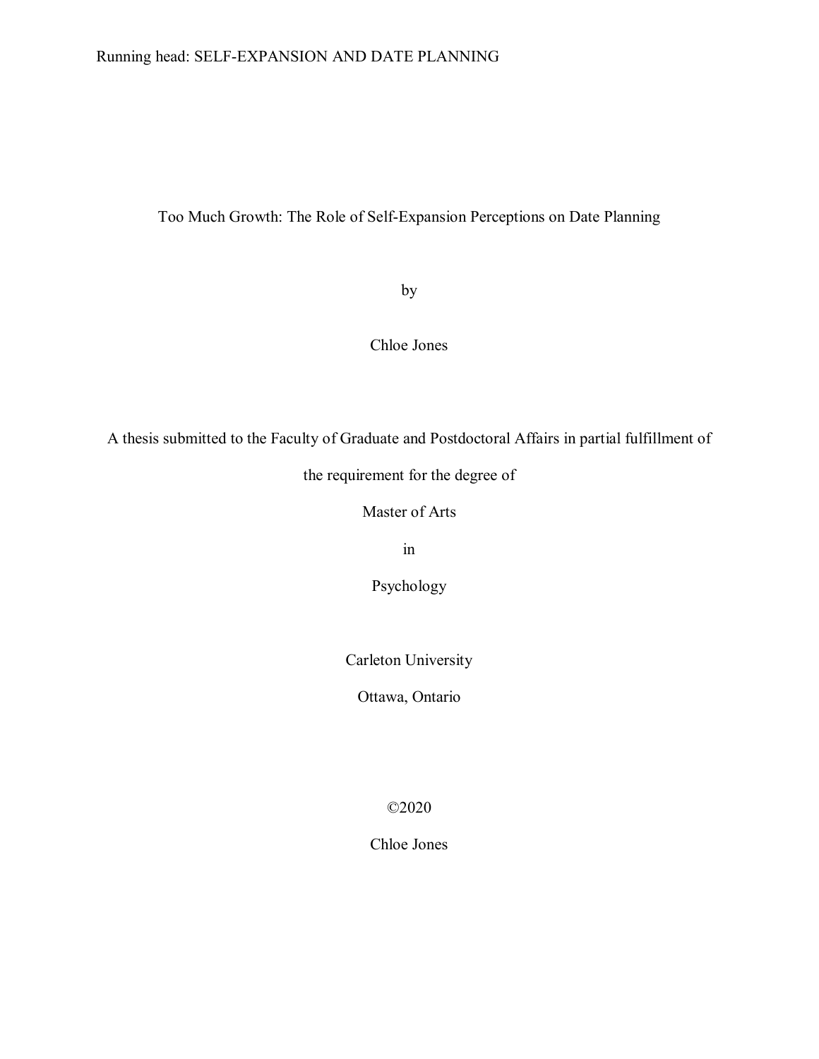# Too Much Growth: The Role of Self-Expansion Perceptions on Date Planning

by

Chloe Jones

A thesis submitted to the Faculty of Graduate and Postdoctoral Affairs in partial fulfillment of the requirement for the degree of

Master of Arts

in

Psychology

Carleton University

Ottawa, Ontario

©2020

Chloe Jones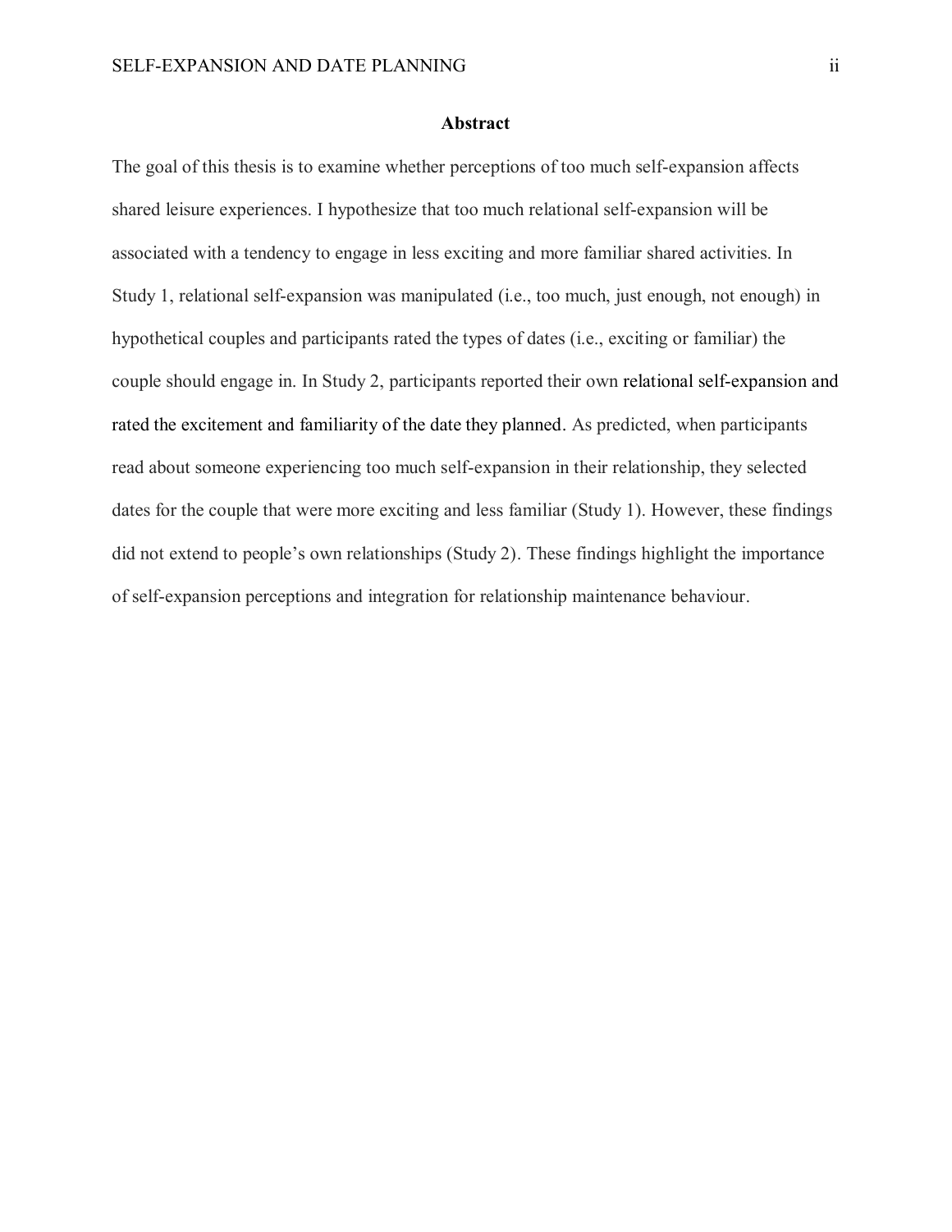## Abstract

The goal of this thesis is to examine whether perceptions of too much self-expansion affects shared leisure experiences. I hypothesize that too much relational self-expansion will be associated with a tendency to engage in less exciting and more familiar shared activities. In Study 1, relational self-expansion was manipulated (i.e., too much, just enough, not enough) in hypothetical couples and participants rated the types of dates (i.e., exciting or familiar) the couple should engage in. In Study 2, participants reported their own relational self-expansion and rated the excitement and familiarity of the date they planned. As predicted, when participants read about someone experiencing too much self-expansion in their relationship, they selected dates for the couple that were more exciting and less familiar (Study 1). However, these findings did not extend to people's own relationships (Study 2). These findings highlight the importance of self-expansion perceptions and integration for relationship maintenance behaviour.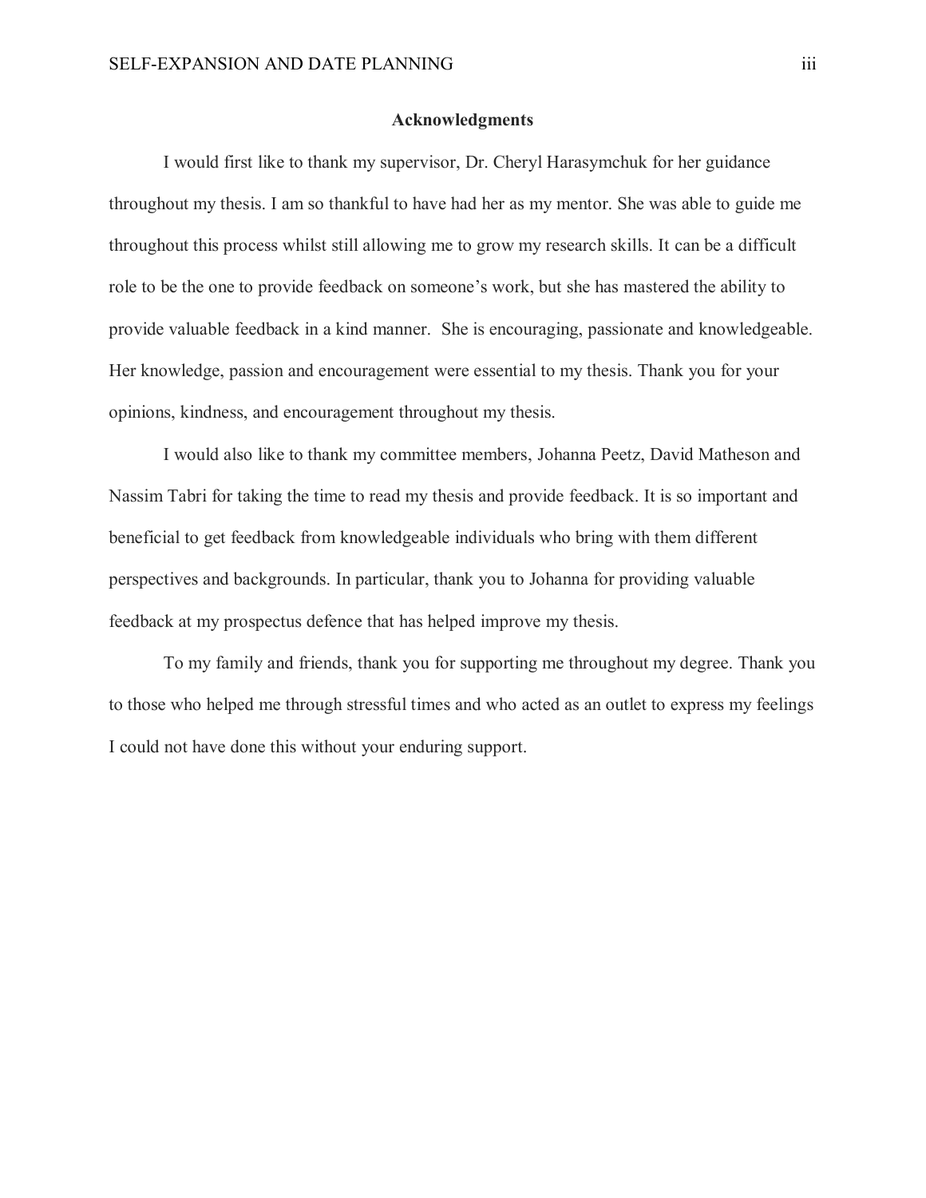## Acknowledgments

I would first like to thank my supervisor, Dr. Cheryl Harasymchuk for her guidance throughout my thesis. I am so thankful to have had her as my mentor. She was able to guide me throughout this process whilst still allowing me to grow my research skills. It can be a difficult role to be the one to provide feedback on someone's work, but she has mastered the ability to provide valuable feedback in a kind manner. She is encouraging, passionate and knowledgeable. Her knowledge, passion and encouragement were essential to my thesis. Thank you for your opinions, kindness, and encouragement throughout my thesis.

I would also like to thank my committee members, Johanna Peetz, David Matheson and Nassim Tabri for taking the time to read my thesis and provide feedback. It is so important and beneficial to get feedback from knowledgeable individuals who bring with them different perspectives and backgrounds. In particular, thank you to Johanna for providing valuable feedback at my prospectus defence that has helped improve my thesis.

To my family and friends, thank you for supporting me throughout my degree. Thank you to those who helped me through stressful times and who acted as an outlet to express my feelings I could not have done this without your enduring support.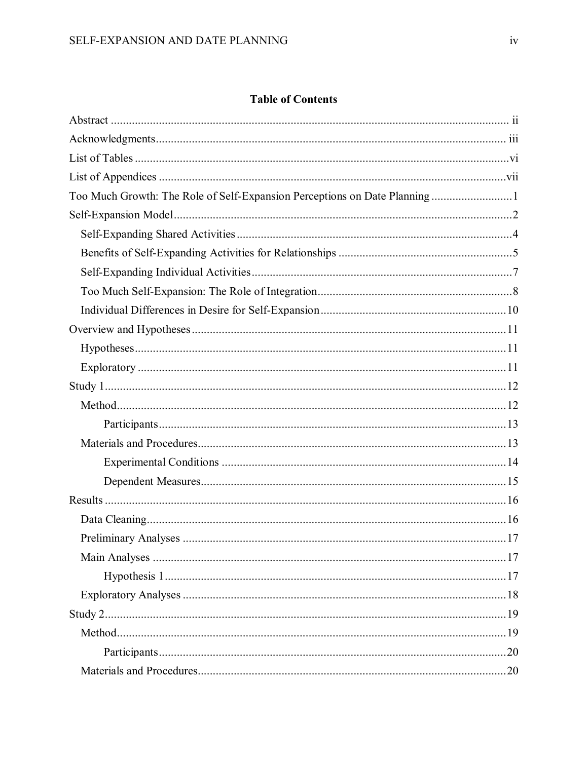# Table of Contents

Abstract ..... ii

Acknowledgments ..... iii

List of Tables ..... vi

List of Appendices ..... vii

Too Much Growth: The Role of Self-Expansion Perceptions on Date Planning ..... 1

Self-Expansion Model ..... 2

- Self-Expanding Shared Activities ..... 4
- Benefits of Self-Expanding Activities for Relationships ..... 5
- Self-Expanding Individual Activities ..... 7
- Too Much Self-Expansion: The Role of Integration ..... 8
- Individual Differences in Desire for Self-Expansion ..... 10

Overview and Hypotheses ..... 11

- Hypotheses ..... 11
- Exploratory ..... 11

Study 1 ..... 12

- Method ..... 12
  - Participants ..... 13
- Materials and Procedures ..... 13
  - Experimental Conditions ..... 14
  - Dependent Measures ..... 15

Results ..... 16

- Data Cleaning ..... 16
- Preliminary Analyses ..... 17
- Main Analyses ..... 17
  - Hypothesis 1 ..... 17
- Exploratory Analyses ..... 18

Study 2 ..... 19

- Method ..... 19
  - Participants ..... 20
- Materials and Procedures ..... 20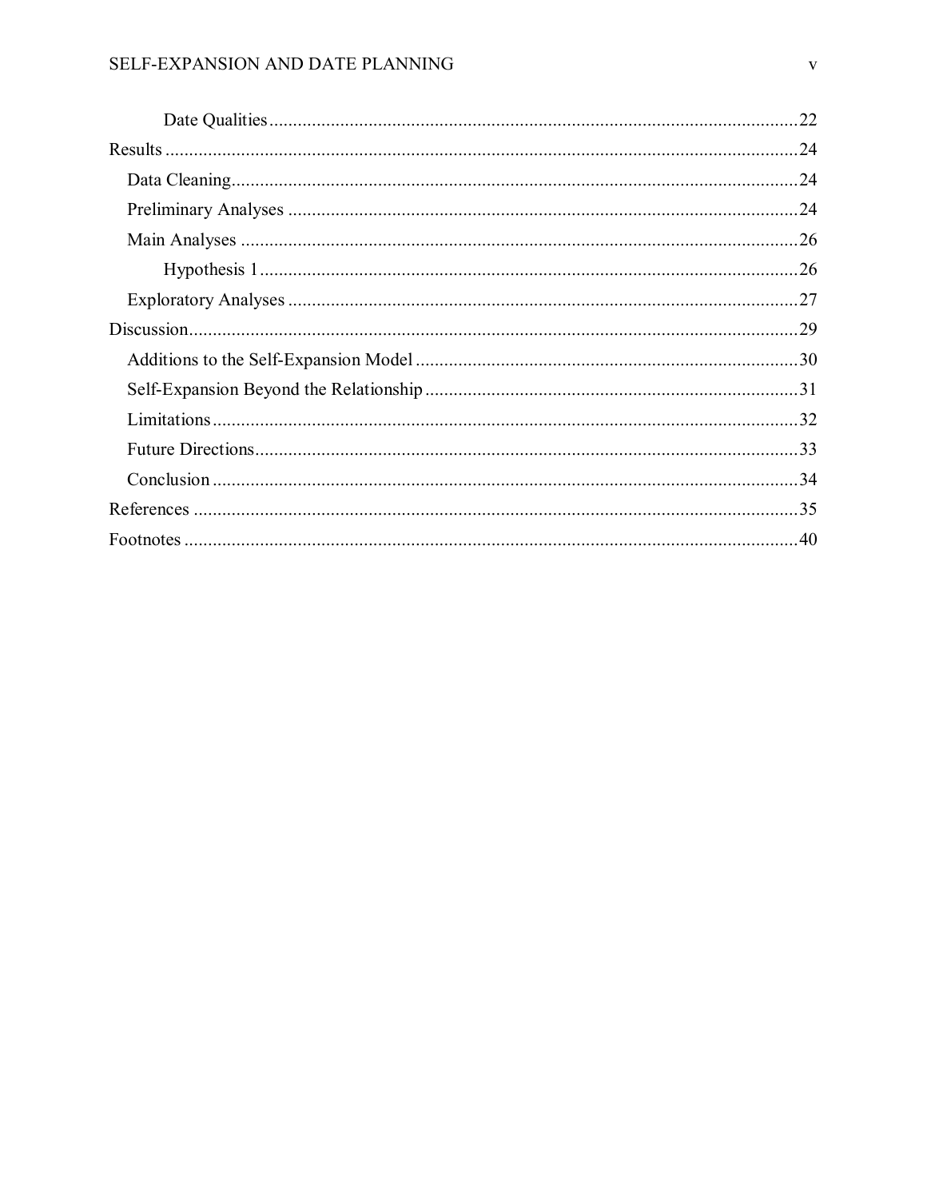Date Qualities ............................................................................................................. 22

Results ......................................................................................................................... 24

Data Cleaning ........................................................................................................... 24

Preliminary Analyses ............................................................................................... 24

Main Analyses .......................................................................................................... 26

Hypothesis 1 ............................................................................................................. 26

Exploratory Analyses ............................................................................................... 27

Discussion .................................................................................................................... 29

Additions to the Self-Expansion Model ..................................................................... 30

Self-Expansion Beyond the Relationship ................................................................... 31

Limitations ............................................................................................................... 32

Future Directions ..................................................................................................... 33

Conclusion ............................................................................................................... 34

References .................................................................................................................... 35

Footnotes ..................................................................................................................... 40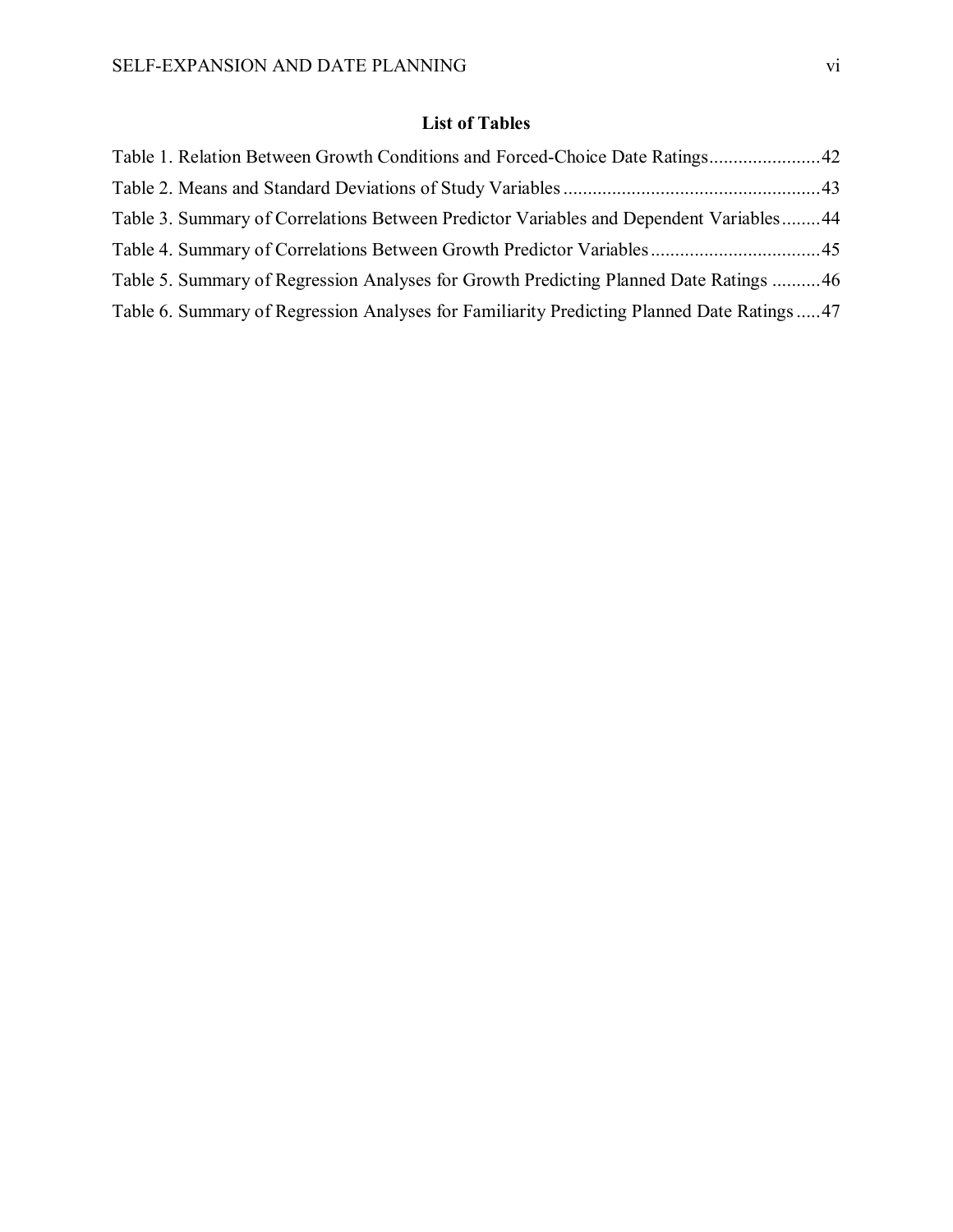## List of Tables

Table 1. Relation Between Growth Conditions and Forced-Choice Date Ratings.......................42

Table 2. Means and Standard Deviations of Study Variables....................................................43

Table 3. Summary of Correlations Between Predictor Variables and Dependent Variables........44

Table 4. Summary of Correlations Between Growth Predictor Variables..................................45

Table 5. Summary of Regression Analyses for Growth Predicting Planned Date Ratings ..........46

Table 6. Summary of Regression Analyses for Familiarity Predicting Planned Date Ratings.....47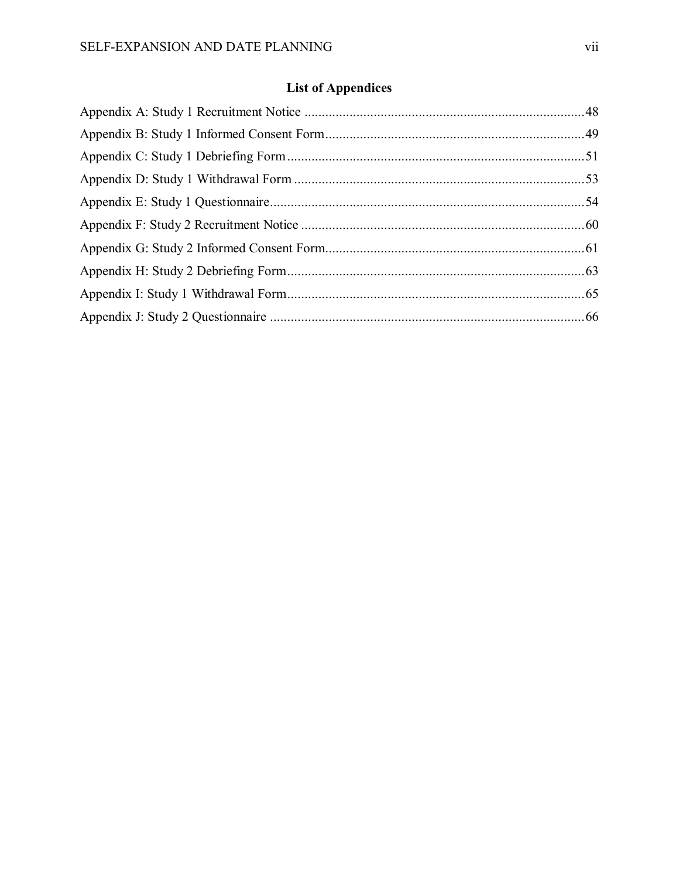## List of Appendices

Appendix A: Study 1 Recruitment Notice ........................................................................................48

Appendix B: Study 1 Informed Consent Form.................................................................................49

Appendix C: Study 1 Debriefing Form............................................................................................51

Appendix D: Study 1 Withdrawal Form ..........................................................................................53

Appendix E: Study 1 Questionnaire.................................................................................................54

Appendix F: Study 2 Recruitment Notice ........................................................................................60

Appendix G: Study 2 Informed Consent Form.................................................................................61

Appendix H: Study 2 Debriefing Form............................................................................................63

Appendix I: Study 1 Withdrawal Form............................................................................................65

Appendix J: Study 2 Questionnaire .................................................................................................66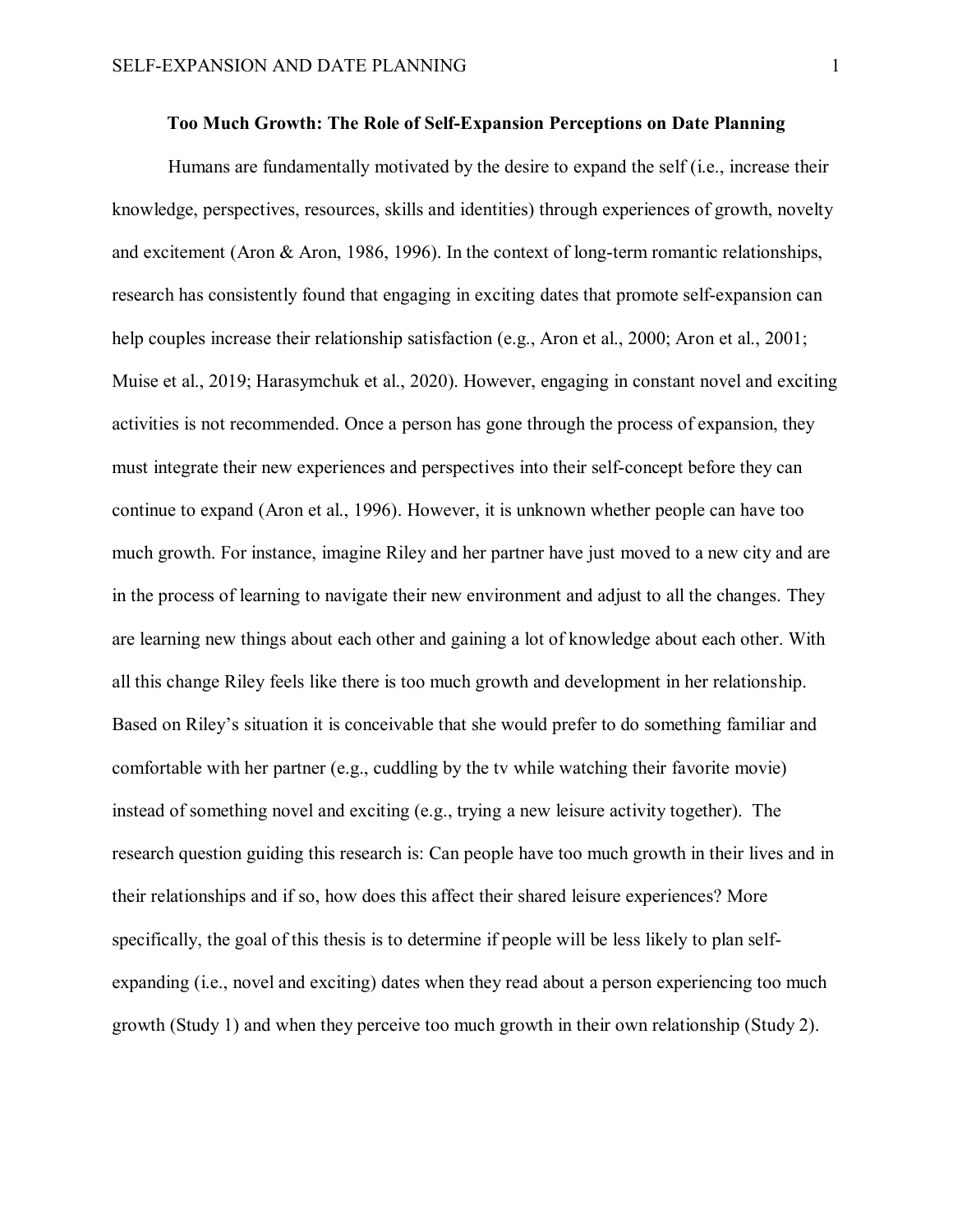**Too Much Growth: The Role of Self-Expansion Perceptions on Date Planning**

Humans are fundamentally motivated by the desire to expand the self (i.e., increase their knowledge, perspectives, resources, skills and identities) through experiences of growth, novelty and excitement (Aron & Aron, 1986, 1996). In the context of long-term romantic relationships, research has consistently found that engaging in exciting dates that promote self-expansion can help couples increase their relationship satisfaction (e.g., Aron et al., 2000; Aron et al., 2001; Muise et al., 2019; Harasymchuk et al., 2020). However, engaging in constant novel and exciting activities is not recommended. Once a person has gone through the process of expansion, they must integrate their new experiences and perspectives into their self-concept before they can continue to expand (Aron et al., 1996). However, it is unknown whether people can have too much growth. For instance, imagine Riley and her partner have just moved to a new city and are in the process of learning to navigate their new environment and adjust to all the changes. They are learning new things about each other and gaining a lot of knowledge about each other. With all this change Riley feels like there is too much growth and development in her relationship. Based on Riley's situation it is conceivable that she would prefer to do something familiar and comfortable with her partner (e.g., cuddling by the tv while watching their favorite movie) instead of something novel and exciting (e.g., trying a new leisure activity together). The research question guiding this research is: Can people have too much growth in their lives and in their relationships and if so, how does this affect their shared leisure experiences? More specifically, the goal of this thesis is to determine if people will be less likely to plan self-expanding (i.e., novel and exciting) dates when they read about a person experiencing too much growth (Study 1) and when they perceive too much growth in their own relationship (Study 2).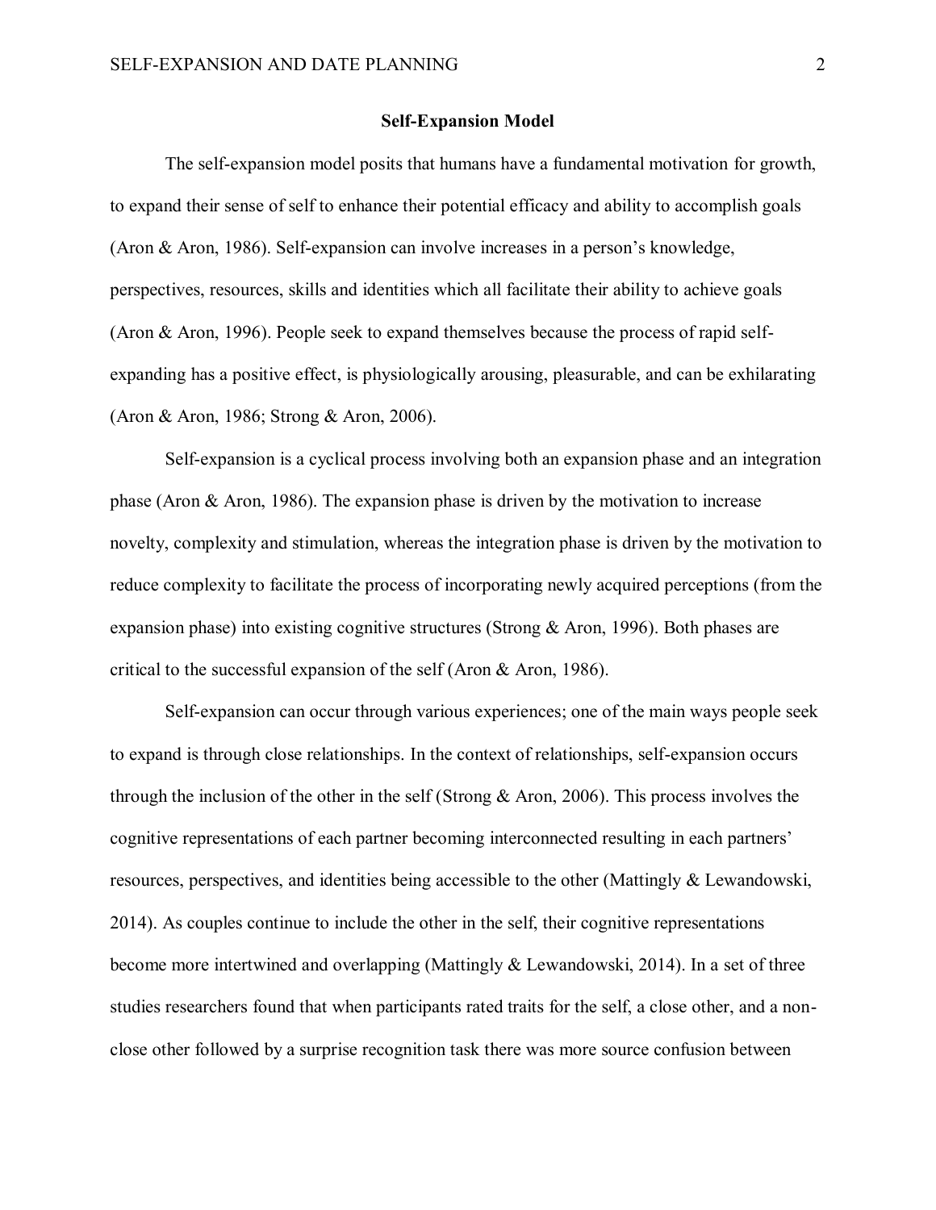## Self-Expansion Model

The self-expansion model posits that humans have a fundamental motivation for growth, to expand their sense of self to enhance their potential efficacy and ability to accomplish goals (Aron & Aron, 1986). Self-expansion can involve increases in a person's knowledge, perspectives, resources, skills and identities which all facilitate their ability to achieve goals (Aron & Aron, 1996). People seek to expand themselves because the process of rapid self-expanding has a positive effect, is physiologically arousing, pleasurable, and can be exhilarating (Aron & Aron, 1986; Strong & Aron, 2006).

Self-expansion is a cyclical process involving both an expansion phase and an integration phase (Aron & Aron, 1986). The expansion phase is driven by the motivation to increase novelty, complexity and stimulation, whereas the integration phase is driven by the motivation to reduce complexity to facilitate the process of incorporating newly acquired perceptions (from the expansion phase) into existing cognitive structures (Strong & Aron, 1996). Both phases are critical to the successful expansion of the self (Aron & Aron, 1986).

Self-expansion can occur through various experiences; one of the main ways people seek to expand is through close relationships. In the context of relationships, self-expansion occurs through the inclusion of the other in the self (Strong & Aron, 2006). This process involves the cognitive representations of each partner becoming interconnected resulting in each partners' resources, perspectives, and identities being accessible to the other (Mattingly & Lewandowski, 2014). As couples continue to include the other in the self, their cognitive representations become more intertwined and overlapping (Mattingly & Lewandowski, 2014). In a set of three studies researchers found that when participants rated traits for the self, a close other, and a non-close other followed by a surprise recognition task there was more source confusion between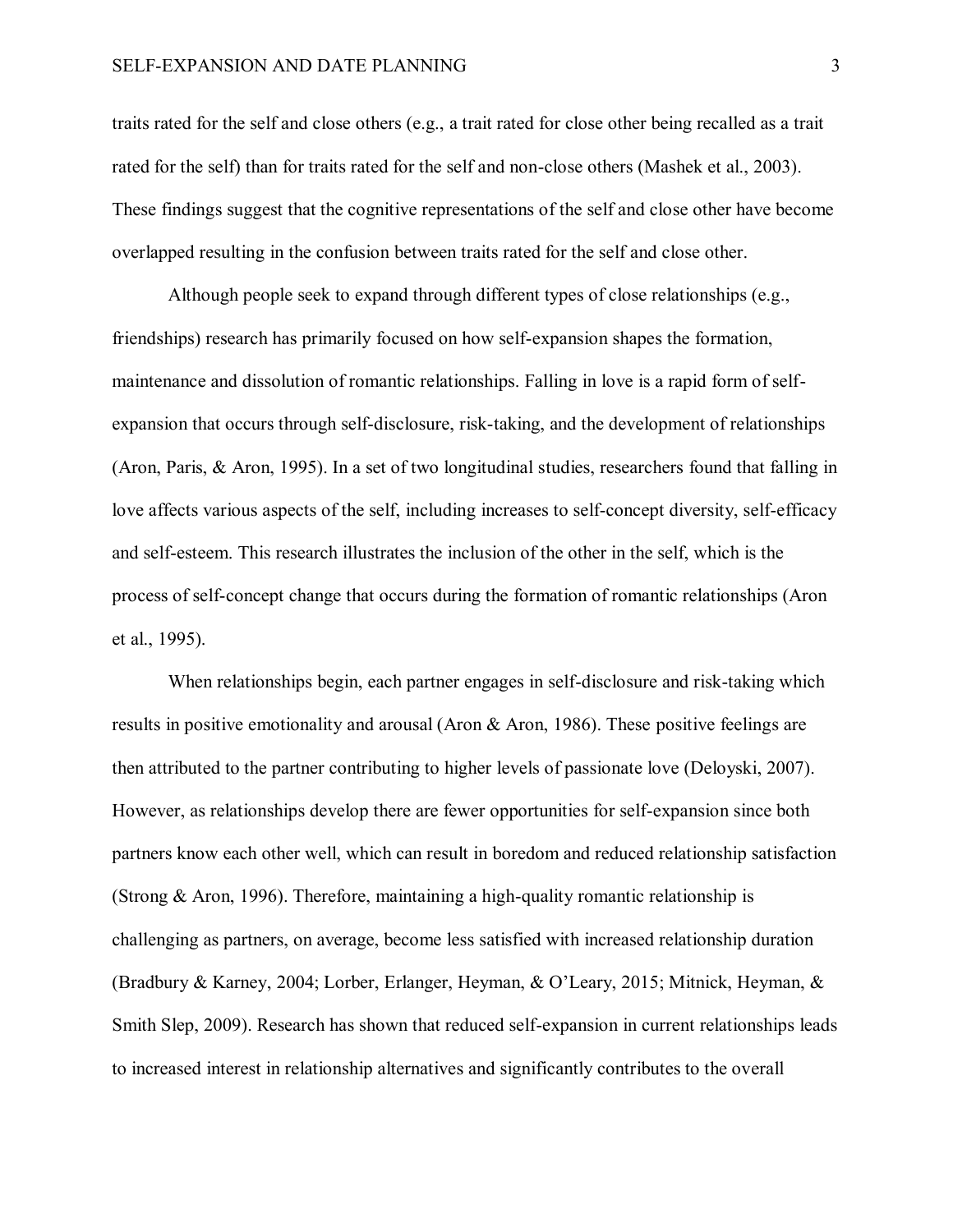traits rated for the self and close others (e.g., a trait rated for close other being recalled as a trait rated for the self) than for traits rated for the self and non-close others (Mashek et al., 2003). These findings suggest that the cognitive representations of the self and close other have become overlapped resulting in the confusion between traits rated for the self and close other.

Although people seek to expand through different types of close relationships (e.g., friendships) research has primarily focused on how self-expansion shapes the formation, maintenance and dissolution of romantic relationships. Falling in love is a rapid form of self-expansion that occurs through self-disclosure, risk-taking, and the development of relationships (Aron, Paris, & Aron, 1995). In a set of two longitudinal studies, researchers found that falling in love affects various aspects of the self, including increases to self-concept diversity, self-efficacy and self-esteem. This research illustrates the inclusion of the other in the self, which is the process of self-concept change that occurs during the formation of romantic relationships (Aron et al., 1995).

When relationships begin, each partner engages in self-disclosure and risk-taking which results in positive emotionality and arousal (Aron & Aron, 1986). These positive feelings are then attributed to the partner contributing to higher levels of passionate love (Deloyski, 2007). However, as relationships develop there are fewer opportunities for self-expansion since both partners know each other well, which can result in boredom and reduced relationship satisfaction (Strong & Aron, 1996). Therefore, maintaining a high-quality romantic relationship is challenging as partners, on average, become less satisfied with increased relationship duration (Bradbury & Karney, 2004; Lorber, Erlanger, Heyman, & O'Leary, 2015; Mitnick, Heyman, & Smith Slep, 2009). Research has shown that reduced self-expansion in current relationships leads to increased interest in relationship alternatives and significantly contributes to the overall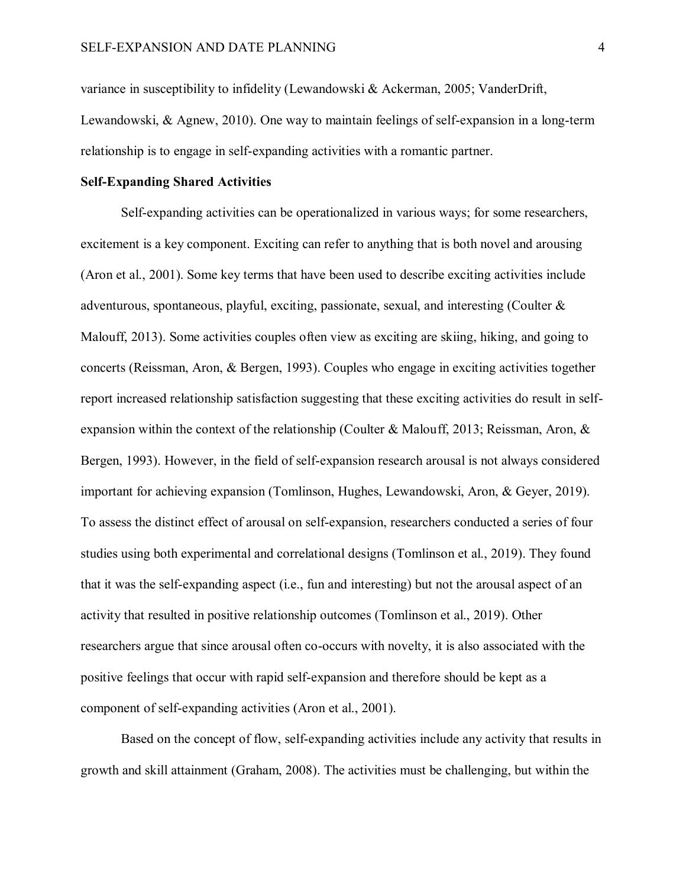variance in susceptibility to infidelity (Lewandowski & Ackerman, 2005; VanderDrift, Lewandowski, & Agnew, 2010). One way to maintain feelings of self-expansion in a long-term relationship is to engage in self-expanding activities with a romantic partner.

**Self-Expanding Shared Activities**

Self-expanding activities can be operationalized in various ways; for some researchers, excitement is a key component. Exciting can refer to anything that is both novel and arousing (Aron et al., 2001). Some key terms that have been used to describe exciting activities include adventurous, spontaneous, playful, exciting, passionate, sexual, and interesting (Coulter & Malouff, 2013). Some activities couples often view as exciting are skiing, hiking, and going to concerts (Reissman, Aron, & Bergen, 1993). Couples who engage in exciting activities together report increased relationship satisfaction suggesting that these exciting activities do result in self-expansion within the context of the relationship (Coulter & Malouff, 2013; Reissman, Aron, & Bergen, 1993). However, in the field of self-expansion research arousal is not always considered important for achieving expansion (Tomlinson, Hughes, Lewandowski, Aron, & Geyer, 2019). To assess the distinct effect of arousal on self-expansion, researchers conducted a series of four studies using both experimental and correlational designs (Tomlinson et al., 2019). They found that it was the self-expanding aspect (i.e., fun and interesting) but not the arousal aspect of an activity that resulted in positive relationship outcomes (Tomlinson et al., 2019). Other researchers argue that since arousal often co-occurs with novelty, it is also associated with the positive feelings that occur with rapid self-expansion and therefore should be kept as a component of self-expanding activities (Aron et al., 2001).

Based on the concept of flow, self-expanding activities include any activity that results in growth and skill attainment (Graham, 2008). The activities must be challenging, but within the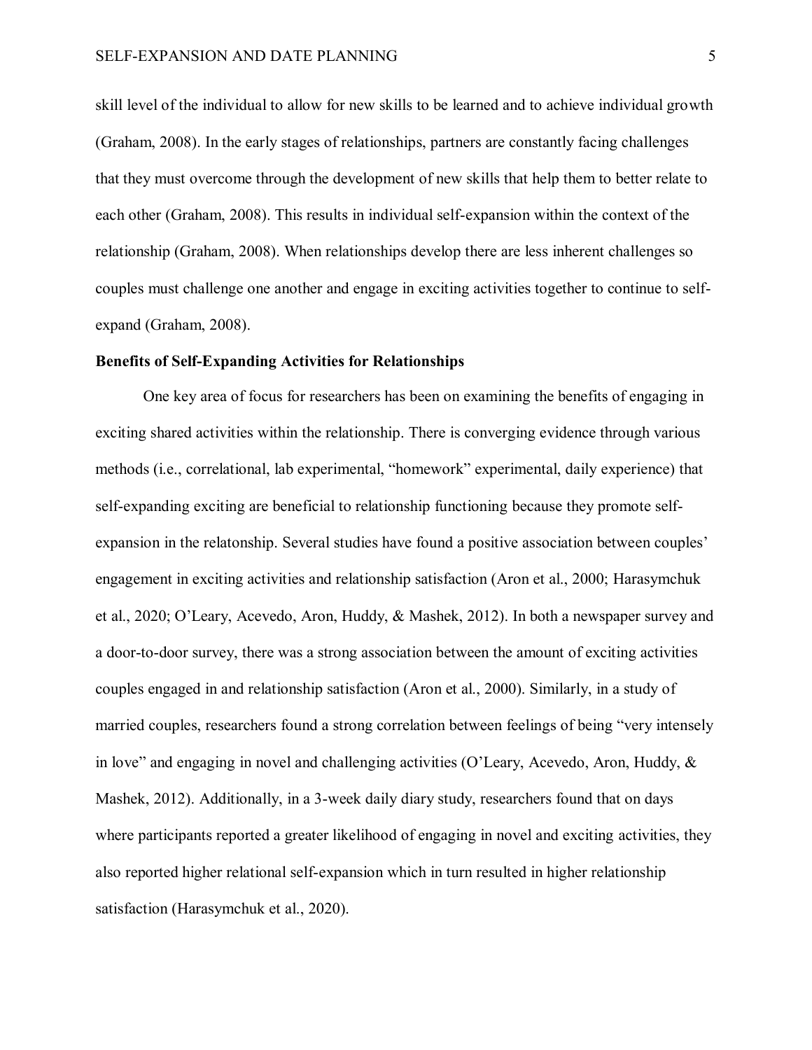skill level of the individual to allow for new skills to be learned and to achieve individual growth (Graham, 2008). In the early stages of relationships, partners are constantly facing challenges that they must overcome through the development of new skills that help them to better relate to each other (Graham, 2008). This results in individual self-expansion within the context of the relationship (Graham, 2008). When relationships develop there are less inherent challenges so couples must challenge one another and engage in exciting activities together to continue to self-expand (Graham, 2008).

**Benefits of Self-Expanding Activities for Relationships**

One key area of focus for researchers has been on examining the benefits of engaging in exciting shared activities within the relationship. There is converging evidence through various methods (i.e., correlational, lab experimental, "homework" experimental, daily experience) that self-expanding exciting are beneficial to relationship functioning because they promote self-expansion in the relatonship. Several studies have found a positive association between couples' engagement in exciting activities and relationship satisfaction (Aron et al., 2000; Harasymchuk et al., 2020; O'Leary, Acevedo, Aron, Huddy, & Mashek, 2012). In both a newspaper survey and a door-to-door survey, there was a strong association between the amount of exciting activities couples engaged in and relationship satisfaction (Aron et al., 2000). Similarly, in a study of married couples, researchers found a strong correlation between feelings of being "very intensely in love" and engaging in novel and challenging activities (O'Leary, Acevedo, Aron, Huddy, & Mashek, 2012). Additionally, in a 3-week daily diary study, researchers found that on days where participants reported a greater likelihood of engaging in novel and exciting activities, they also reported higher relational self-expansion which in turn resulted in higher relationship satisfaction (Harasymchuk et al., 2020).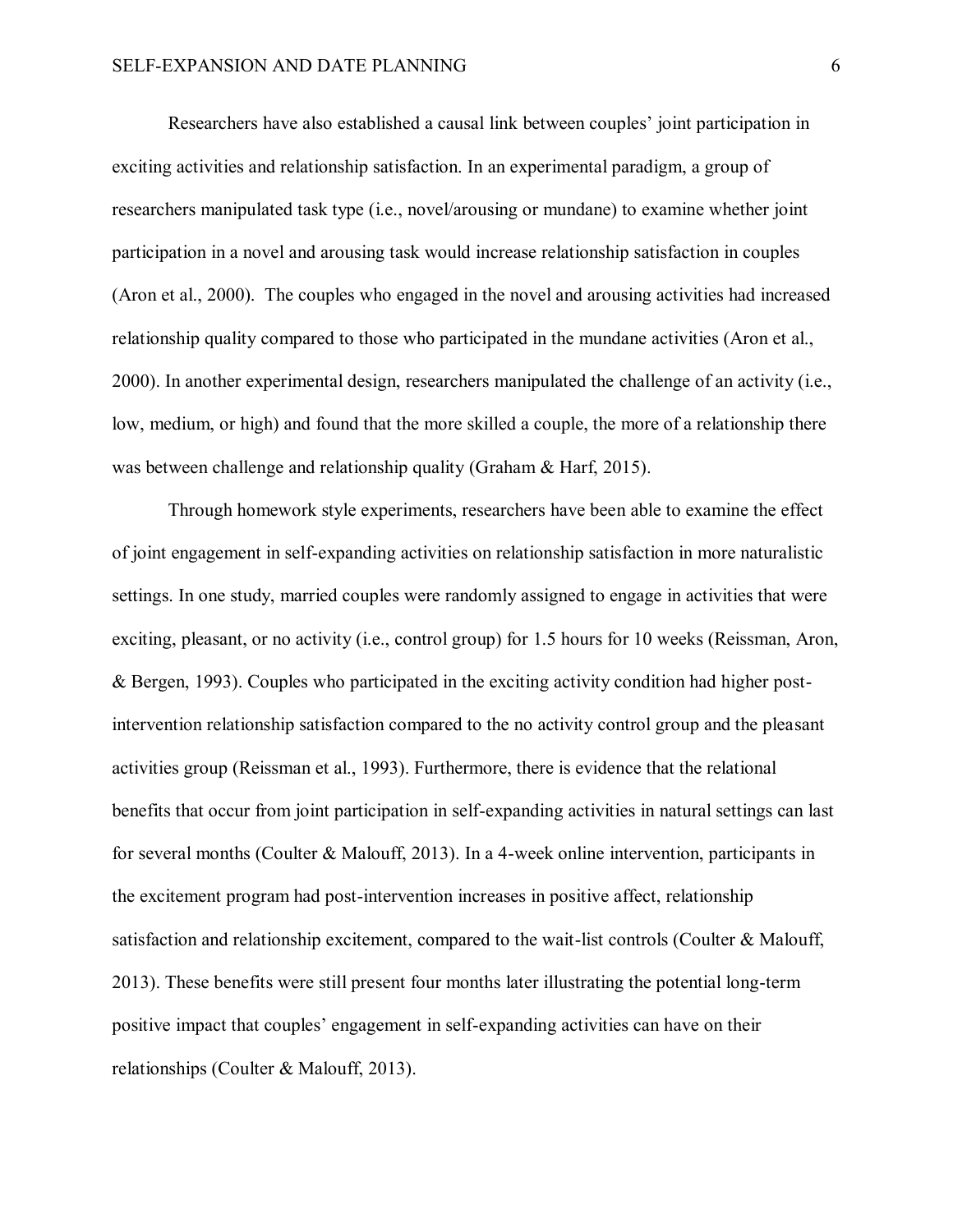Researchers have also established a causal link between couples' joint participation in exciting activities and relationship satisfaction. In an experimental paradigm, a group of researchers manipulated task type (i.e., novel/arousing or mundane) to examine whether joint participation in a novel and arousing task would increase relationship satisfaction in couples (Aron et al., 2000). The couples who engaged in the novel and arousing activities had increased relationship quality compared to those who participated in the mundane activities (Aron et al., 2000). In another experimental design, researchers manipulated the challenge of an activity (i.e., low, medium, or high) and found that the more skilled a couple, the more of a relationship there was between challenge and relationship quality (Graham & Harf, 2015).

Through homework style experiments, researchers have been able to examine the effect of joint engagement in self-expanding activities on relationship satisfaction in more naturalistic settings. In one study, married couples were randomly assigned to engage in activities that were exciting, pleasant, or no activity (i.e., control group) for 1.5 hours for 10 weeks (Reissman, Aron, & Bergen, 1993). Couples who participated in the exciting activity condition had higher post-intervention relationship satisfaction compared to the no activity control group and the pleasant activities group (Reissman et al., 1993). Furthermore, there is evidence that the relational benefits that occur from joint participation in self-expanding activities in natural settings can last for several months (Coulter & Malouff, 2013). In a 4-week online intervention, participants in the excitement program had post-intervention increases in positive affect, relationship satisfaction and relationship excitement, compared to the wait-list controls (Coulter & Malouff, 2013). These benefits were still present four months later illustrating the potential long-term positive impact that couples' engagement in self-expanding activities can have on their relationships (Coulter & Malouff, 2013).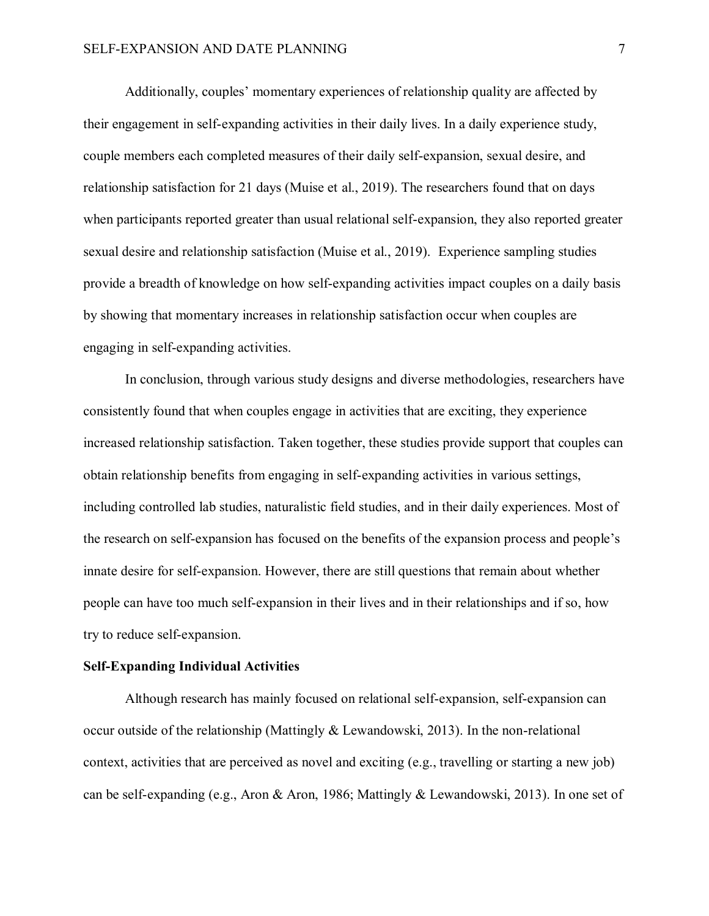Additionally, couples' momentary experiences of relationship quality are affected by their engagement in self-expanding activities in their daily lives. In a daily experience study, couple members each completed measures of their daily self-expansion, sexual desire, and relationship satisfaction for 21 days (Muise et al., 2019). The researchers found that on days when participants reported greater than usual relational self-expansion, they also reported greater sexual desire and relationship satisfaction (Muise et al., 2019). Experience sampling studies provide a breadth of knowledge on how self-expanding activities impact couples on a daily basis by showing that momentary increases in relationship satisfaction occur when couples are engaging in self-expanding activities.

In conclusion, through various study designs and diverse methodologies, researchers have consistently found that when couples engage in activities that are exciting, they experience increased relationship satisfaction. Taken together, these studies provide support that couples can obtain relationship benefits from engaging in self-expanding activities in various settings, including controlled lab studies, naturalistic field studies, and in their daily experiences. Most of the research on self-expansion has focused on the benefits of the expansion process and people's innate desire for self-expansion. However, there are still questions that remain about whether people can have too much self-expansion in their lives and in their relationships and if so, how try to reduce self-expansion.

**Self-Expanding Individual Activities**

Although research has mainly focused on relational self-expansion, self-expansion can occur outside of the relationship (Mattingly & Lewandowski, 2013). In the non-relational context, activities that are perceived as novel and exciting (e.g., travelling or starting a new job) can be self-expanding (e.g., Aron & Aron, 1986; Mattingly & Lewandowski, 2013). In one set of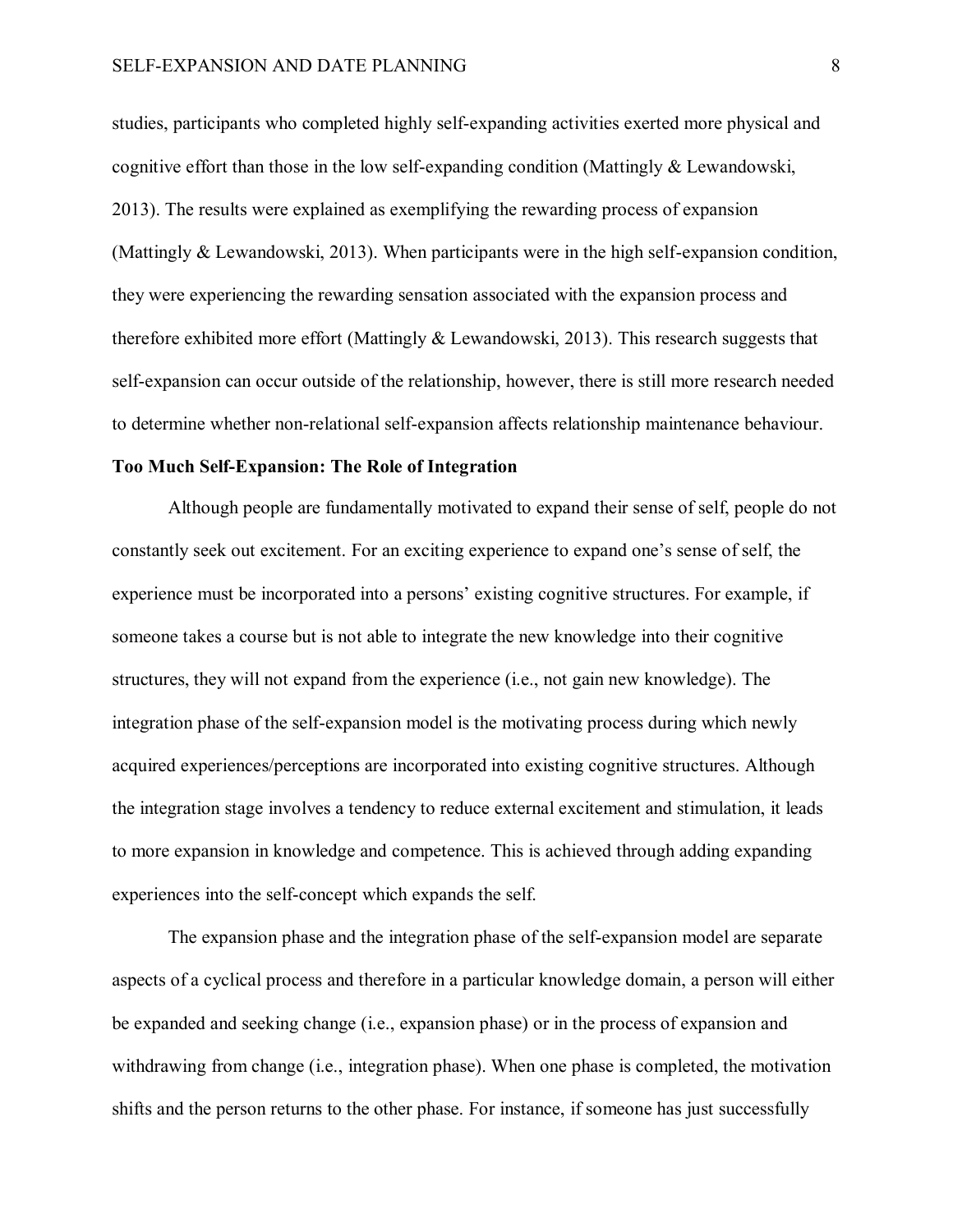studies, participants who completed highly self-expanding activities exerted more physical and cognitive effort than those in the low self-expanding condition (Mattingly & Lewandowski, 2013). The results were explained as exemplifying the rewarding process of expansion (Mattingly & Lewandowski, 2013). When participants were in the high self-expansion condition, they were experiencing the rewarding sensation associated with the expansion process and therefore exhibited more effort (Mattingly & Lewandowski, 2013). This research suggests that self-expansion can occur outside of the relationship, however, there is still more research needed to determine whether non-relational self-expansion affects relationship maintenance behaviour.

**Too Much Self-Expansion: The Role of Integration**

Although people are fundamentally motivated to expand their sense of self, people do not constantly seek out excitement. For an exciting experience to expand one's sense of self, the experience must be incorporated into a persons' existing cognitive structures. For example, if someone takes a course but is not able to integrate the new knowledge into their cognitive structures, they will not expand from the experience (i.e., not gain new knowledge). The integration phase of the self-expansion model is the motivating process during which newly acquired experiences/perceptions are incorporated into existing cognitive structures. Although the integration stage involves a tendency to reduce external excitement and stimulation, it leads to more expansion in knowledge and competence. This is achieved through adding expanding experiences into the self-concept which expands the self.

The expansion phase and the integration phase of the self-expansion model are separate aspects of a cyclical process and therefore in a particular knowledge domain, a person will either be expanded and seeking change (i.e., expansion phase) or in the process of expansion and withdrawing from change (i.e., integration phase). When one phase is completed, the motivation shifts and the person returns to the other phase. For instance, if someone has just successfully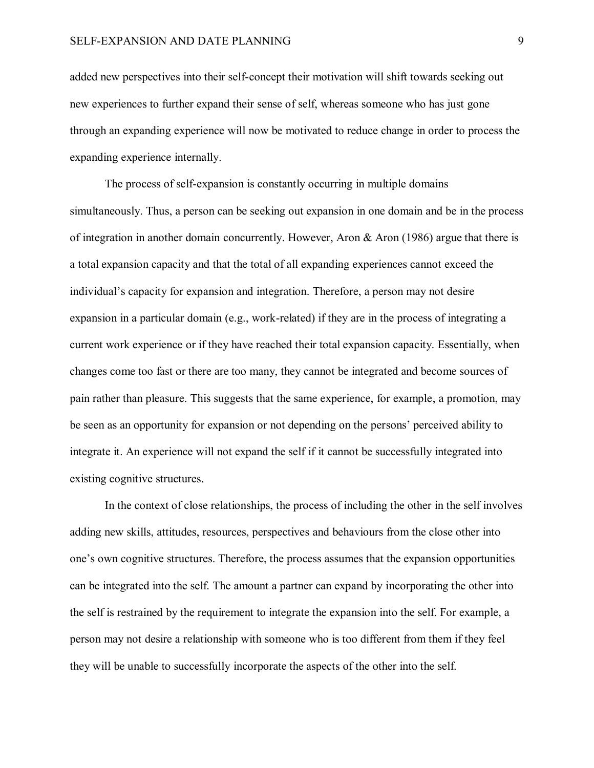added new perspectives into their self-concept their motivation will shift towards seeking out new experiences to further expand their sense of self, whereas someone who has just gone through an expanding experience will now be motivated to reduce change in order to process the expanding experience internally.

The process of self-expansion is constantly occurring in multiple domains simultaneously. Thus, a person can be seeking out expansion in one domain and be in the process of integration in another domain concurrently. However, Aron & Aron (1986) argue that there is a total expansion capacity and that the total of all expanding experiences cannot exceed the individual's capacity for expansion and integration. Therefore, a person may not desire expansion in a particular domain (e.g., work-related) if they are in the process of integrating a current work experience or if they have reached their total expansion capacity. Essentially, when changes come too fast or there are too many, they cannot be integrated and become sources of pain rather than pleasure. This suggests that the same experience, for example, a promotion, may be seen as an opportunity for expansion or not depending on the persons' perceived ability to integrate it. An experience will not expand the self if it cannot be successfully integrated into existing cognitive structures.

In the context of close relationships, the process of including the other in the self involves adding new skills, attitudes, resources, perspectives and behaviours from the close other into one's own cognitive structures. Therefore, the process assumes that the expansion opportunities can be integrated into the self. The amount a partner can expand by incorporating the other into the self is restrained by the requirement to integrate the expansion into the self. For example, a person may not desire a relationship with someone who is too different from them if they feel they will be unable to successfully incorporate the aspects of the other into the self.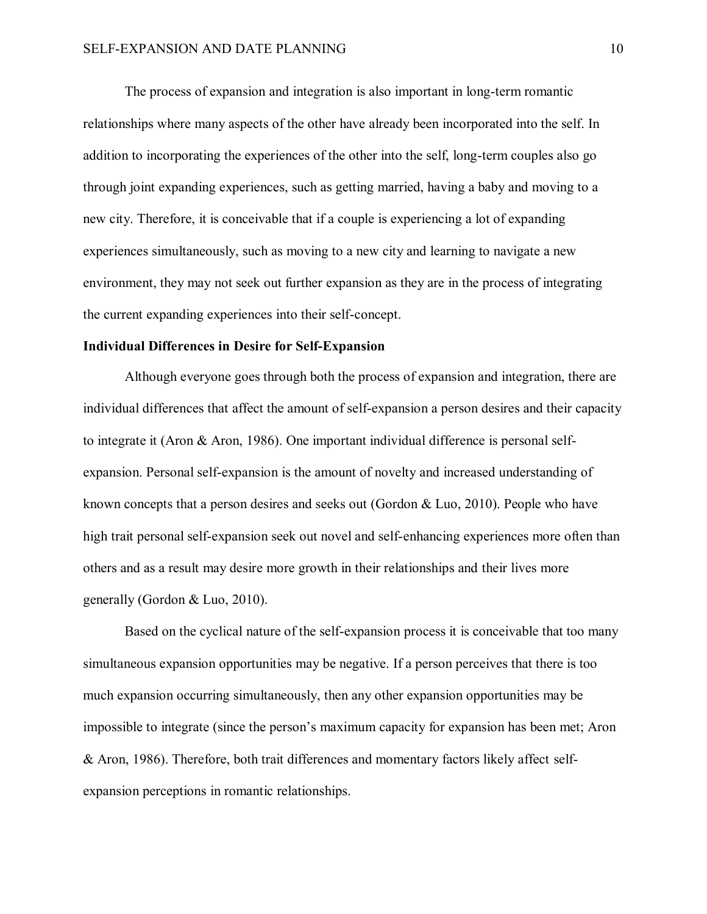The process of expansion and integration is also important in long-term romantic relationships where many aspects of the other have already been incorporated into the self. In addition to incorporating the experiences of the other into the self, long-term couples also go through joint expanding experiences, such as getting married, having a baby and moving to a new city. Therefore, it is conceivable that if a couple is experiencing a lot of expanding experiences simultaneously, such as moving to a new city and learning to navigate a new environment, they may not seek out further expansion as they are in the process of integrating the current expanding experiences into their self-concept.

**Individual Differences in Desire for Self-Expansion**

Although everyone goes through both the process of expansion and integration, there are individual differences that affect the amount of self-expansion a person desires and their capacity to integrate it (Aron & Aron, 1986). One important individual difference is personal self-expansion. Personal self-expansion is the amount of novelty and increased understanding of known concepts that a person desires and seeks out (Gordon & Luo, 2010). People who have high trait personal self-expansion seek out novel and self-enhancing experiences more often than others and as a result may desire more growth in their relationships and their lives more generally (Gordon & Luo, 2010).

Based on the cyclical nature of the self-expansion process it is conceivable that too many simultaneous expansion opportunities may be negative. If a person perceives that there is too much expansion occurring simultaneously, then any other expansion opportunities may be impossible to integrate (since the person's maximum capacity for expansion has been met; Aron & Aron, 1986). Therefore, both trait differences and momentary factors likely affect self-expansion perceptions in romantic relationships.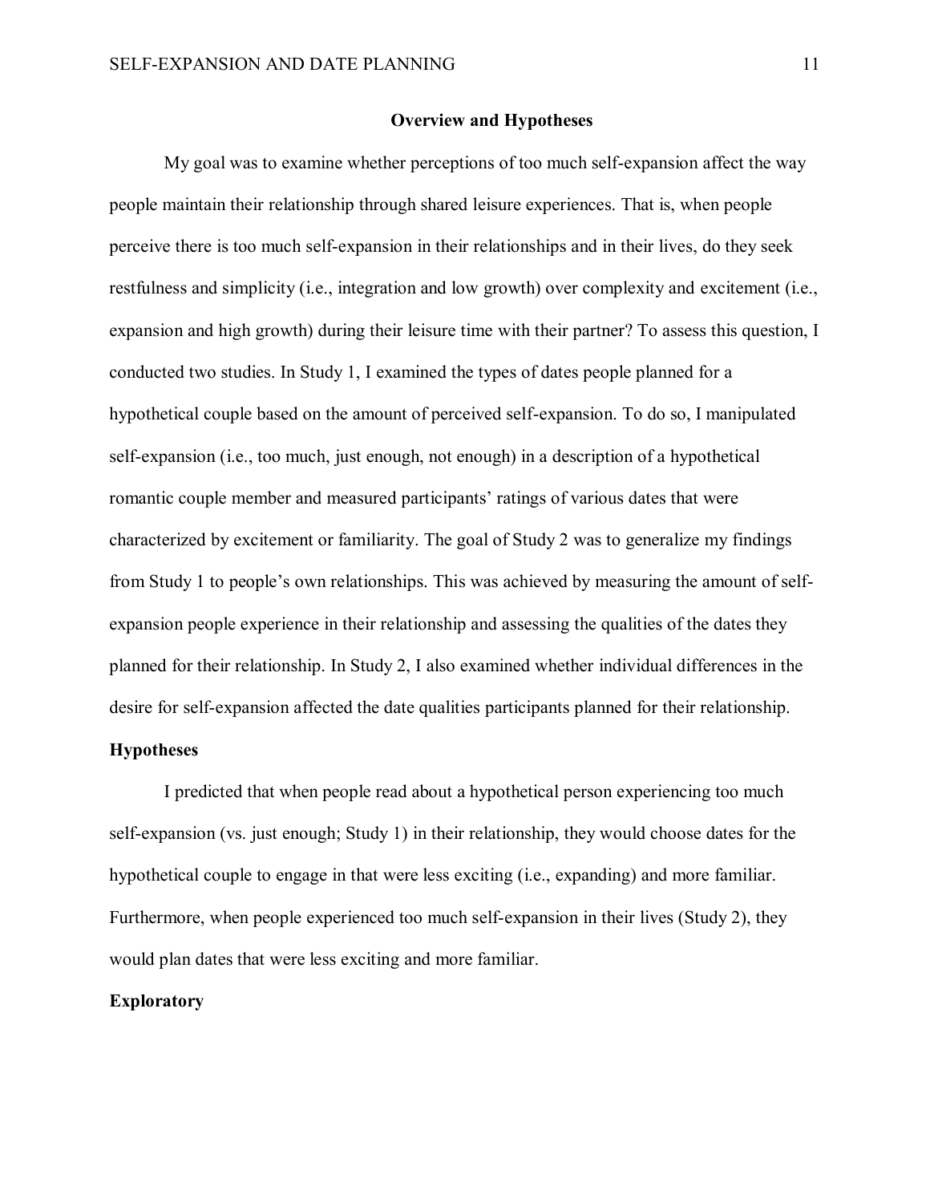## Overview and Hypotheses

My goal was to examine whether perceptions of too much self-expansion affect the way people maintain their relationship through shared leisure experiences. That is, when people perceive there is too much self-expansion in their relationships and in their lives, do they seek restfulness and simplicity (i.e., integration and low growth) over complexity and excitement (i.e., expansion and high growth) during their leisure time with their partner? To assess this question, I conducted two studies. In Study 1, I examined the types of dates people planned for a hypothetical couple based on the amount of perceived self-expansion. To do so, I manipulated self-expansion (i.e., too much, just enough, not enough) in a description of a hypothetical romantic couple member and measured participants' ratings of various dates that were characterized by excitement or familiarity. The goal of Study 2 was to generalize my findings from Study 1 to people's own relationships. This was achieved by measuring the amount of self-expansion people experience in their relationship and assessing the qualities of the dates they planned for their relationship. In Study 2, I also examined whether individual differences in the desire for self-expansion affected the date qualities participants planned for their relationship.

### Hypotheses

I predicted that when people read about a hypothetical person experiencing too much self-expansion (vs. just enough; Study 1) in their relationship, they would choose dates for the hypothetical couple to engage in that were less exciting (i.e., expanding) and more familiar. Furthermore, when people experienced too much self-expansion in their lives (Study 2), they would plan dates that were less exciting and more familiar.

### Exploratory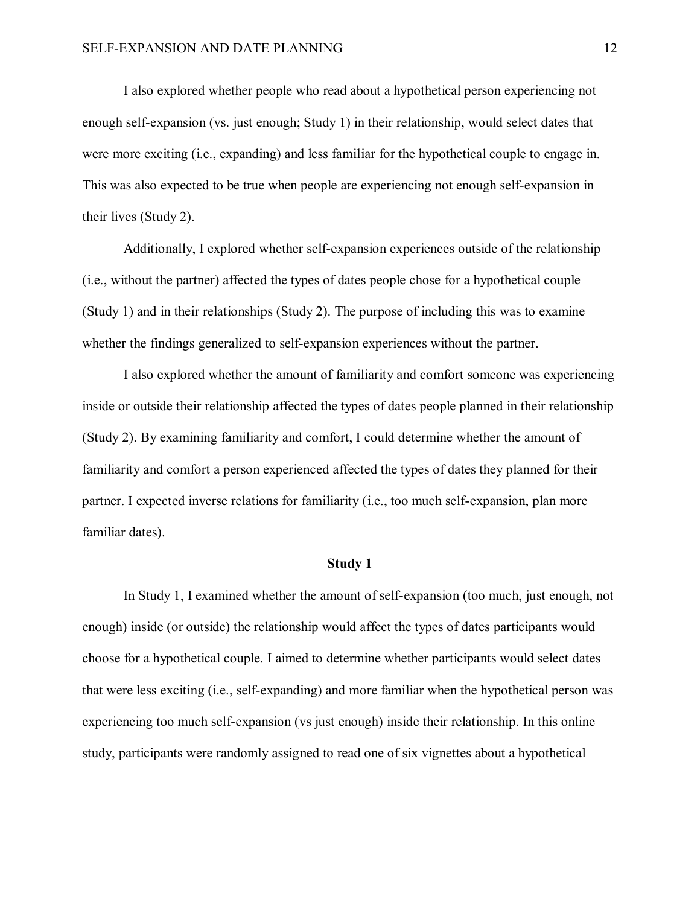I also explored whether people who read about a hypothetical person experiencing not enough self-expansion (vs. just enough; Study 1) in their relationship, would select dates that were more exciting (i.e., expanding) and less familiar for the hypothetical couple to engage in. This was also expected to be true when people are experiencing not enough self-expansion in their lives (Study 2).

Additionally, I explored whether self-expansion experiences outside of the relationship (i.e., without the partner) affected the types of dates people chose for a hypothetical couple (Study 1) and in their relationships (Study 2). The purpose of including this was to examine whether the findings generalized to self-expansion experiences without the partner.

I also explored whether the amount of familiarity and comfort someone was experiencing inside or outside their relationship affected the types of dates people planned in their relationship (Study 2). By examining familiarity and comfort, I could determine whether the amount of familiarity and comfort a person experienced affected the types of dates they planned for their partner. I expected inverse relations for familiarity (i.e., too much self-expansion, plan more familiar dates).

## Study 1

In Study 1, I examined whether the amount of self-expansion (too much, just enough, not enough) inside (or outside) the relationship would affect the types of dates participants would choose for a hypothetical couple. I aimed to determine whether participants would select dates that were less exciting (i.e., self-expanding) and more familiar when the hypothetical person was experiencing too much self-expansion (vs just enough) inside their relationship. In this online study, participants were randomly assigned to read one of six vignettes about a hypothetical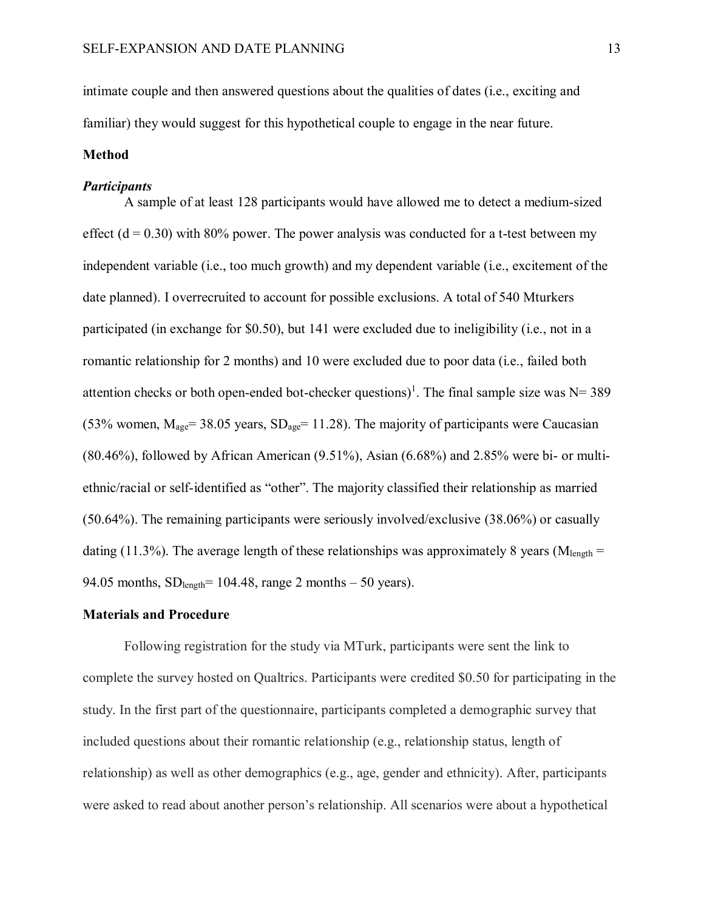intimate couple and then answered questions about the qualities of dates (i.e., exciting and familiar) they would suggest for this hypothetical couple to engage in the near future.

## Method

### *Participants*

A sample of at least 128 participants would have allowed me to detect a medium-sized effect (d = 0.30) with 80% power. The power analysis was conducted for a t-test between my independent variable (i.e., too much growth) and my dependent variable (i.e., excitement of the date planned). I overrecruited to account for possible exclusions. A total of 540 Mturkers participated (in exchange for $0.50), but 141 were excluded due to ineligibility (i.e., not in a romantic relationship for 2 months) and 10 were excluded due to poor data (i.e., failed both attention checks or both open-ended bot-checker questions)[1]. The final sample size was N= 389 (53% women, $M_{age}$= 38.05 years, $SD_{age}$= 11.28). The majority of participants were Caucasian (80.46%), followed by African American (9.51%), Asian (6.68%) and 2.85% were bi- or multi-ethnic/racial or self-identified as "other". The majority classified their relationship as married (50.64%). The remaining participants were seriously involved/exclusive (38.06%) or casually dating (11.3%). The average length of these relationships was approximately 8 years ($M_{length}$ = 94.05 months, $SD_{length}$= 104.48, range 2 months – 50 years).

## Materials and Procedure

Following registration for the study via MTurk, participants were sent the link to complete the survey hosted on Qualtrics. Participants were credited $0.50 for participating in the study. In the first part of the questionnaire, participants completed a demographic survey that included questions about their romantic relationship (e.g., relationship status, length of relationship) as well as other demographics (e.g., age, gender and ethnicity). After, participants were asked to read about another person's relationship. All scenarios were about a hypothetical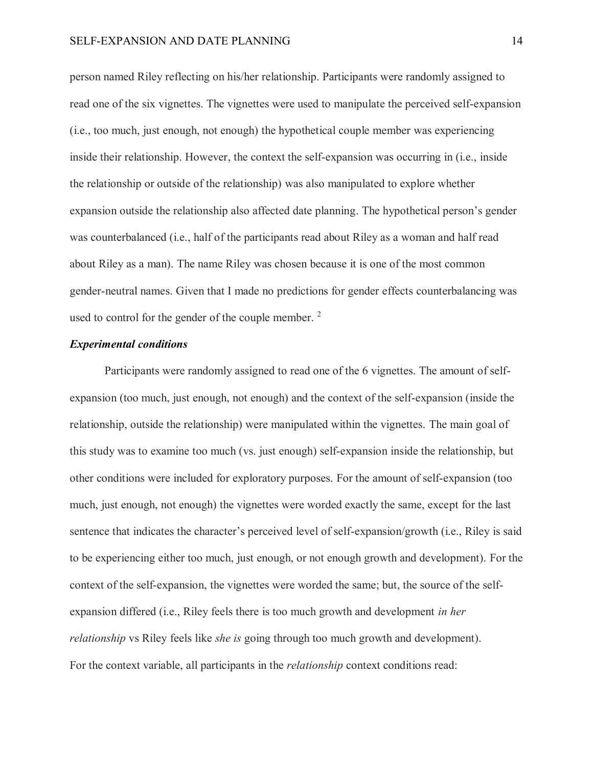person named Riley reflecting on his/her relationship. Participants were randomly assigned to read one of the six vignettes. The vignettes were used to manipulate the perceived self-expansion (i.e., too much, just enough, not enough) the hypothetical couple member was experiencing inside their relationship. However, the context the self-expansion was occurring in (i.e., inside the relationship or outside of the relationship) was also manipulated to explore whether expansion outside the relationship also affected date planning. The hypothetical person's gender was counterbalanced (i.e., half of the participants read about Riley as a woman and half read about Riley as a man). The name Riley was chosen because it is one of the most common gender-neutral names. Given that I made no predictions for gender effects counterbalancing was used to control for the gender of the couple member. [2]

### *Experimental conditions*

Participants were randomly assigned to read one of the 6 vignettes. The amount of self-expansion (too much, just enough, not enough) and the context of the self-expansion (inside the relationship, outside the relationship) were manipulated within the vignettes. The main goal of this study was to examine too much (vs. just enough) self-expansion inside the relationship, but other conditions were included for exploratory purposes. For the amount of self-expansion (too much, just enough, not enough) the vignettes were worded exactly the same, except for the last sentence that indicates the character's perceived level of self-expansion/growth (i.e., Riley is said to be experiencing either too much, just enough, or not enough growth and development). For the context of the self-expansion, the vignettes were worded the same; but, the source of the self-expansion differed (i.e., Riley feels there is too much growth and development *in her relationship* vs Riley feels like *she is* going through too much growth and development).

For the context variable, all participants in the *relationship* context conditions read: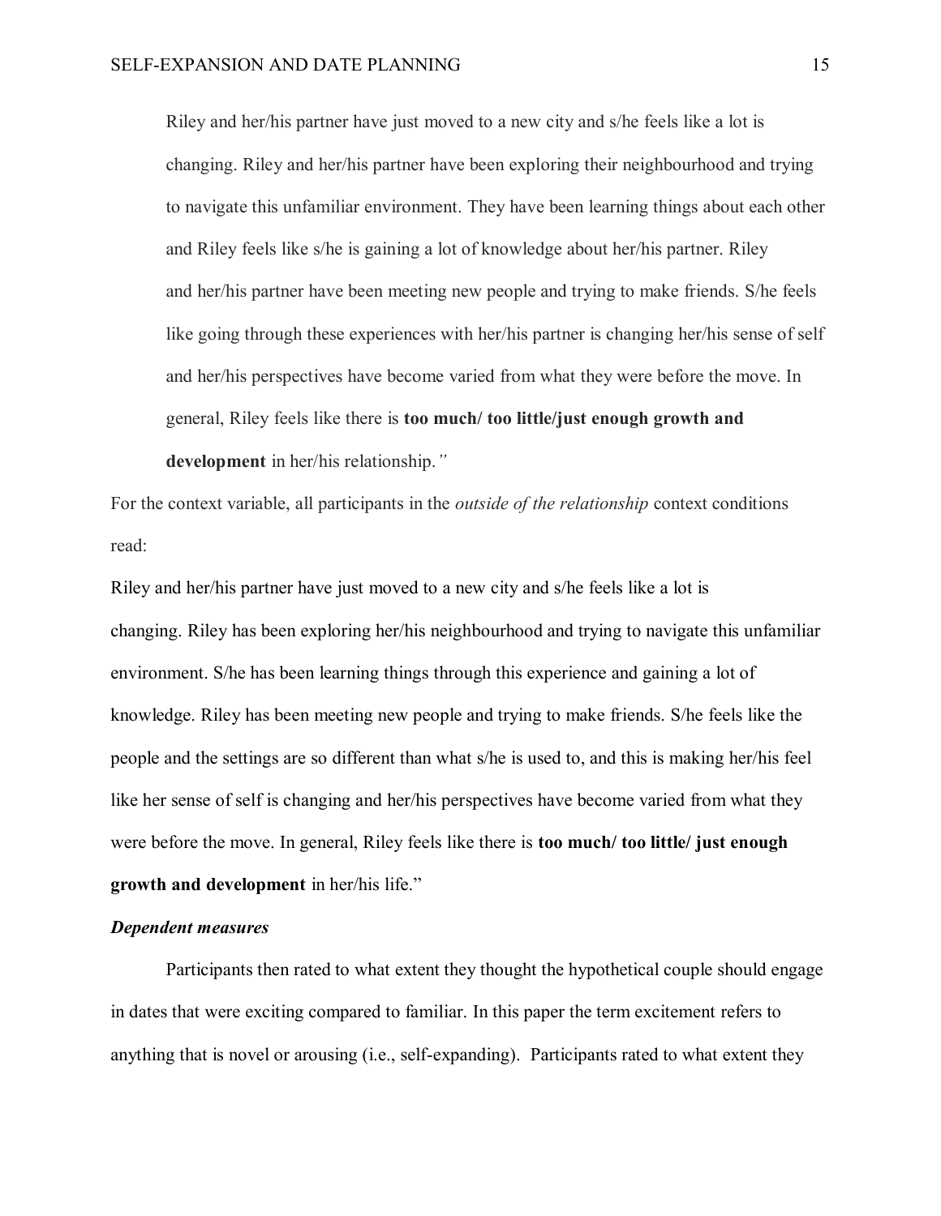> Riley and her/his partner have just moved to a new city and s/he feels like a lot is changing. Riley and her/his partner have been exploring their neighbourhood and trying to navigate this unfamiliar environment. They have been learning things about each other and Riley feels like s/he is gaining a lot of knowledge about her/his partner. Riley and her/his partner have been meeting new people and trying to make friends. S/he feels like going through these experiences with her/his partner is changing her/his sense of self and her/his perspectives have become varied from what they were before the move. In general, Riley feels like there is **too much/ too little/just enough growth and development** in her/his relationship.*"*

For the context variable, all participants in the *outside of the relationship* context conditions read:

Riley and her/his partner have just moved to a new city and s/he feels like a lot is changing. Riley has been exploring her/his neighbourhood and trying to navigate this unfamiliar environment. S/he has been learning things through this experience and gaining a lot of knowledge. Riley has been meeting new people and trying to make friends. S/he feels like the people and the settings are so different than what s/he is used to, and this is making her/his feel like her sense of self is changing and her/his perspectives have become varied from what they were before the move. In general, Riley feels like there is **too much/ too little/ just enough growth and development** in her/his life."

***Dependent measures***

Participants then rated to what extent they thought the hypothetical couple should engage in dates that were exciting compared to familiar. In this paper the term excitement refers to anything that is novel or arousing (i.e., self-expanding). Participants rated to what extent they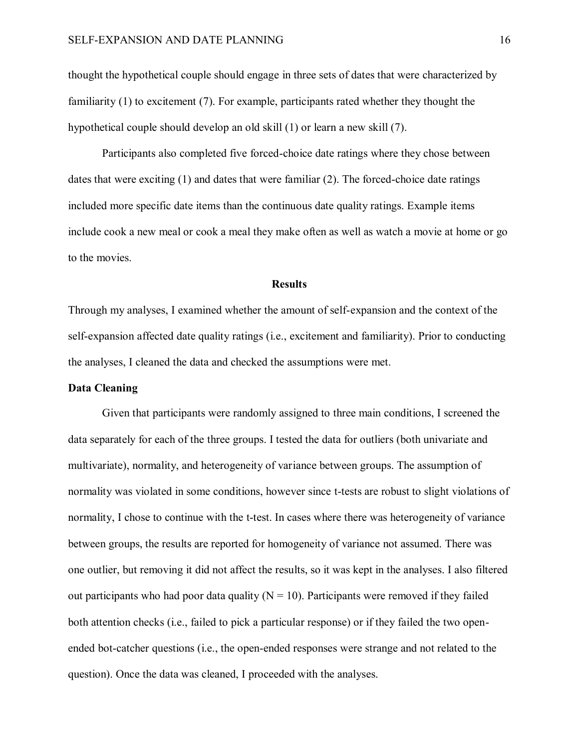thought the hypothetical couple should engage in three sets of dates that were characterized by familiarity (1) to excitement (7). For example, participants rated whether they thought the hypothetical couple should develop an old skill (1) or learn a new skill (7).

Participants also completed five forced-choice date ratings where they chose between dates that were exciting (1) and dates that were familiar (2). The forced-choice date ratings included more specific date items than the continuous date quality ratings. Example items include cook a new meal or cook a meal they make often as well as watch a movie at home or go to the movies.

## Results

Through my analyses, I examined whether the amount of self-expansion and the context of the self-expansion affected date quality ratings (i.e., excitement and familiarity). Prior to conducting the analyses, I cleaned the data and checked the assumptions were met.

### Data Cleaning

Given that participants were randomly assigned to three main conditions, I screened the data separately for each of the three groups. I tested the data for outliers (both univariate and multivariate), normality, and heterogeneity of variance between groups. The assumption of normality was violated in some conditions, however since t-tests are robust to slight violations of normality, I chose to continue with the t-test. In cases where there was heterogeneity of variance between groups, the results are reported for homogeneity of variance not assumed. There was one outlier, but removing it did not affect the results, so it was kept in the analyses. I also filtered out participants who had poor data quality ($N = 10$). Participants were removed if they failed both attention checks (i.e., failed to pick a particular response) or if they failed the two open-ended bot-catcher questions (i.e., the open-ended responses were strange and not related to the question). Once the data was cleaned, I proceeded with the analyses.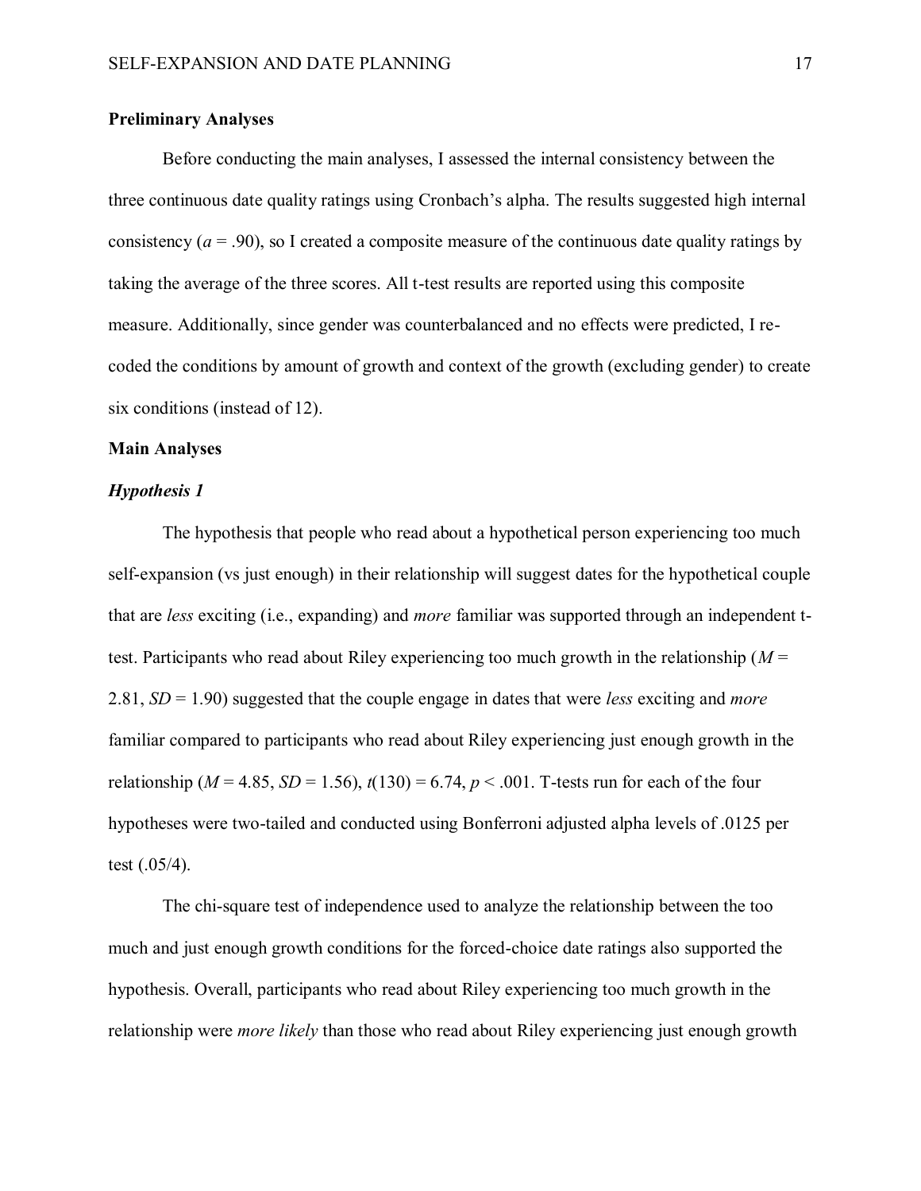**Preliminary Analyses**

Before conducting the main analyses, I assessed the internal consistency between the three continuous date quality ratings using Cronbach's alpha. The results suggested high internal consistency ($a = .90$), so I created a composite measure of the continuous date quality ratings by taking the average of the three scores. All t-test results are reported using this composite measure. Additionally, since gender was counterbalanced and no effects were predicted, I re-coded the conditions by amount of growth and context of the growth (excluding gender) to create six conditions (instead of 12).

**Main Analyses**

***Hypothesis 1***

The hypothesis that people who read about a hypothetical person experiencing too much self-expansion (vs just enough) in their relationship will suggest dates for the hypothetical couple that are *less* exciting (i.e., expanding) and *more* familiar was supported through an independent t-test. Participants who read about Riley experiencing too much growth in the relationship ($M = 2.81$, $SD = 1.90$) suggested that the couple engage in dates that were *less* exciting and *more* familiar compared to participants who read about Riley experiencing just enough growth in the relationship ($M = 4.85$, $SD = 1.56$), $t(130) = 6.74$, $p < .001$. T-tests run for each of the four hypotheses were two-tailed and conducted using Bonferroni adjusted alpha levels of .0125 per test (.05/4).

The chi-square test of independence used to analyze the relationship between the too much and just enough growth conditions for the forced-choice date ratings also supported the hypothesis. Overall, participants who read about Riley experiencing too much growth in the relationship were *more likely* than those who read about Riley experiencing just enough growth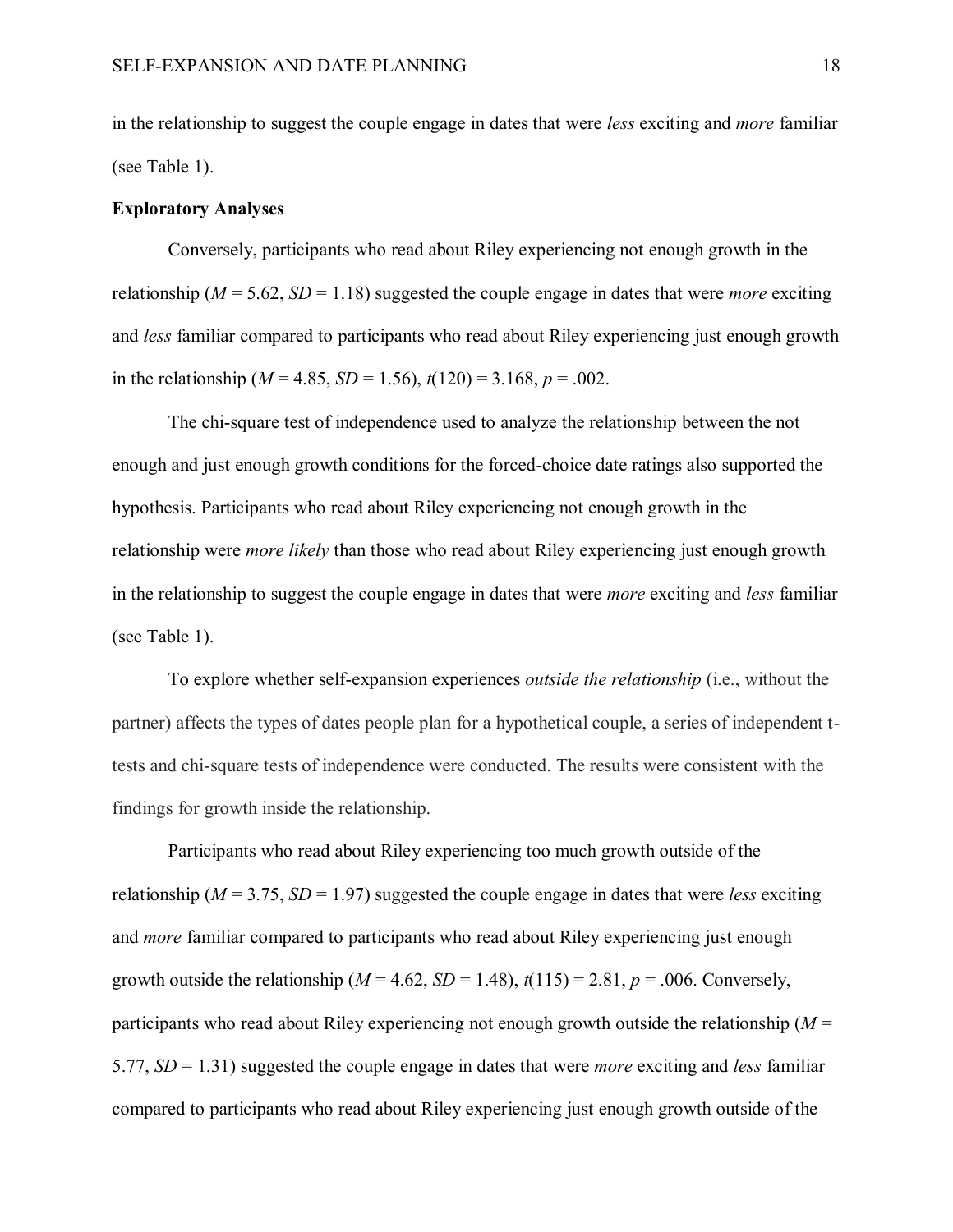in the relationship to suggest the couple engage in dates that were *less* exciting and *more* familiar (see Table 1).

**Exploratory Analyses**

Conversely, participants who read about Riley experiencing not enough growth in the relationship ($M$ = 5.62, $SD$ = 1.18) suggested the couple engage in dates that were *more* exciting and *less* familiar compared to participants who read about Riley experiencing just enough growth in the relationship ($M$ = 4.85, $SD$ = 1.56), $t(120)$ = 3.168, $p$ = .002.

The chi-square test of independence used to analyze the relationship between the not enough and just enough growth conditions for the forced-choice date ratings also supported the hypothesis. Participants who read about Riley experiencing not enough growth in the relationship were *more likely* than those who read about Riley experiencing just enough growth in the relationship to suggest the couple engage in dates that were *more* exciting and *less* familiar (see Table 1).

To explore whether self-expansion experiences *outside the relationship* (i.e., without the partner) affects the types of dates people plan for a hypothetical couple, a series of independent t-tests and chi-square tests of independence were conducted. The results were consistent with the findings for growth inside the relationship.

Participants who read about Riley experiencing too much growth outside of the relationship ($M$ = 3.75, $SD$ = 1.97) suggested the couple engage in dates that were *less* exciting and *more* familiar compared to participants who read about Riley experiencing just enough growth outside the relationship ($M$ = 4.62, $SD$ = 1.48), $t(115)$ = 2.81, $p$ = .006. Conversely, participants who read about Riley experiencing not enough growth outside the relationship ($M$ = 5.77, $SD$ = 1.31) suggested the couple engage in dates that were *more* exciting and *less* familiar compared to participants who read about Riley experiencing just enough growth outside of the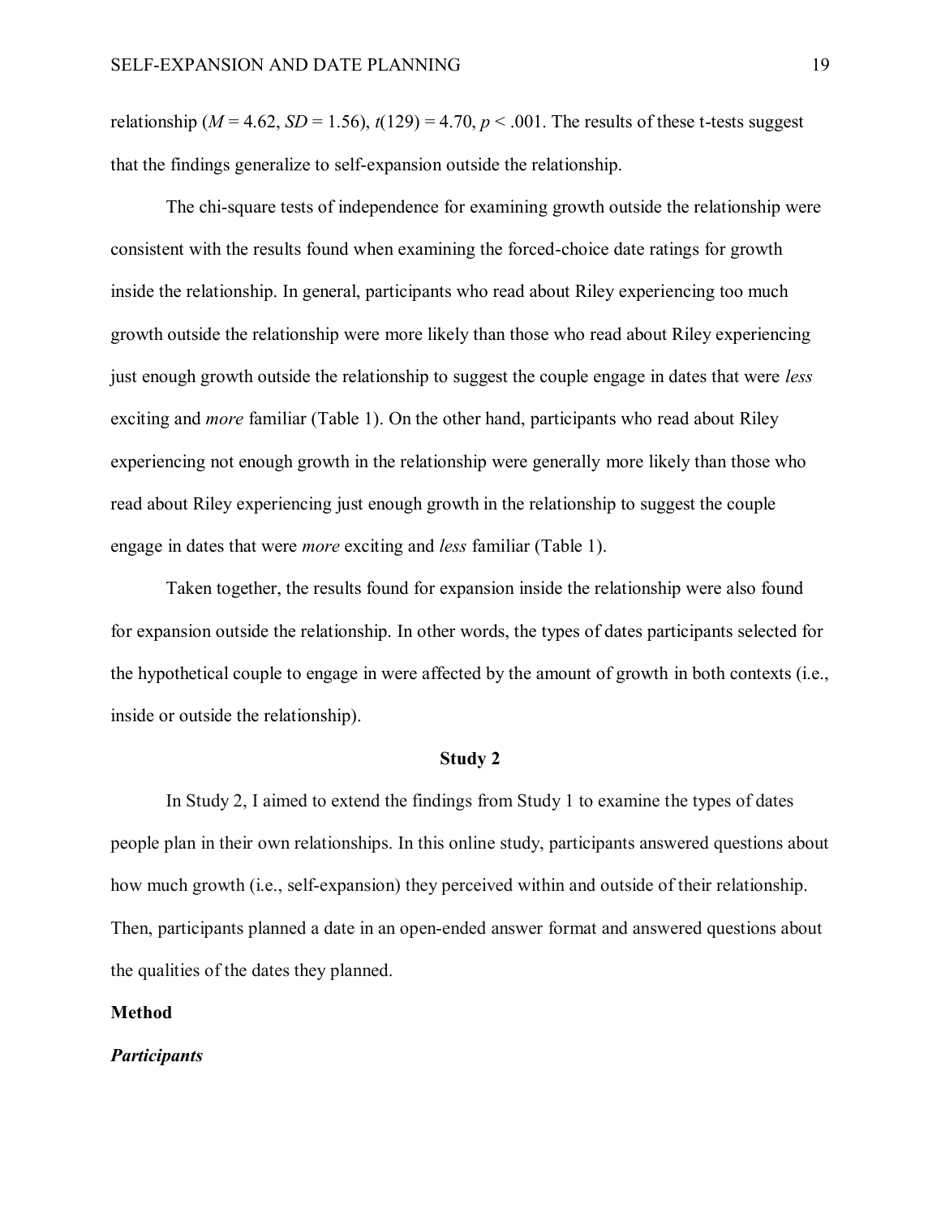relationship ($M = 4.62$, $SD = 1.56$), $t(129) = 4.70$, $p < .001$. The results of these t-tests suggest that the findings generalize to self-expansion outside the relationship.

The chi-square tests of independence for examining growth outside the relationship were consistent with the results found when examining the forced-choice date ratings for growth inside the relationship. In general, participants who read about Riley experiencing too much growth outside the relationship were more likely than those who read about Riley experiencing just enough growth outside the relationship to suggest the couple engage in dates that were *less* exciting and *more* familiar (Table 1). On the other hand, participants who read about Riley experiencing not enough growth in the relationship were generally more likely than those who read about Riley experiencing just enough growth in the relationship to suggest the couple engage in dates that were *more* exciting and *less* familiar (Table 1).

Taken together, the results found for expansion inside the relationship were also found for expansion outside the relationship. In other words, the types of dates participants selected for the hypothetical couple to engage in were affected by the amount of growth in both contexts (i.e., inside or outside the relationship).

## Study 2

In Study 2, I aimed to extend the findings from Study 1 to examine the types of dates people plan in their own relationships. In this online study, participants answered questions about how much growth (i.e., self-expansion) they perceived within and outside of their relationship. Then, participants planned a date in an open-ended answer format and answered questions about the qualities of the dates they planned.

### Method

#### *Participants*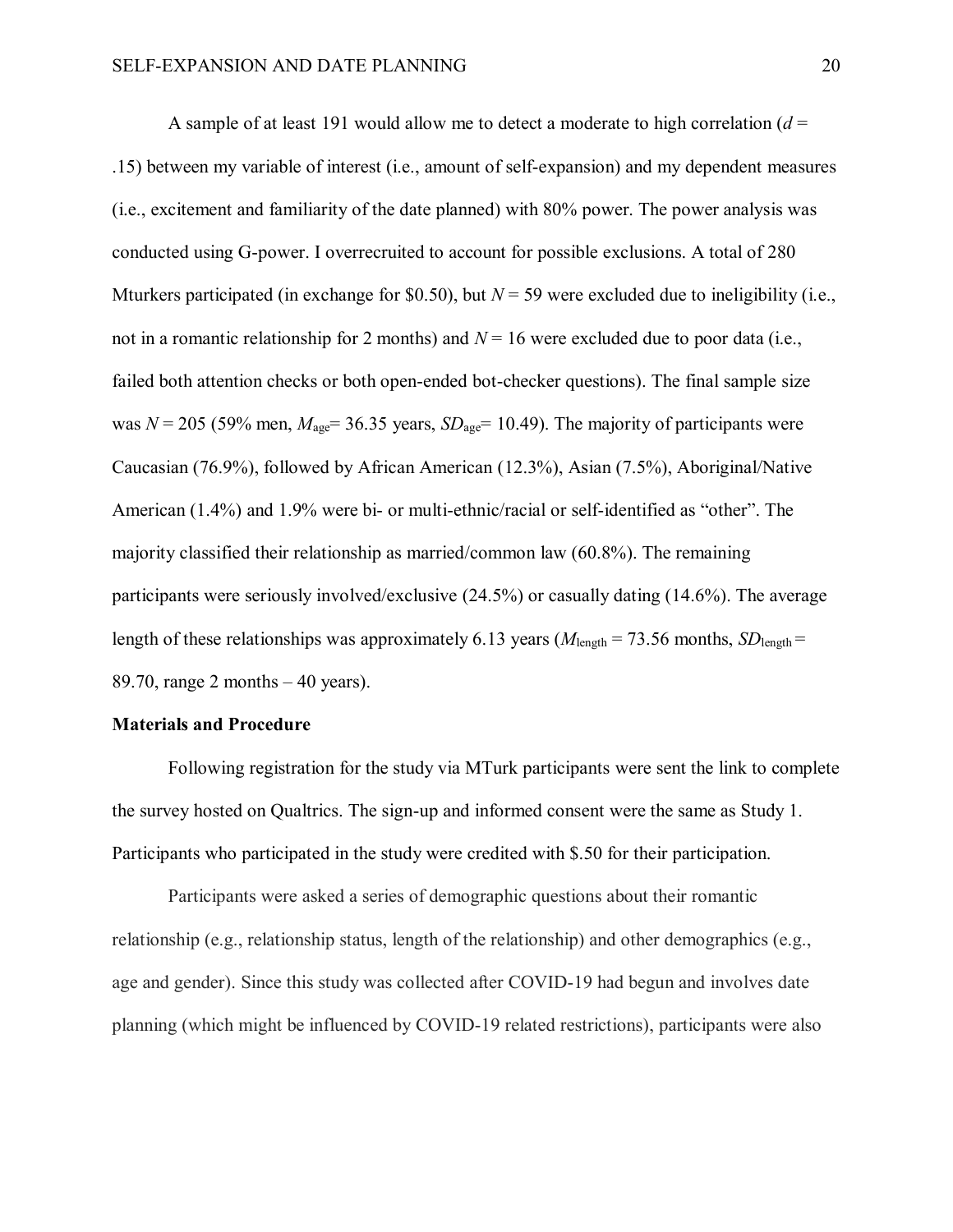A sample of at least 191 would allow me to detect a moderate to high correlation ($d$ = .15) between my variable of interest (i.e., amount of self-expansion) and my dependent measures (i.e., excitement and familiarity of the date planned) with 80% power. The power analysis was conducted using G-power. I overrecruited to account for possible exclusions. A total of 280 Mturkers participated (in exchange for $0.50), but $N$ = 59 were excluded due to ineligibility (i.e., not in a romantic relationship for 2 months) and $N$ = 16 were excluded due to poor data (i.e., failed both attention checks or both open-ended bot-checker questions). The final sample size was $N$ = 205 (59% men, $M_{age}$= 36.35 years, $SD_{age}$= 10.49). The majority of participants were Caucasian (76.9%), followed by African American (12.3%), Asian (7.5%), Aboriginal/Native American (1.4%) and 1.9% were bi- or multi-ethnic/racial or self-identified as "other". The majority classified their relationship as married/common law (60.8%). The remaining participants were seriously involved/exclusive (24.5%) or casually dating (14.6%). The average length of these relationships was approximately 6.13 years ($M_{length}$ = 73.56 months, $SD_{length}$ = 89.70, range 2 months – 40 years).

**Materials and Procedure**

Following registration for the study via MTurk participants were sent the link to complete the survey hosted on Qualtrics. The sign-up and informed consent were the same as Study 1. Participants who participated in the study were credited with $.50 for their participation.

Participants were asked a series of demographic questions about their romantic relationship (e.g., relationship status, length of the relationship) and other demographics (e.g., age and gender). Since this study was collected after COVID-19 had begun and involves date planning (which might be influenced by COVID-19 related restrictions), participants were also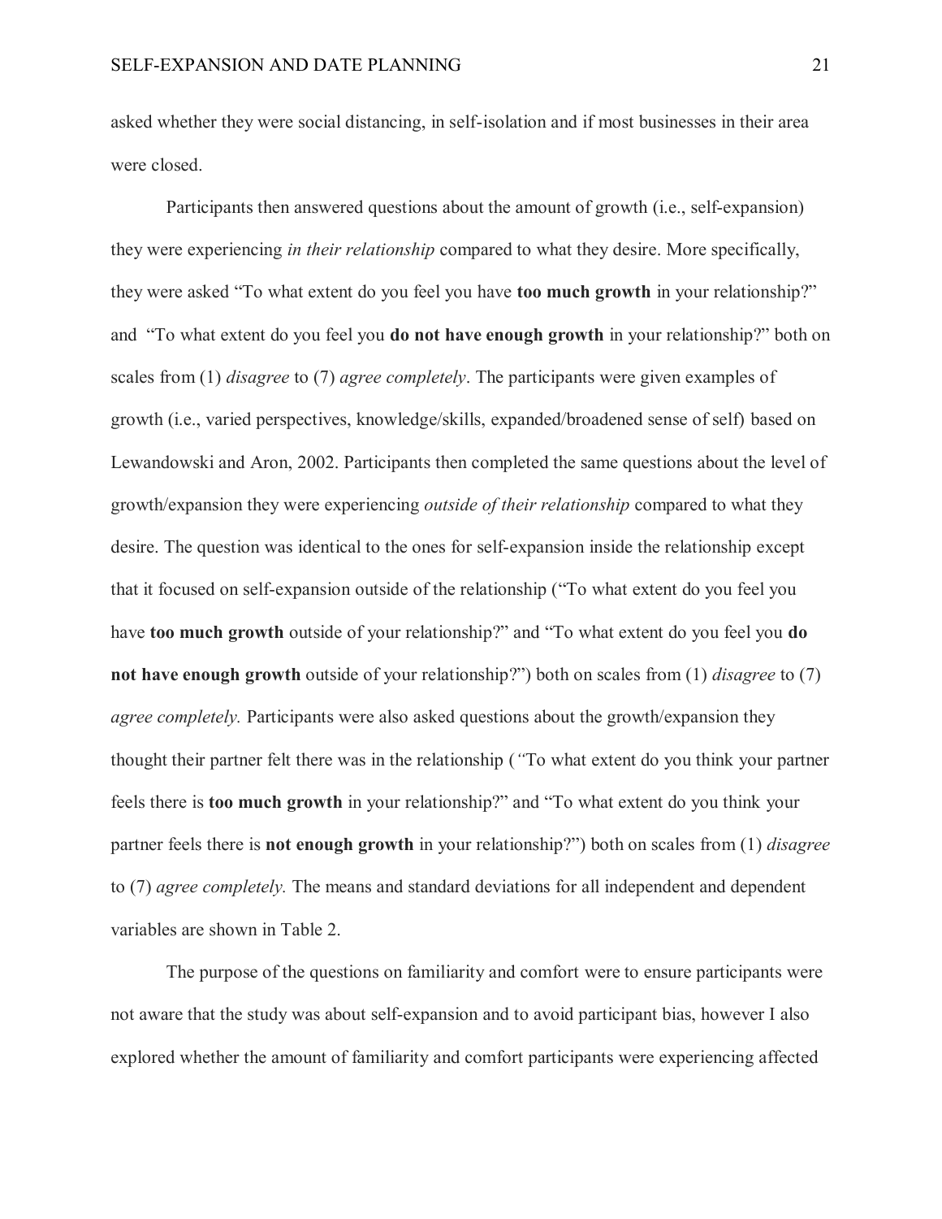asked whether they were social distancing, in self-isolation and if most businesses in their area were closed.

Participants then answered questions about the amount of growth (i.e., self-expansion) they were experiencing *in their relationship* compared to what they desire. More specifically, they were asked "To what extent do you feel you have **too much growth** in your relationship?" and "To what extent do you feel you **do not have enough growth** in your relationship?" both on scales from (1) *disagree* to (7) *agree completely*. The participants were given examples of growth (i.e., varied perspectives, knowledge/skills, expanded/broadened sense of self) based on Lewandowski and Aron, 2002. Participants then completed the same questions about the level of growth/expansion they were experiencing *outside of their relationship* compared to what they desire. The question was identical to the ones for self-expansion inside the relationship except that it focused on self-expansion outside of the relationship ("To what extent do you feel you have **too much growth** outside of your relationship?" and "To what extent do you feel you **do not have enough growth** outside of your relationship?") both on scales from (1) *disagree* to (7) *agree completely.* Participants were also asked questions about the growth/expansion they thought their partner felt there was in the relationship (*"*To what extent do you think your partner feels there is **too much growth** in your relationship?" and "To what extent do you think your partner feels there is **not enough growth** in your relationship?") both on scales from (1) *disagree* to (7) *agree completely.* The means and standard deviations for all independent and dependent variables are shown in Table 2.

The purpose of the questions on familiarity and comfort were to ensure participants were not aware that the study was about self-expansion and to avoid participant bias, however I also explored whether the amount of familiarity and comfort participants were experiencing affected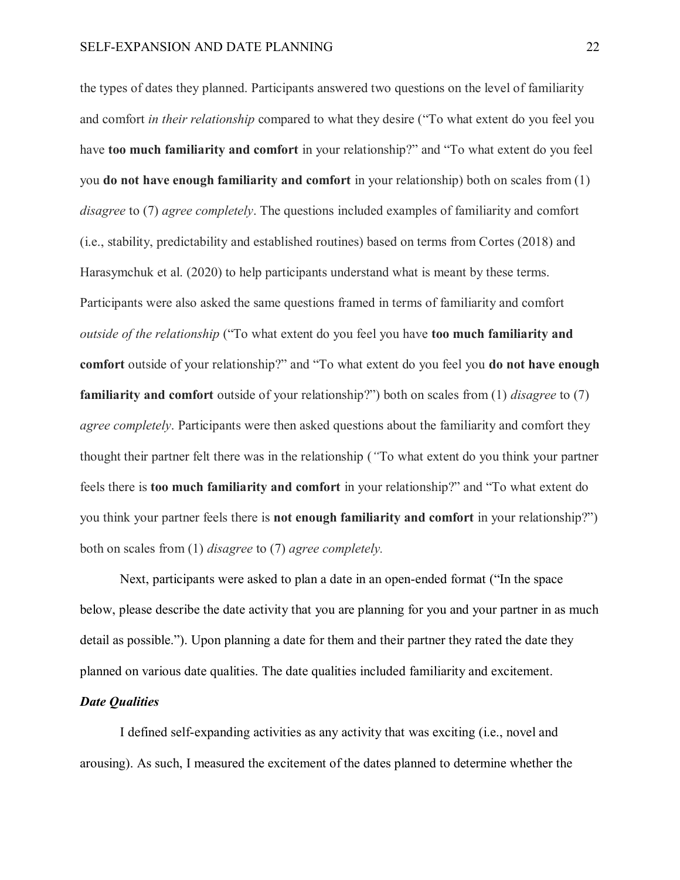the types of dates they planned. Participants answered two questions on the level of familiarity and comfort *in their relationship* compared to what they desire ("To what extent do you feel you have **too much familiarity and comfort** in your relationship?" and "To what extent do you feel you **do not have enough familiarity and comfort** in your relationship) both on scales from (1) *disagree* to (7) *agree completely*. The questions included examples of familiarity and comfort (i.e., stability, predictability and established routines) based on terms from Cortes (2018) and Harasymchuk et al. (2020) to help participants understand what is meant by these terms. Participants were also asked the same questions framed in terms of familiarity and comfort *outside of the relationship* ("To what extent do you feel you have **too much familiarity and comfort** outside of your relationship?" and "To what extent do you feel you **do not have enough familiarity and comfort** outside of your relationship?") both on scales from (1) *disagree* to (7) *agree completely*. Participants were then asked questions about the familiarity and comfort they thought their partner felt there was in the relationship (*"*To what extent do you think your partner feels there is **too much familiarity and comfort** in your relationship?" and "To what extent do you think your partner feels there is **not enough familiarity and comfort** in your relationship?") both on scales from (1) *disagree* to (7) *agree completely.*

Next, participants were asked to plan a date in an open-ended format ("In the space below, please describe the date activity that you are planning for you and your partner in as much detail as possible."). Upon planning a date for them and their partner they rated the date they planned on various date qualities. The date qualities included familiarity and excitement.

### *Date Qualities*

I defined self-expanding activities as any activity that was exciting (i.e., novel and arousing). As such, I measured the excitement of the dates planned to determine whether the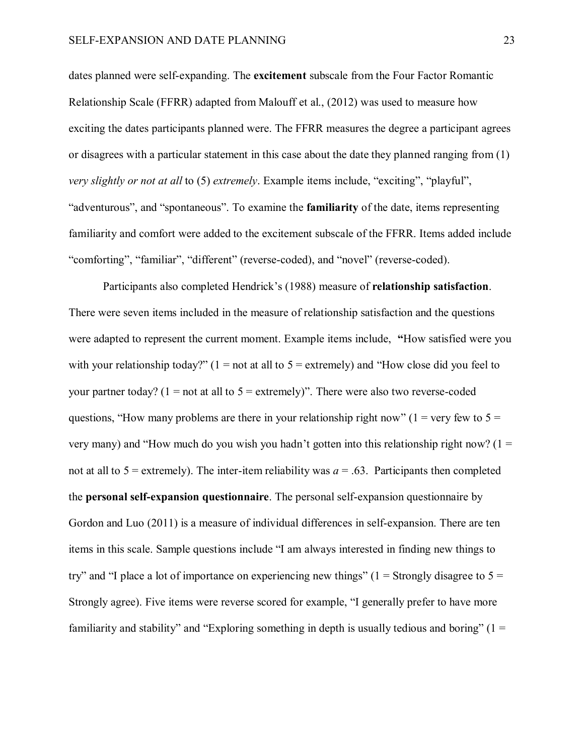dates planned were self-expanding. The **excitement** subscale from the Four Factor Romantic Relationship Scale (FFRR) adapted from Malouff et al., (2012) was used to measure how exciting the dates participants planned were. The FFRR measures the degree a participant agrees or disagrees with a particular statement in this case about the date they planned ranging from (1) *very slightly or not at all* to (5) *extremely*. Example items include, "exciting", "playful", "adventurous", and "spontaneous". To examine the **familiarity** of the date, items representing familiarity and comfort were added to the excitement subscale of the FFRR. Items added include "comforting", "familiar", "different" (reverse-coded), and "novel" (reverse-coded).

Participants also completed Hendrick's (1988) measure of **relationship satisfaction**. There were seven items included in the measure of relationship satisfaction and the questions were adapted to represent the current moment. Example items include, **"**How satisfied were you with your relationship today?" (1 = not at all to 5 = extremely) and "How close did you feel to your partner today? (1 = not at all to 5 = extremely)". There were also two reverse-coded questions, "How many problems are there in your relationship right now" (1 = very few to 5 = very many) and "How much do you wish you hadn't gotten into this relationship right now? (1 = not at all to 5 = extremely). The inter-item reliability was $a = .63$. Participants then completed the **personal self-expansion questionnaire**. The personal self-expansion questionnaire by Gordon and Luo (2011) is a measure of individual differences in self-expansion. There are ten items in this scale. Sample questions include "I am always interested in finding new things to try" and "I place a lot of importance on experiencing new things" (1 = Strongly disagree to 5 = Strongly agree). Five items were reverse scored for example, "I generally prefer to have more familiarity and stability" and "Exploring something in depth is usually tedious and boring" (1 =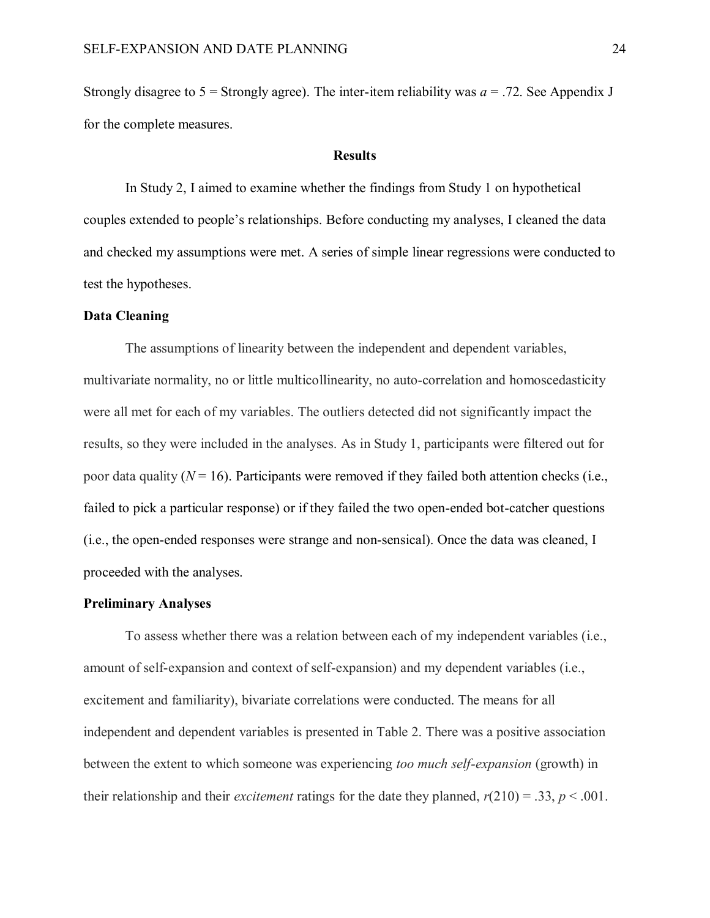Strongly disagree to 5 = Strongly agree). The inter-item reliability was $a = .72$. See Appendix J for the complete measures.

## Results

In Study 2, I aimed to examine whether the findings from Study 1 on hypothetical couples extended to people's relationships. Before conducting my analyses, I cleaned the data and checked my assumptions were met. A series of simple linear regressions were conducted to test the hypotheses.

### Data Cleaning

The assumptions of linearity between the independent and dependent variables, multivariate normality, no or little multicollinearity, no auto-correlation and homoscedasticity were all met for each of my variables. The outliers detected did not significantly impact the results, so they were included in the analyses. As in Study 1, participants were filtered out for poor data quality ($N = 16$). Participants were removed if they failed both attention checks (i.e., failed to pick a particular response) or if they failed the two open-ended bot-catcher questions (i.e., the open-ended responses were strange and non-sensical). Once the data was cleaned, I proceeded with the analyses.

### Preliminary Analyses

To assess whether there was a relation between each of my independent variables (i.e., amount of self-expansion and context of self-expansion) and my dependent variables (i.e., excitement and familiarity), bivariate correlations were conducted. The means for all independent and dependent variables is presented in Table 2. There was a positive association between the extent to which someone was experiencing *too much self-expansion* (growth) in their relationship and their *excitement* ratings for the date they planned, $r(210) = .33$, $p < .001$.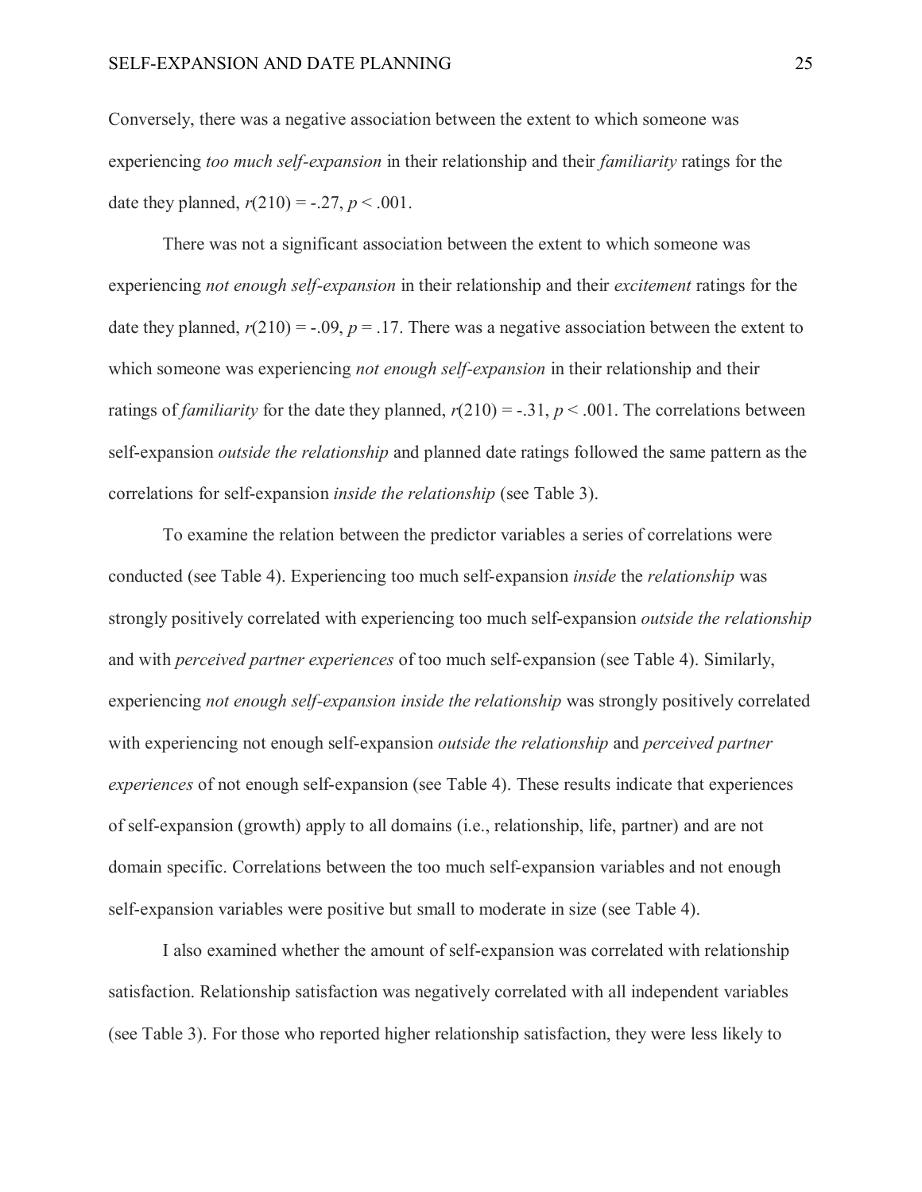Conversely, there was a negative association between the extent to which someone was experiencing *too much self-expansion* in their relationship and their *familiarity* ratings for the date they planned, $r(210) = -.27$, $p < .001$.

There was not a significant association between the extent to which someone was experiencing *not enough self-expansion* in their relationship and their *excitement* ratings for the date they planned, $r(210) = -.09$, $p = .17$. There was a negative association between the extent to which someone was experiencing *not enough self-expansion* in their relationship and their ratings of *familiarity* for the date they planned, $r(210) = -.31$, $p < .001$. The correlations between self-expansion *outside the relationship* and planned date ratings followed the same pattern as the correlations for self-expansion *inside the relationship* (see Table 3).

To examine the relation between the predictor variables a series of correlations were conducted (see Table 4). Experiencing too much self-expansion *inside* the *relationship* was strongly positively correlated with experiencing too much self-expansion *outside the relationship* and with *perceived partner experiences* of too much self-expansion (see Table 4). Similarly, experiencing *not enough self-expansion inside the relationship* was strongly positively correlated with experiencing not enough self-expansion *outside the relationship* and *perceived partner experiences* of not enough self-expansion (see Table 4). These results indicate that experiences of self-expansion (growth) apply to all domains (i.e., relationship, life, partner) and are not domain specific. Correlations between the too much self-expansion variables and not enough self-expansion variables were positive but small to moderate in size (see Table 4).

I also examined whether the amount of self-expansion was correlated with relationship satisfaction. Relationship satisfaction was negatively correlated with all independent variables (see Table 3). For those who reported higher relationship satisfaction, they were less likely to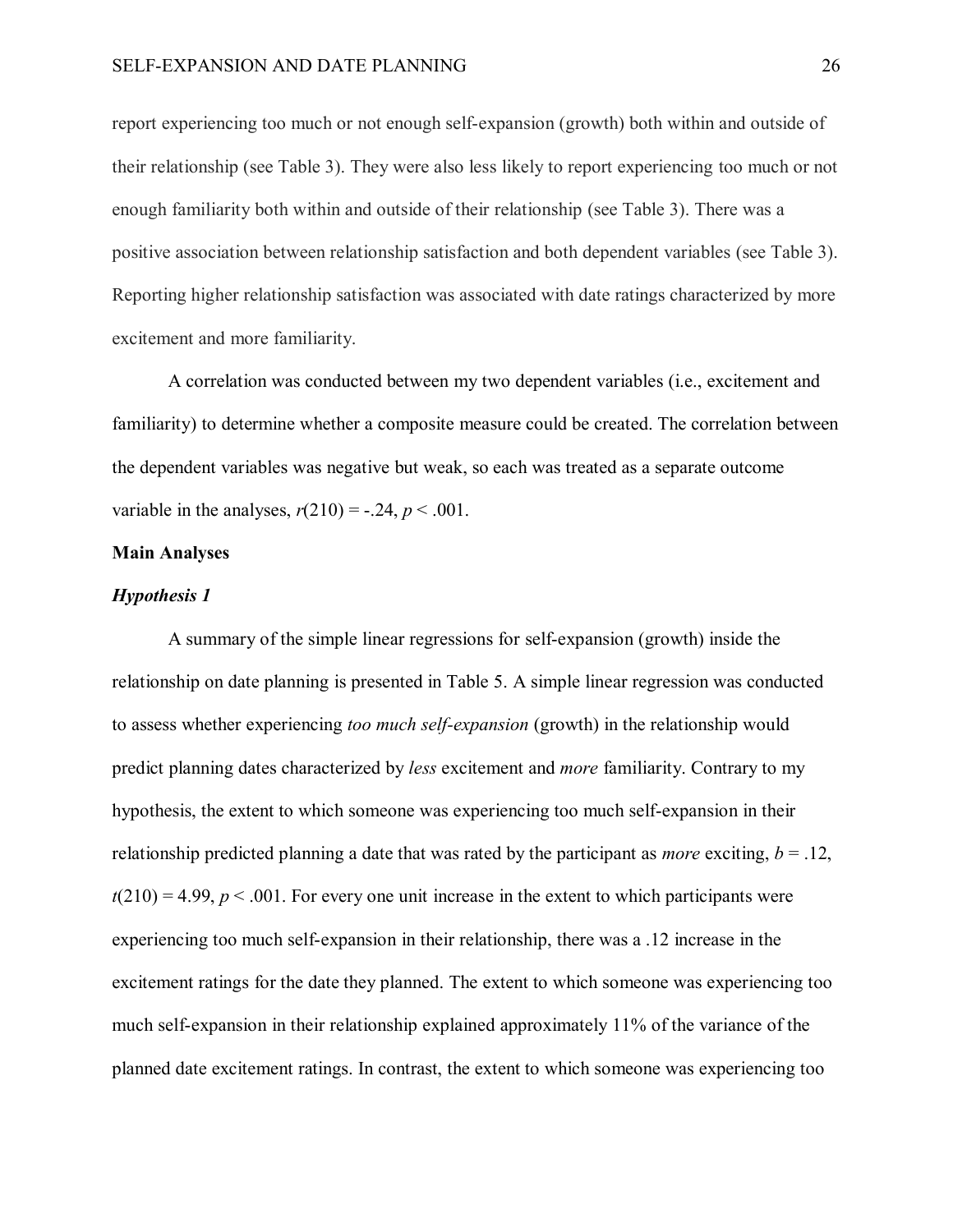report experiencing too much or not enough self-expansion (growth) both within and outside of their relationship (see Table 3). They were also less likely to report experiencing too much or not enough familiarity both within and outside of their relationship (see Table 3). There was a positive association between relationship satisfaction and both dependent variables (see Table 3). Reporting higher relationship satisfaction was associated with date ratings characterized by more excitement and more familiarity.

A correlation was conducted between my two dependent variables (i.e., excitement and familiarity) to determine whether a composite measure could be created. The correlation between the dependent variables was negative but weak, so each was treated as a separate outcome variable in the analyses, $r(210) = -.24$, $p < .001$.

## Main Analyses

### *Hypothesis 1*

A summary of the simple linear regressions for self-expansion (growth) inside the relationship on date planning is presented in Table 5. A simple linear regression was conducted to assess whether experiencing *too much self-expansion* (growth) in the relationship would predict planning dates characterized by *less* excitement and *more* familiarity. Contrary to my hypothesis, the extent to which someone was experiencing too much self-expansion in their relationship predicted planning a date that was rated by the participant as *more* exciting, $b = .12$, $t(210) = 4.99$, $p < .001$. For every one unit increase in the extent to which participants were experiencing too much self-expansion in their relationship, there was a .12 increase in the excitement ratings for the date they planned. The extent to which someone was experiencing too much self-expansion in their relationship explained approximately 11% of the variance of the planned date excitement ratings. In contrast, the extent to which someone was experiencing too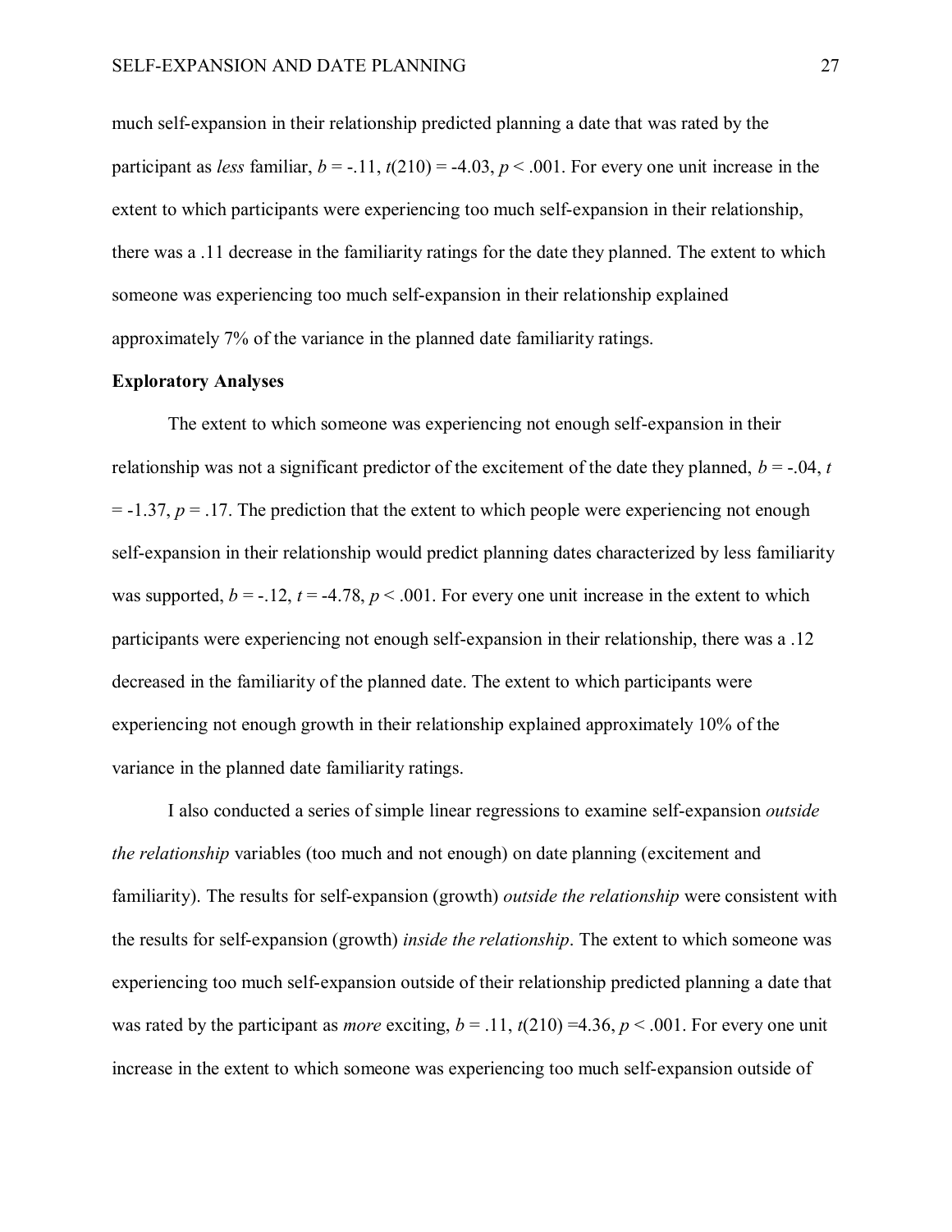much self-expansion in their relationship predicted planning a date that was rated by the participant as *less* familiar, $b = -.11$, $t(210) = -4.03$, $p < .001$. For every one unit increase in the extent to which participants were experiencing too much self-expansion in their relationship, there was a .11 decrease in the familiarity ratings for the date they planned. The extent to which someone was experiencing too much self-expansion in their relationship explained approximately 7% of the variance in the planned date familiarity ratings.

**Exploratory Analyses**

The extent to which someone was experiencing not enough self-expansion in their relationship was not a significant predictor of the excitement of the date they planned, $b = -.04$, $t = -1.37$, $p = .17$. The prediction that the extent to which people were experiencing not enough self-expansion in their relationship would predict planning dates characterized by less familiarity was supported, $b = -.12$, $t = -4.78$, $p < .001$. For every one unit increase in the extent to which participants were experiencing not enough self-expansion in their relationship, there was a .12 decreased in the familiarity of the planned date. The extent to which participants were experiencing not enough growth in their relationship explained approximately 10% of the variance in the planned date familiarity ratings.

I also conducted a series of simple linear regressions to examine self-expansion *outside the relationship* variables (too much and not enough) on date planning (excitement and familiarity). The results for self-expansion (growth) *outside the relationship* were consistent with the results for self-expansion (growth) *inside the relationship*. The extent to which someone was experiencing too much self-expansion outside of their relationship predicted planning a date that was rated by the participant as *more* exciting, $b = .11$, $t(210) = 4.36$, $p < .001$. For every one unit increase in the extent to which someone was experiencing too much self-expansion outside of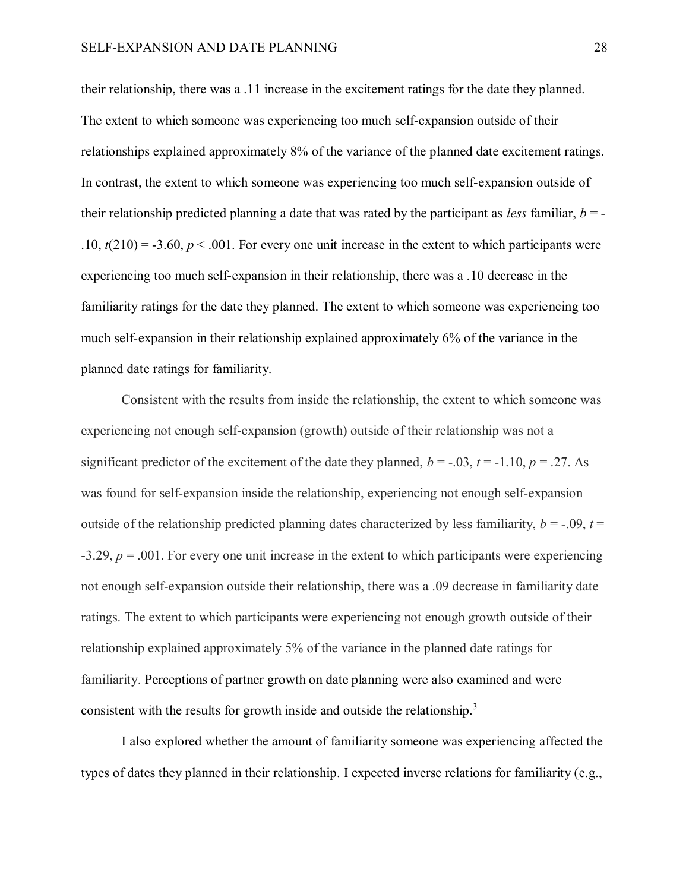their relationship, there was a .11 increase in the excitement ratings for the date they planned. The extent to which someone was experiencing too much self-expansion outside of their relationships explained approximately 8% of the variance of the planned date excitement ratings. In contrast, the extent to which someone was experiencing too much self-expansion outside of their relationship predicted planning a date that was rated by the participant as *less* familiar, $b = -.10$, $t(210) = -3.60$, $p < .001$. For every one unit increase in the extent to which participants were experiencing too much self-expansion in their relationship, there was a .10 decrease in the familiarity ratings for the date they planned. The extent to which someone was experiencing too much self-expansion in their relationship explained approximately 6% of the variance in the planned date ratings for familiarity.

Consistent with the results from inside the relationship, the extent to which someone was experiencing not enough self-expansion (growth) outside of their relationship was not a significant predictor of the excitement of the date they planned, $b = -.03$, $t = -1.10$, $p = .27$. As was found for self-expansion inside the relationship, experiencing not enough self-expansion outside of the relationship predicted planning dates characterized by less familiarity, $b = -.09$, $t = -3.29$, $p = .001$. For every one unit increase in the extent to which participants were experiencing not enough self-expansion outside their relationship, there was a .09 decrease in familiarity date ratings. The extent to which participants were experiencing not enough growth outside of their relationship explained approximately 5% of the variance in the planned date ratings for familiarity. Perceptions of partner growth on date planning were also examined and were consistent with the results for growth inside and outside the relationship.[3]

I also explored whether the amount of familiarity someone was experiencing affected the types of dates they planned in their relationship. I expected inverse relations for familiarity (e.g.,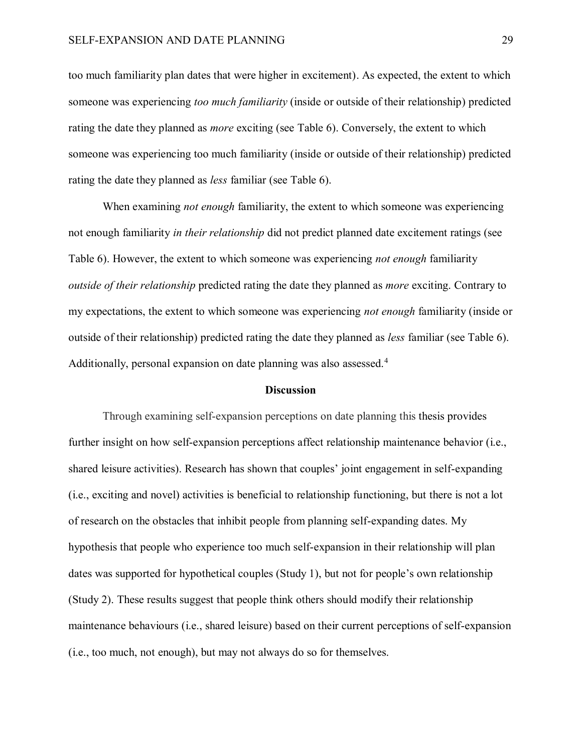too much familiarity plan dates that were higher in excitement). As expected, the extent to which someone was experiencing *too much familiarity* (inside or outside of their relationship) predicted rating the date they planned as *more* exciting (see Table 6). Conversely, the extent to which someone was experiencing too much familiarity (inside or outside of their relationship) predicted rating the date they planned as *less* familiar (see Table 6).

When examining *not enough* familiarity, the extent to which someone was experiencing not enough familiarity *in their relationship* did not predict planned date excitement ratings (see Table 6). However, the extent to which someone was experiencing *not enough* familiarity *outside of their relationship* predicted rating the date they planned as *more* exciting. Contrary to my expectations, the extent to which someone was experiencing *not enough* familiarity (inside or outside of their relationship) predicted rating the date they planned as *less* familiar (see Table 6). Additionally, personal expansion on date planning was also assessed.[4]

## Discussion

Through examining self-expansion perceptions on date planning this thesis provides further insight on how self-expansion perceptions affect relationship maintenance behavior (i.e., shared leisure activities). Research has shown that couples' joint engagement in self-expanding (i.e., exciting and novel) activities is beneficial to relationship functioning, but there is not a lot of research on the obstacles that inhibit people from planning self-expanding dates. My hypothesis that people who experience too much self-expansion in their relationship will plan dates was supported for hypothetical couples (Study 1), but not for people's own relationship (Study 2). These results suggest that people think others should modify their relationship maintenance behaviours (i.e., shared leisure) based on their current perceptions of self-expansion (i.e., too much, not enough), but may not always do so for themselves.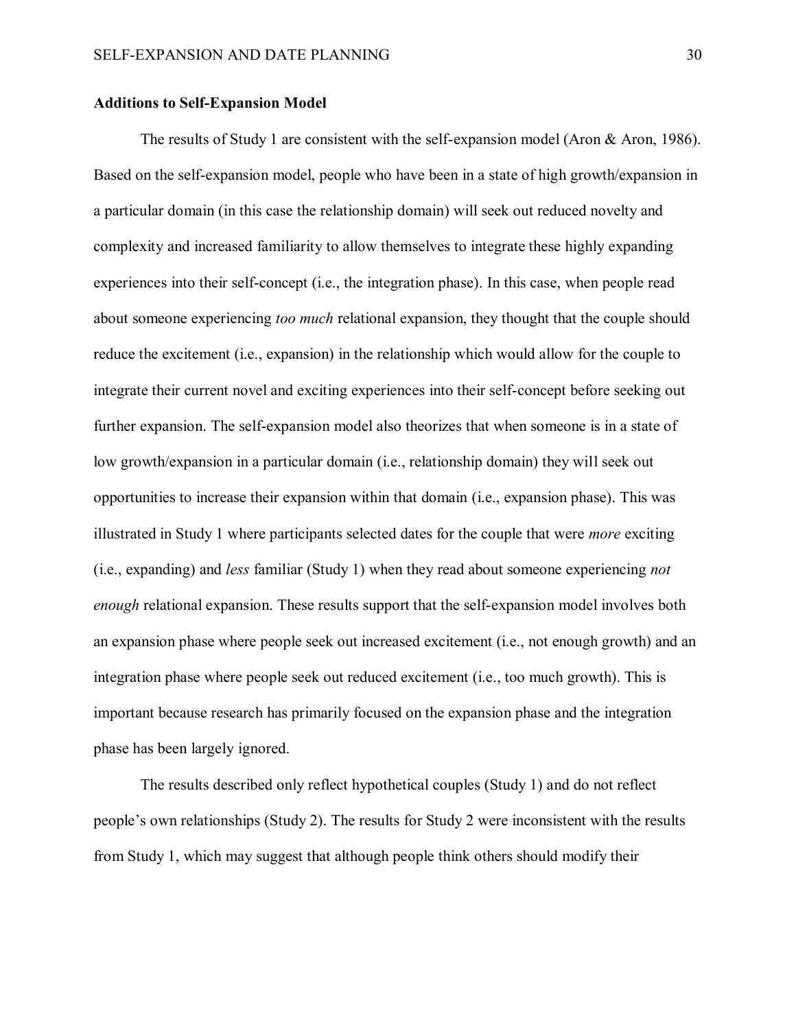**Additions to Self-Expansion Model**

The results of Study 1 are consistent with the self-expansion model (Aron & Aron, 1986). Based on the self-expansion model, people who have been in a state of high growth/expansion in a particular domain (in this case the relationship domain) will seek out reduced novelty and complexity and increased familiarity to allow themselves to integrate these highly expanding experiences into their self-concept (i.e., the integration phase). In this case, when people read about someone experiencing *too much* relational expansion, they thought that the couple should reduce the excitement (i.e., expansion) in the relationship which would allow for the couple to integrate their current novel and exciting experiences into their self-concept before seeking out further expansion. The self-expansion model also theorizes that when someone is in a state of low growth/expansion in a particular domain (i.e., relationship domain) they will seek out opportunities to increase their expansion within that domain (i.e., expansion phase). This was illustrated in Study 1 where participants selected dates for the couple that were *more* exciting (i.e., expanding) and *less* familiar (Study 1) when they read about someone experiencing *not enough* relational expansion. These results support that the self-expansion model involves both an expansion phase where people seek out increased excitement (i.e., not enough growth) and an integration phase where people seek out reduced excitement (i.e., too much growth). This is important because research has primarily focused on the expansion phase and the integration phase has been largely ignored.

The results described only reflect hypothetical couples (Study 1) and do not reflect people's own relationships (Study 2). The results for Study 2 were inconsistent with the results from Study 1, which may suggest that although people think others should modify their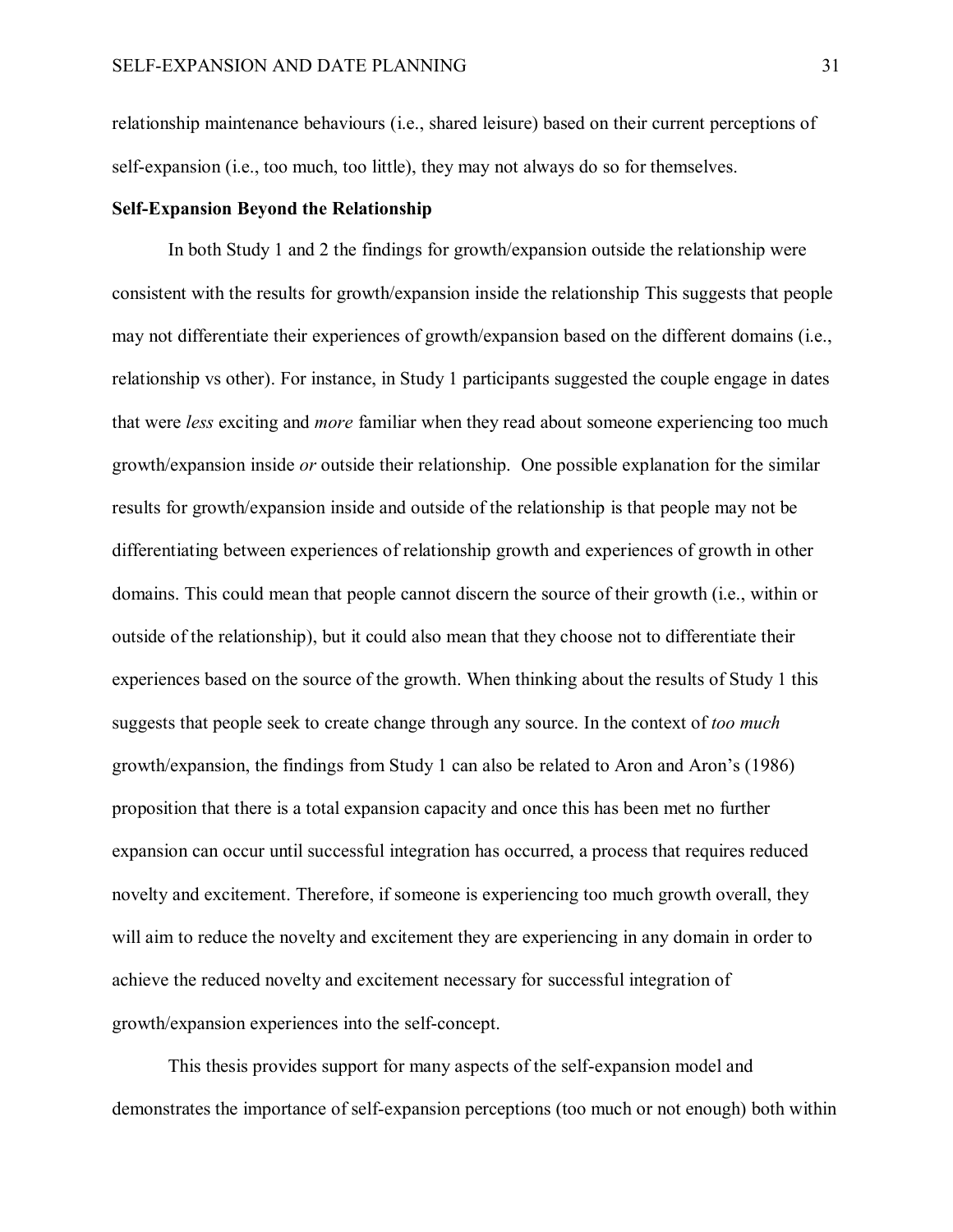relationship maintenance behaviours (i.e., shared leisure) based on their current perceptions of self-expansion (i.e., too much, too little), they may not always do so for themselves.

**Self-Expansion Beyond the Relationship**

In both Study 1 and 2 the findings for growth/expansion outside the relationship were consistent with the results for growth/expansion inside the relationship This suggests that people may not differentiate their experiences of growth/expansion based on the different domains (i.e., relationship vs other). For instance, in Study 1 participants suggested the couple engage in dates that were *less* exciting and *more* familiar when they read about someone experiencing too much growth/expansion inside *or* outside their relationship. One possible explanation for the similar results for growth/expansion inside and outside of the relationship is that people may not be differentiating between experiences of relationship growth and experiences of growth in other domains. This could mean that people cannot discern the source of their growth (i.e., within or outside of the relationship), but it could also mean that they choose not to differentiate their experiences based on the source of the growth. When thinking about the results of Study 1 this suggests that people seek to create change through any source. In the context of *too much* growth/expansion, the findings from Study 1 can also be related to Aron and Aron's (1986) proposition that there is a total expansion capacity and once this has been met no further expansion can occur until successful integration has occurred, a process that requires reduced novelty and excitement. Therefore, if someone is experiencing too much growth overall, they will aim to reduce the novelty and excitement they are experiencing in any domain in order to achieve the reduced novelty and excitement necessary for successful integration of growth/expansion experiences into the self-concept.

This thesis provides support for many aspects of the self-expansion model and demonstrates the importance of self-expansion perceptions (too much or not enough) both within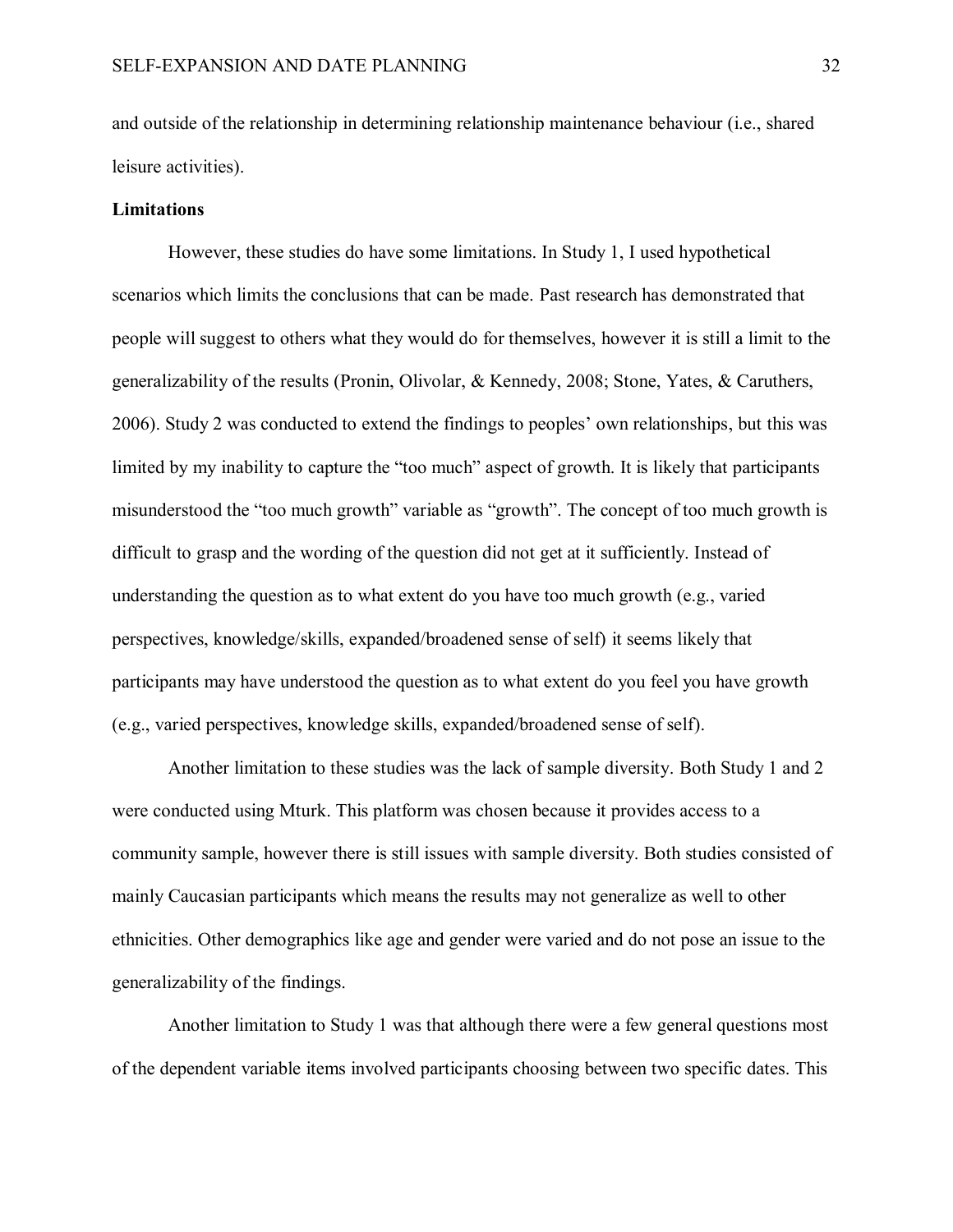and outside of the relationship in determining relationship maintenance behaviour (i.e., shared leisure activities).

**Limitations**

However, these studies do have some limitations. In Study 1, I used hypothetical scenarios which limits the conclusions that can be made. Past research has demonstrated that people will suggest to others what they would do for themselves, however it is still a limit to the generalizability of the results (Pronin, Olivolar, & Kennedy, 2008; Stone, Yates, & Caruthers, 2006). Study 2 was conducted to extend the findings to peoples' own relationships, but this was limited by my inability to capture the "too much" aspect of growth. It is likely that participants misunderstood the "too much growth" variable as "growth". The concept of too much growth is difficult to grasp and the wording of the question did not get at it sufficiently. Instead of understanding the question as to what extent do you have too much growth (e.g., varied perspectives, knowledge/skills, expanded/broadened sense of self) it seems likely that participants may have understood the question as to what extent do you feel you have growth (e.g., varied perspectives, knowledge skills, expanded/broadened sense of self).

Another limitation to these studies was the lack of sample diversity. Both Study 1 and 2 were conducted using Mturk. This platform was chosen because it provides access to a community sample, however there is still issues with sample diversity. Both studies consisted of mainly Caucasian participants which means the results may not generalize as well to other ethnicities. Other demographics like age and gender were varied and do not pose an issue to the generalizability of the findings.

Another limitation to Study 1 was that although there were a few general questions most of the dependent variable items involved participants choosing between two specific dates. This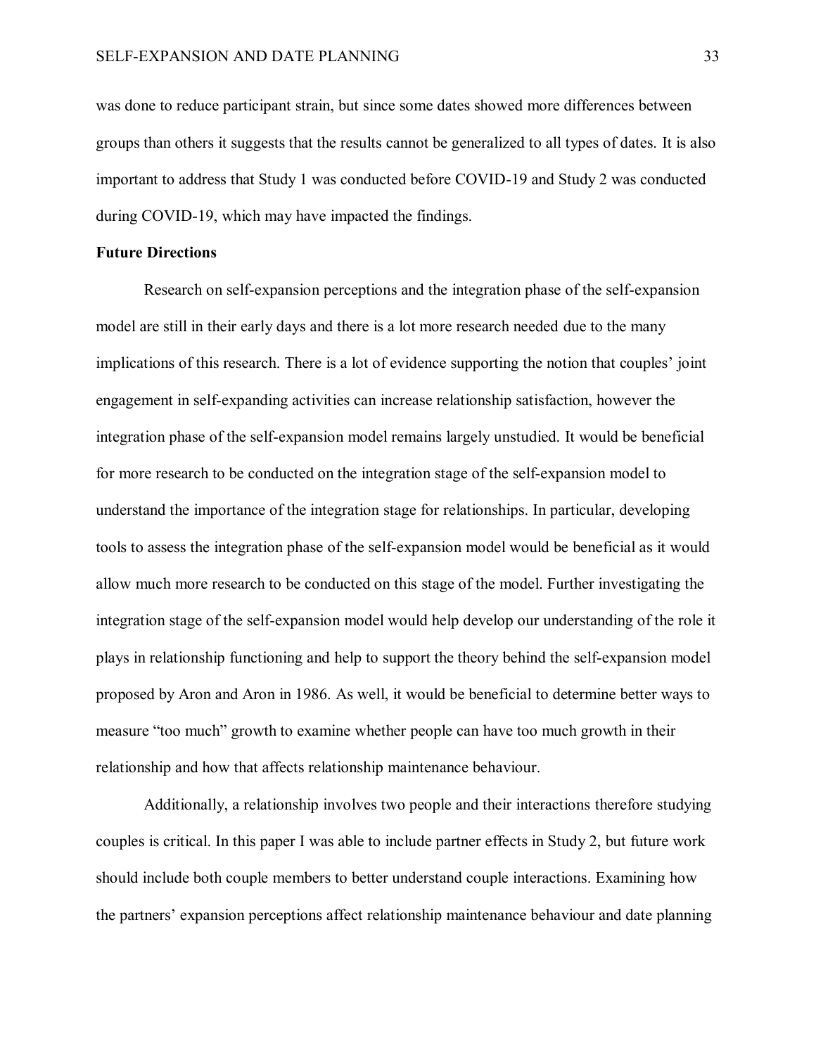was done to reduce participant strain, but since some dates showed more differences between groups than others it suggests that the results cannot be generalized to all types of dates. It is also important to address that Study 1 was conducted before COVID-19 and Study 2 was conducted during COVID-19, which may have impacted the findings.

**Future Directions**

Research on self-expansion perceptions and the integration phase of the self-expansion model are still in their early days and there is a lot more research needed due to the many implications of this research. There is a lot of evidence supporting the notion that couples' joint engagement in self-expanding activities can increase relationship satisfaction, however the integration phase of the self-expansion model remains largely unstudied. It would be beneficial for more research to be conducted on the integration stage of the self-expansion model to understand the importance of the integration stage for relationships. In particular, developing tools to assess the integration phase of the self-expansion model would be beneficial as it would allow much more research to be conducted on this stage of the model. Further investigating the integration stage of the self-expansion model would help develop our understanding of the role it plays in relationship functioning and help to support the theory behind the self-expansion model proposed by Aron and Aron in 1986. As well, it would be beneficial to determine better ways to measure "too much" growth to examine whether people can have too much growth in their relationship and how that affects relationship maintenance behaviour.

Additionally, a relationship involves two people and their interactions therefore studying couples is critical. In this paper I was able to include partner effects in Study 2, but future work should include both couple members to better understand couple interactions. Examining how the partners' expansion perceptions affect relationship maintenance behaviour and date planning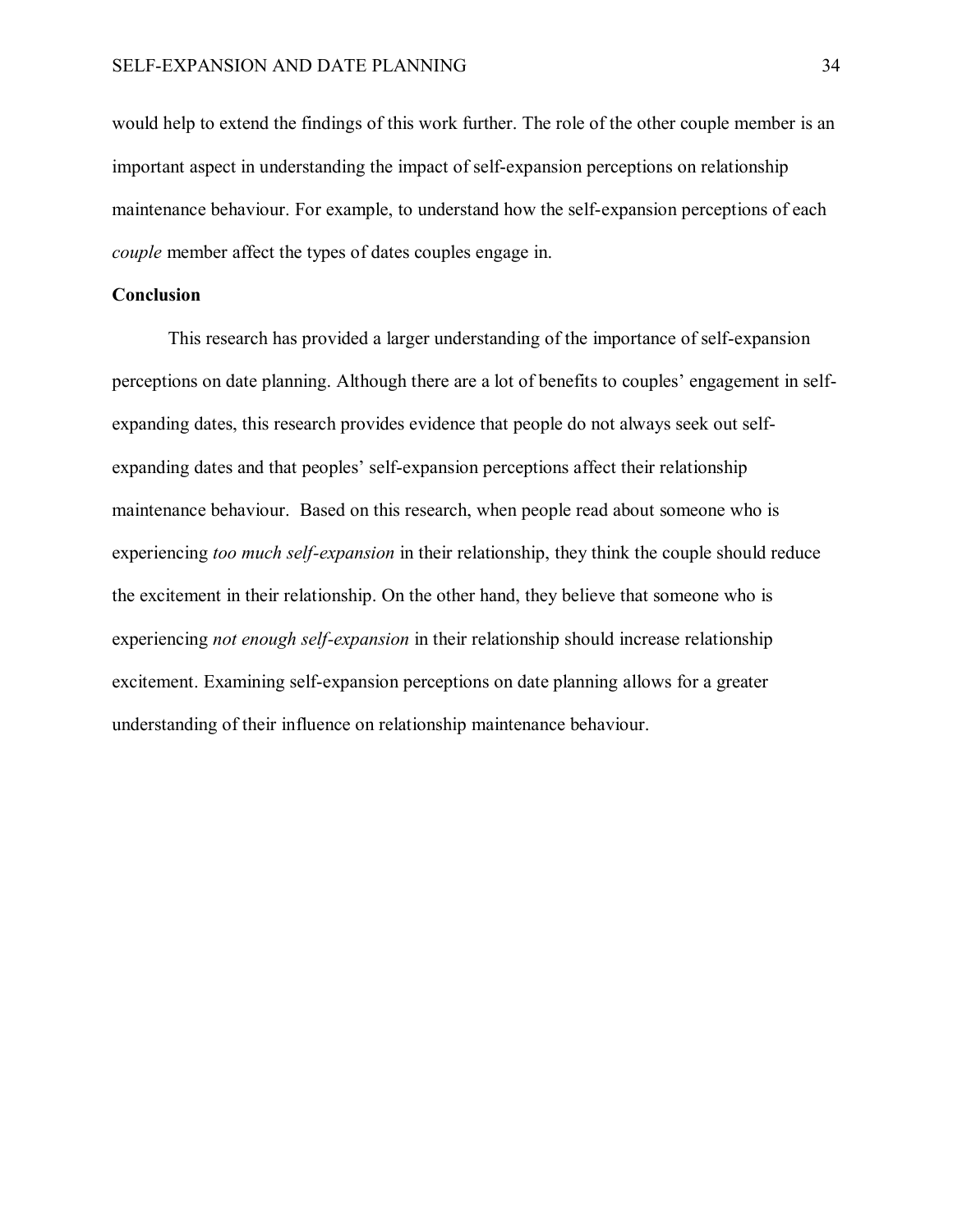would help to extend the findings of this work further. The role of the other couple member is an important aspect in understanding the impact of self-expansion perceptions on relationship maintenance behaviour. For example, to understand how the self-expansion perceptions of each *couple* member affect the types of dates couples engage in.

## Conclusion

This research has provided a larger understanding of the importance of self-expansion perceptions on date planning. Although there are a lot of benefits to couples' engagement in self-expanding dates, this research provides evidence that people do not always seek out self-expanding dates and that peoples' self-expansion perceptions affect their relationship maintenance behaviour. Based on this research, when people read about someone who is experiencing *too much self-expansion* in their relationship, they think the couple should reduce the excitement in their relationship. On the other hand, they believe that someone who is experiencing *not enough self-expansion* in their relationship should increase relationship excitement. Examining self-expansion perceptions on date planning allows for a greater understanding of their influence on relationship maintenance behaviour.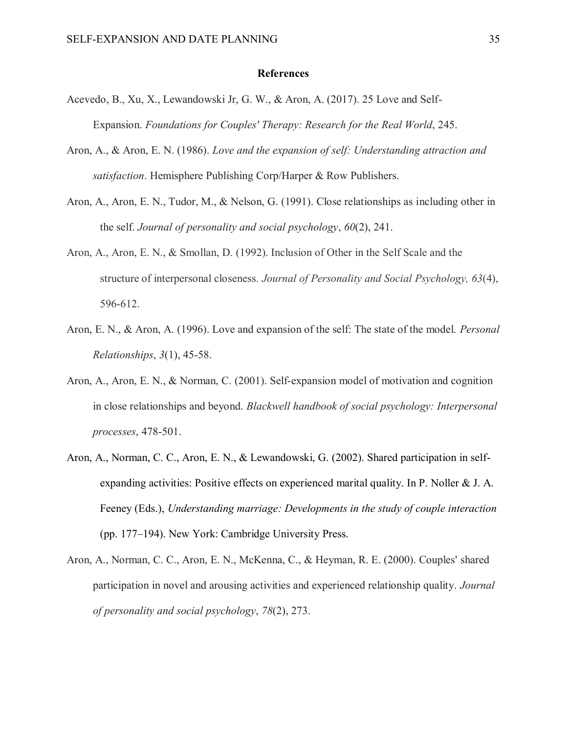# References

Acevedo, B., Xu, X., Lewandowski Jr, G. W., & Aron, A. (2017). 25 Love and Self-Expansion. *Foundations for Couples' Therapy: Research for the Real World*, 245.

Aron, A., & Aron, E. N. (1986). *Love and the expansion of self: Understanding attraction and satisfaction*. Hemisphere Publishing Corp/Harper & Row Publishers.

Aron, A., Aron, E. N., Tudor, M., & Nelson, G. (1991). Close relationships as including other in the self. *Journal of personality and social psychology*, *60*(2), 241.

Aron, A., Aron, E. N., & Smollan, D. (1992). Inclusion of Other in the Self Scale and the structure of interpersonal closeness. *Journal of Personality and Social Psychology, 63*(4), 596-612.

Aron, E. N., & Aron, A. (1996). Love and expansion of the self: The state of the model. *Personal Relationships*, *3*(1), 45-58.

Aron, A., Aron, E. N., & Norman, C. (2001). Self-expansion model of motivation and cognition in close relationships and beyond. *Blackwell handbook of social psychology: Interpersonal processes*, 478-501.

Aron, A., Norman, C. C., Aron, E. N., & Lewandowski, G. (2002). Shared participation in self-expanding activities: Positive effects on experienced marital quality. In P. Noller & J. A. Feeney (Eds.), *Understanding marriage: Developments in the study of couple interaction* (pp. 177–194). New York: Cambridge University Press.

Aron, A., Norman, C. C., Aron, E. N., McKenna, C., & Heyman, R. E. (2000). Couples' shared participation in novel and arousing activities and experienced relationship quality. *Journal of personality and social psychology*, *78*(2), 273.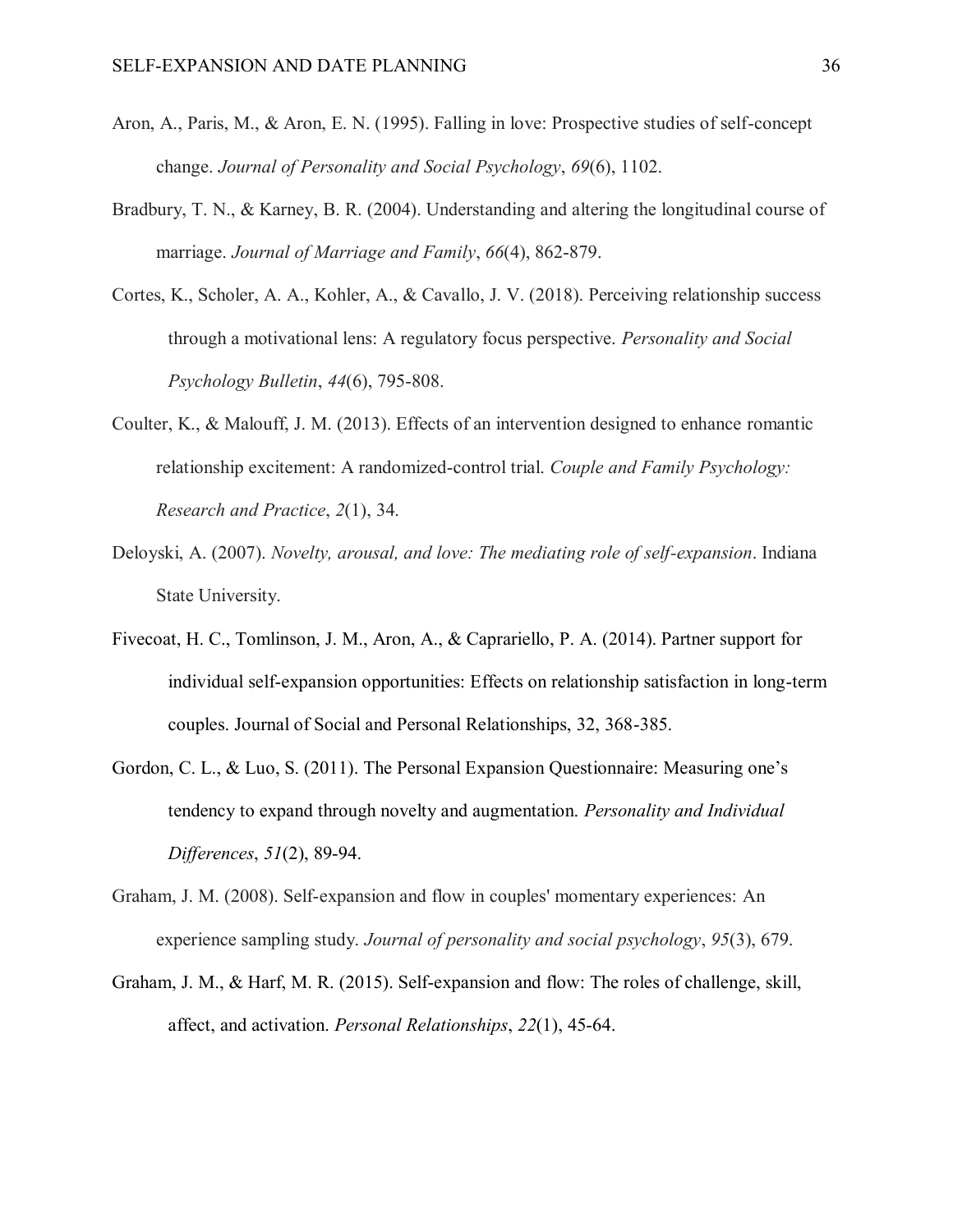Aron, A., Paris, M., & Aron, E. N. (1995). Falling in love: Prospective studies of self-concept change. *Journal of Personality and Social Psychology*, *69*(6), 1102.

Bradbury, T. N., & Karney, B. R. (2004). Understanding and altering the longitudinal course of marriage. *Journal of Marriage and Family*, *66*(4), 862-879.

Cortes, K., Scholer, A. A., Kohler, A., & Cavallo, J. V. (2018). Perceiving relationship success through a motivational lens: A regulatory focus perspective. *Personality and Social Psychology Bulletin*, *44*(6), 795-808.

Coulter, K., & Malouff, J. M. (2013). Effects of an intervention designed to enhance romantic relationship excitement: A randomized-control trial. *Couple and Family Psychology: Research and Practice*, *2*(1), 34.

Deloyski, A. (2007). *Novelty, arousal, and love: The mediating role of self-expansion*. Indiana State University.

Fivecoat, H. C., Tomlinson, J. M., Aron, A., & Caprariello, P. A. (2014). Partner support for individual self-expansion opportunities: Effects on relationship satisfaction in long-term couples. Journal of Social and Personal Relationships, 32, 368-385.

Gordon, C. L., & Luo, S. (2011). The Personal Expansion Questionnaire: Measuring one's tendency to expand through novelty and augmentation. *Personality and Individual Differences*, *51*(2), 89-94.

Graham, J. M. (2008). Self-expansion and flow in couples' momentary experiences: An experience sampling study. *Journal of personality and social psychology*, *95*(3), 679.

Graham, J. M., & Harf, M. R. (2015). Self-expansion and flow: The roles of challenge, skill, affect, and activation. *Personal Relationships*, *22*(1), 45-64.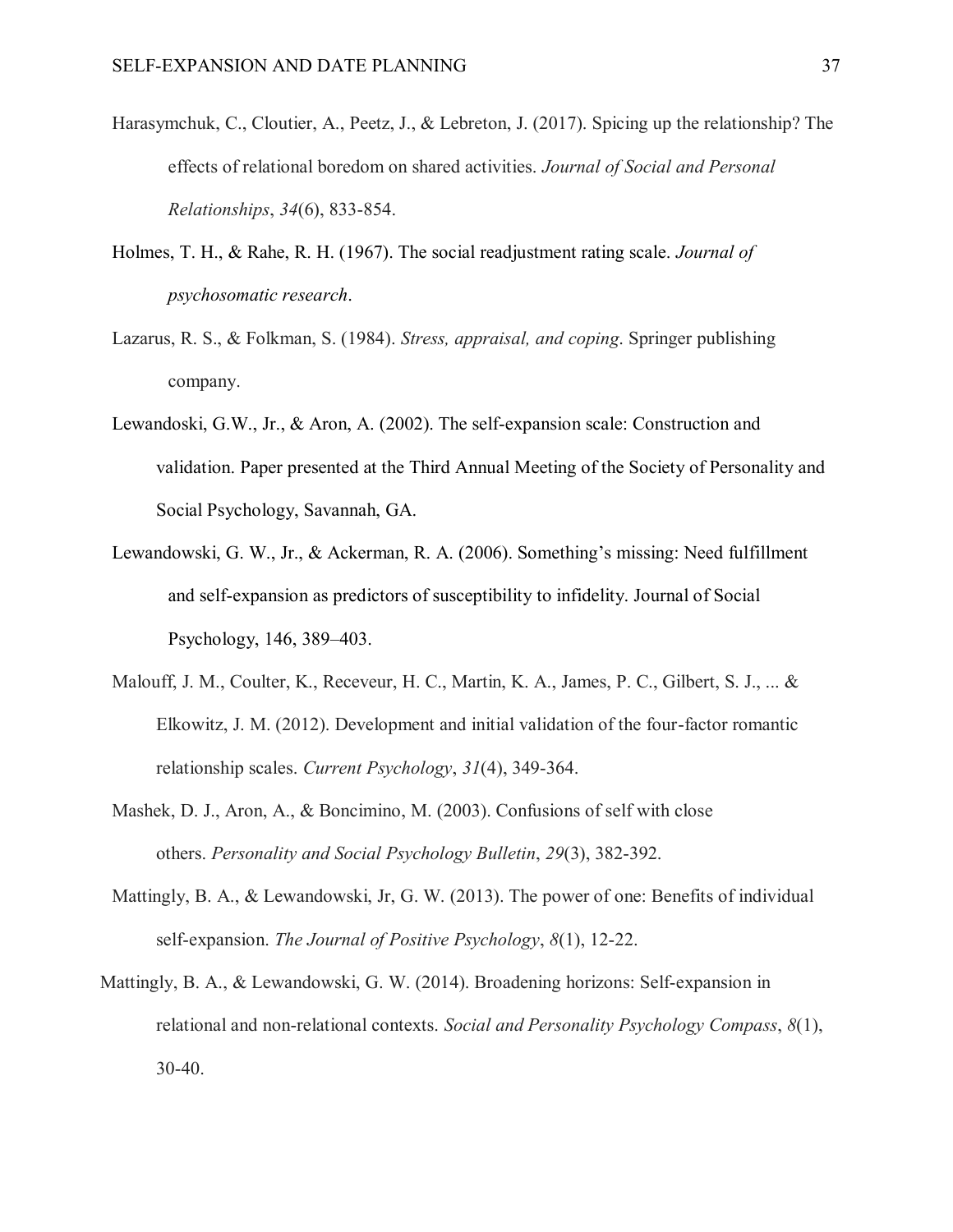Harasymchuk, C., Cloutier, A., Peetz, J., & Lebreton, J. (2017). Spicing up the relationship? The effects of relational boredom on shared activities. *Journal of Social and Personal Relationships*, *34*(6), 833-854.

Holmes, T. H., & Rahe, R. H. (1967). The social readjustment rating scale. *Journal of psychosomatic research*.

Lazarus, R. S., & Folkman, S. (1984). *Stress, appraisal, and coping*. Springer publishing company.

Lewandoski, G.W., Jr., & Aron, A. (2002). The self-expansion scale: Construction and validation. Paper presented at the Third Annual Meeting of the Society of Personality and Social Psychology, Savannah, GA.

Lewandowski, G. W., Jr., & Ackerman, R. A. (2006). Something's missing: Need fulfillment and self-expansion as predictors of susceptibility to infidelity. Journal of Social Psychology, 146, 389–403.

Malouff, J. M., Coulter, K., Receveur, H. C., Martin, K. A., James, P. C., Gilbert, S. J., ... & Elkowitz, J. M. (2012). Development and initial validation of the four-factor romantic relationship scales. *Current Psychology*, *31*(4), 349-364.

Mashek, D. J., Aron, A., & Boncimino, M. (2003). Confusions of self with close others. *Personality and Social Psychology Bulletin*, *29*(3), 382-392.

Mattingly, B. A., & Lewandowski, Jr, G. W. (2013). The power of one: Benefits of individual self-expansion. *The Journal of Positive Psychology*, *8*(1), 12-22.

Mattingly, B. A., & Lewandowski, G. W. (2014). Broadening horizons: Self-expansion in relational and non-relational contexts. *Social and Personality Psychology Compass*, *8*(1), 30-40.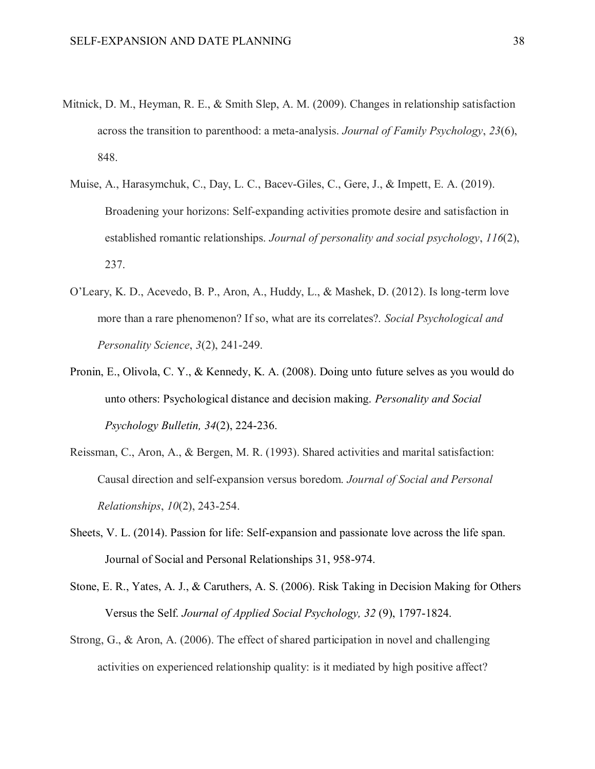Mitnick, D. M., Heyman, R. E., & Smith Slep, A. M. (2009). Changes in relationship satisfaction across the transition to parenthood: a meta-analysis. *Journal of Family Psychology*, *23*(6), 848.

Muise, A., Harasymchuk, C., Day, L. C., Bacev-Giles, C., Gere, J., & Impett, E. A. (2019). Broadening your horizons: Self-expanding activities promote desire and satisfaction in established romantic relationships. *Journal of personality and social psychology*, *116*(2), 237.

O'Leary, K. D., Acevedo, B. P., Aron, A., Huddy, L., & Mashek, D. (2012). Is long-term love more than a rare phenomenon? If so, what are its correlates?. *Social Psychological and Personality Science*, *3*(2), 241-249.

Pronin, E., Olivola, C. Y., & Kennedy, K. A. (2008). Doing unto future selves as you would do unto others: Psychological distance and decision making. *Personality and Social Psychology Bulletin, 34*(2), 224-236.

Reissman, C., Aron, A., & Bergen, M. R. (1993). Shared activities and marital satisfaction: Causal direction and self-expansion versus boredom. *Journal of Social and Personal Relationships*, *10*(2), 243-254.

Sheets, V. L. (2014). Passion for life: Self-expansion and passionate love across the life span. Journal of Social and Personal Relationships 31, 958-974.

Stone, E. R., Yates, A. J., & Caruthers, A. S. (2006). Risk Taking in Decision Making for Others Versus the Self. *Journal of Applied Social Psychology, 32* (9), 1797-1824.

Strong, G., & Aron, A. (2006). The effect of shared participation in novel and challenging activities on experienced relationship quality: is it mediated by high positive affect?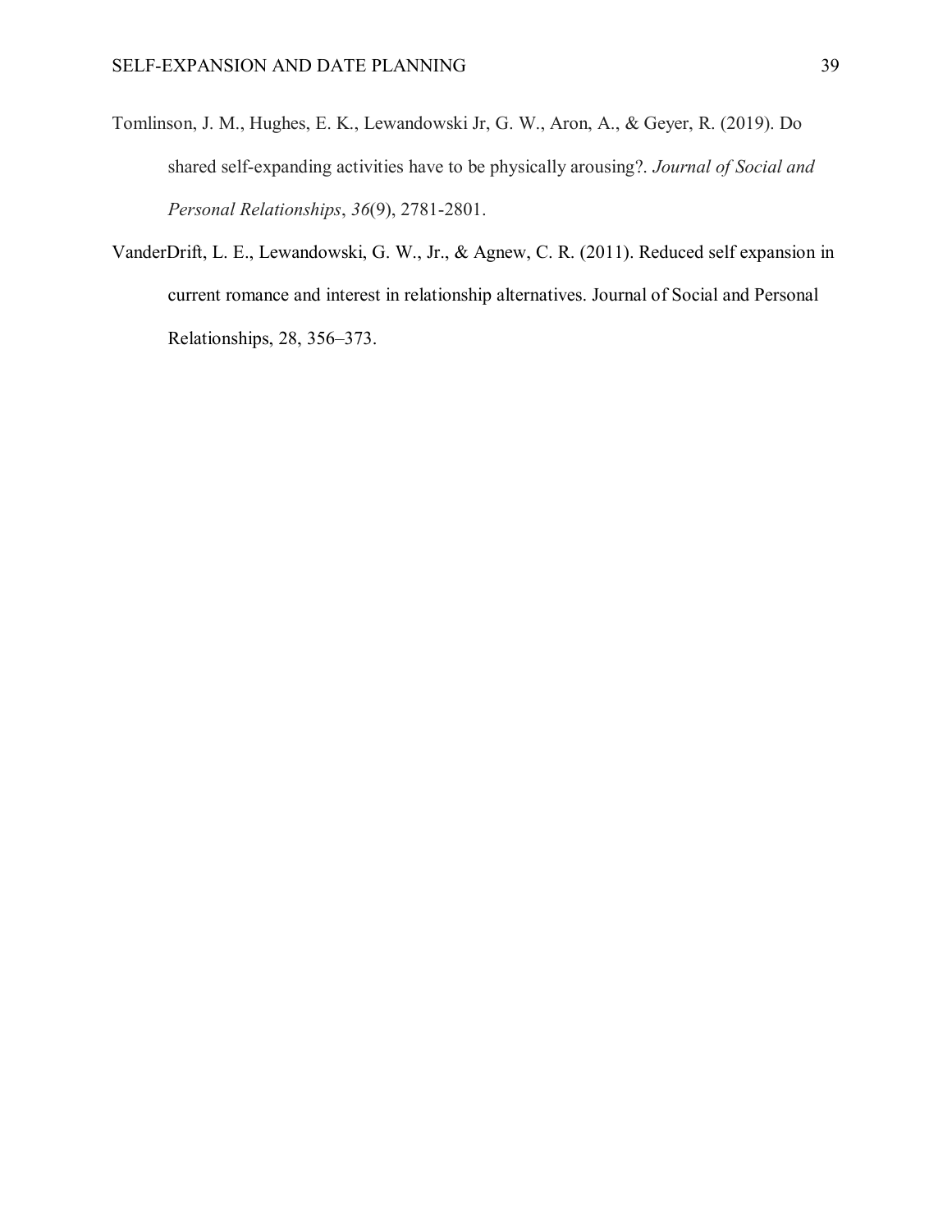Tomlinson, J. M., Hughes, E. K., Lewandowski Jr, G. W., Aron, A., & Geyer, R. (2019). Do shared self-expanding activities have to be physically arousing?. *Journal of Social and Personal Relationships*, *36*(9), 2781-2801.

VanderDrift, L. E., Lewandowski, G. W., Jr., & Agnew, C. R. (2011). Reduced self expansion in current romance and interest in relationship alternatives. Journal of Social and Personal Relationships, 28, 356–373.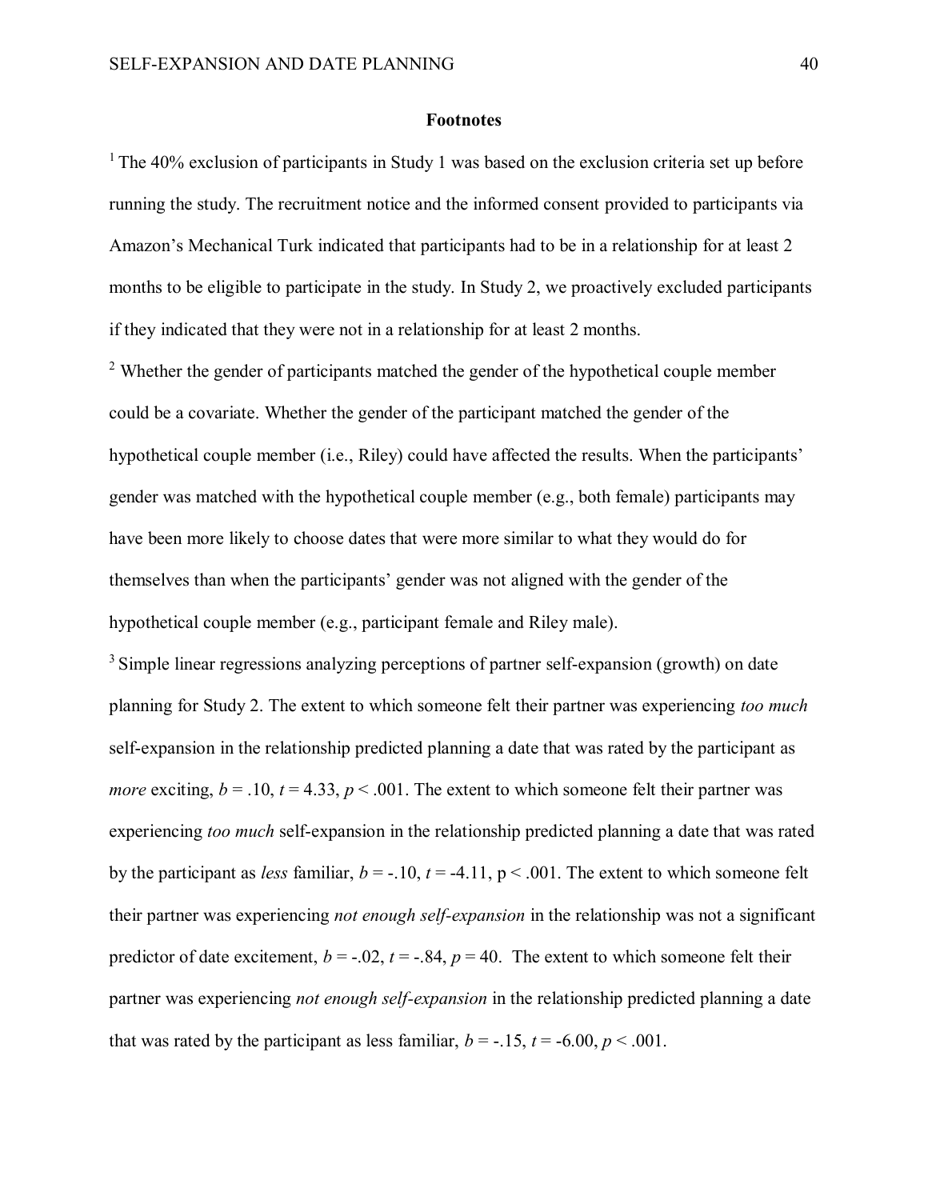**Footnotes**

[1] The 40% exclusion of participants in Study 1 was based on the exclusion criteria set up before running the study. The recruitment notice and the informed consent provided to participants via Amazon's Mechanical Turk indicated that participants had to be in a relationship for at least 2 months to be eligible to participate in the study. In Study 2, we proactively excluded participants if they indicated that they were not in a relationship for at least 2 months.

[2] Whether the gender of participants matched the gender of the hypothetical couple member could be a covariate. Whether the gender of the participant matched the gender of the hypothetical couple member (i.e., Riley) could have affected the results. When the participants' gender was matched with the hypothetical couple member (e.g., both female) participants may have been more likely to choose dates that were more similar to what they would do for themselves than when the participants' gender was not aligned with the gender of the hypothetical couple member (e.g., participant female and Riley male).

[3] Simple linear regressions analyzing perceptions of partner self-expansion (growth) on date planning for Study 2. The extent to which someone felt their partner was experiencing *too much* self-expansion in the relationship predicted planning a date that was rated by the participant as *more* exciting, $b = .10$, $t = 4.33$, $p < .001$. The extent to which someone felt their partner was experiencing *too much* self-expansion in the relationship predicted planning a date that was rated by the participant as *less* familiar, $b = -.10$, $t = -4.11$, $p < .001$. The extent to which someone felt their partner was experiencing *not enough self-expansion* in the relationship was not a significant predictor of date excitement, $b = -.02$, $t = -.84$, $p = 40$. The extent to which someone felt their partner was experiencing *not enough self-expansion* in the relationship predicted planning a date that was rated by the participant as less familiar, $b = -.15$, $t = -6.00$, $p < .001$.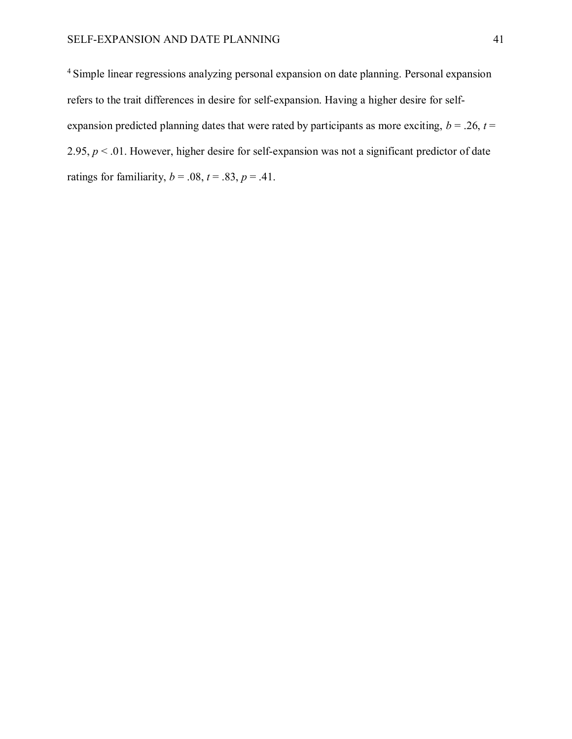[4] Simple linear regressions analyzing personal expansion on date planning. Personal expansion refers to the trait differences in desire for self-expansion. Having a higher desire for self-expansion predicted planning dates that were rated by participants as more exciting, $b = .26$, $t = 2.95$, $p < .01$. However, higher desire for self-expansion was not a significant predictor of date ratings for familiarity, $b = .08$, $t = .83$, $p = .41$.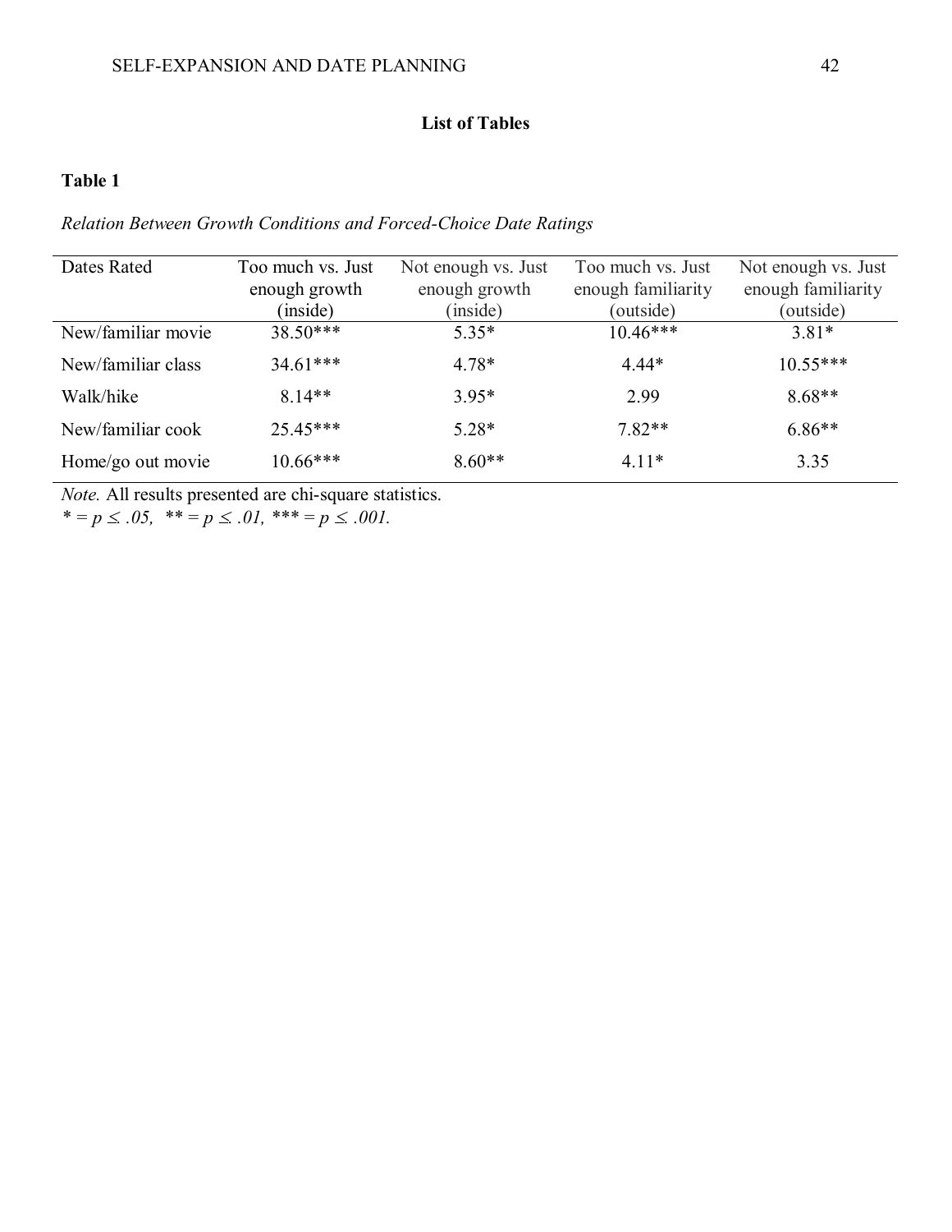## List of Tables

**Table 1**

*Relation Between Growth Conditions and Forced-Choice Date Ratings*

| Dates Rated | Too much vs. Just enough growth (inside) | Not enough vs. Just enough growth (inside) | Too much vs. Just enough familiarity (outside) | Not enough vs. Just enough familiarity (outside) |
|---|---|---|---|---|
| New/familiar movie | 38.50*** | 5.35* | 10.46*** | 3.81* |
| New/familiar class | 34.61*** | 4.78* | 4.44* | 10.55*** |
| Walk/hike | 8.14** | 3.95* | 2.99 | 8.68** |
| New/familiar cook | 25.45*** | 5.28* | 7.82** | 6.86** |
| Home/go out movie | 10.66*** | 8.60** | 4.11* | 3.35 |

*Note.* All results presented are chi-square statistics.
* = $p \leq .05$, ** = $p \leq .01$, *** = $p \leq .001$.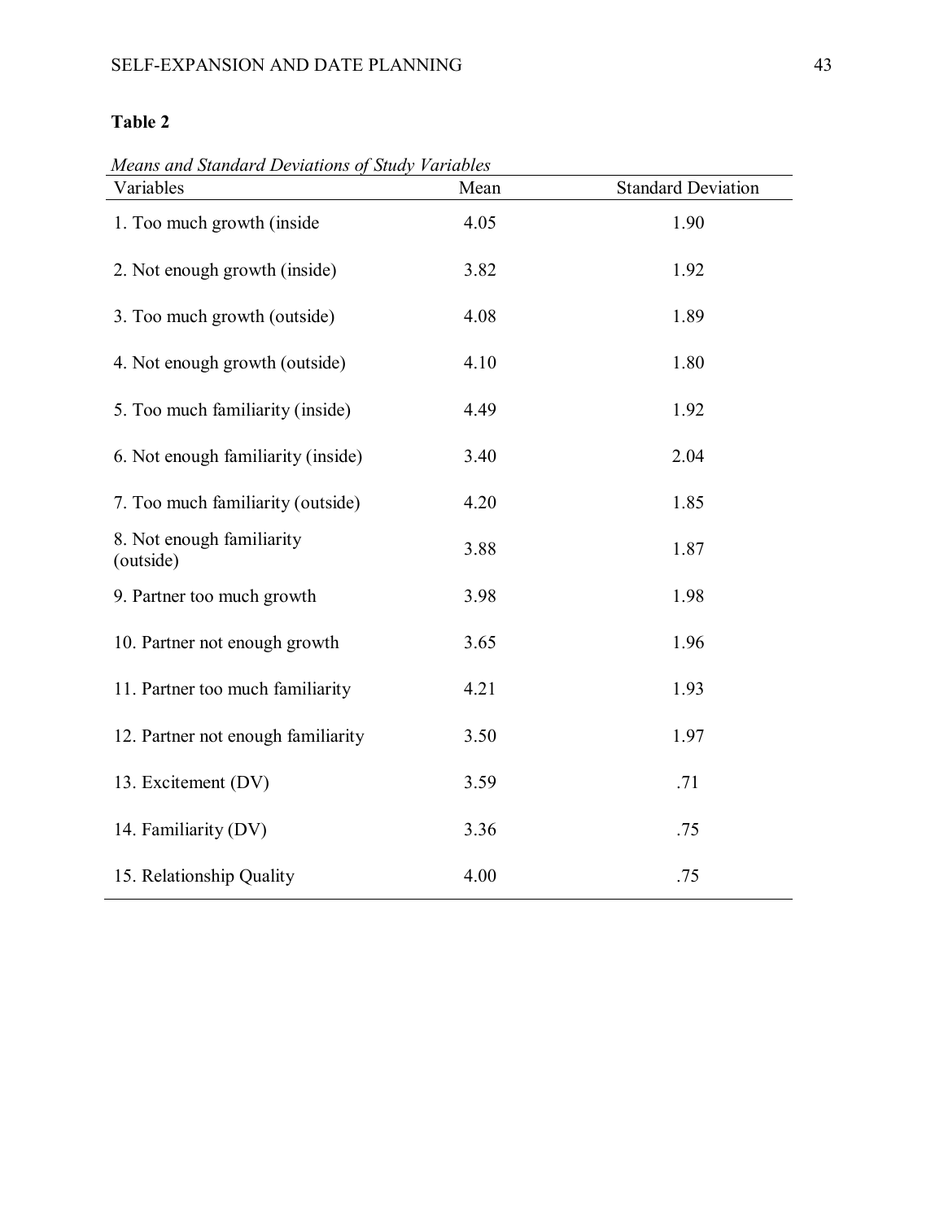**Table 2**

*Means and Standard Deviations of Study Variables*

| Variables | Mean | Standard Deviation |
|---|---|---|
| 1. Too much growth (inside | 4.05 | 1.90 |
| 2. Not enough growth (inside) | 3.82 | 1.92 |
| 3. Too much growth (outside) | 4.08 | 1.89 |
| 4. Not enough growth (outside) | 4.10 | 1.80 |
| 5. Too much familiarity (inside) | 4.49 | 1.92 |
| 6. Not enough familiarity (inside) | 3.40 | 2.04 |
| 7. Too much familiarity (outside) | 4.20 | 1.85 |
| 8. Not enough familiarity (outside) | 3.88 | 1.87 |
| 9. Partner too much growth | 3.98 | 1.98 |
| 10. Partner not enough growth | 3.65 | 1.96 |
| 11. Partner too much familiarity | 4.21 | 1.93 |
| 12. Partner not enough familiarity | 3.50 | 1.97 |
| 13. Excitement (DV) | 3.59 | .71 |
| 14. Familiarity (DV) | 3.36 | .75 |
| 15. Relationship Quality | 4.00 | .75 |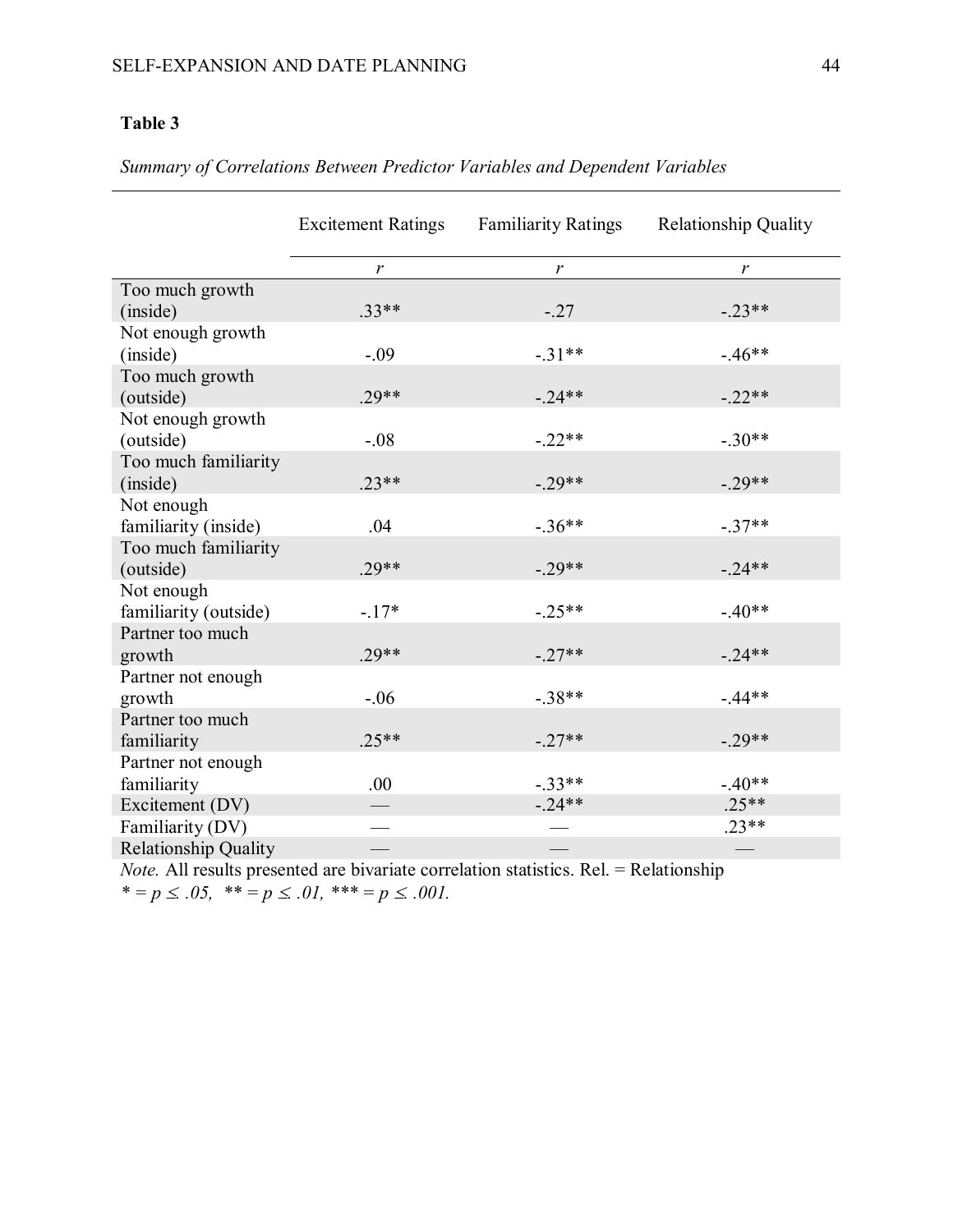**Table 3**

*Summary of Correlations Between Predictor Variables and Dependent Variables*

| | Excitement Ratings | Familiarity Ratings | Relationship Quality |
|---|---|---|---|
| | *r* | *r* | *r* |
| Too much growth (inside) | .33** | -.27 | -.23** |
| Not enough growth (inside) | -.09 | -.31** | -.46** |
| Too much growth (outside) | .29** | -.24** | -.22** |
| Not enough growth (outside) | -.08 | -.22** | -.30** |
| Too much familiarity (inside) | .23** | -.29** | -.29** |
| Not enough familiarity (inside) | .04 | -.36** | -.37** |
| Too much familiarity (outside) | .29** | -.29** | -.24** |
| Not enough familiarity (outside) | -.17* | -.25** | -.40** |
| Partner too much growth | .29** | -.27** | -.24** |
| Partner not enough growth | -.06 | -.38** | -.44** |
| Partner too much familiarity | .25** | -.27** | -.29** |
| Partner not enough familiarity | .00 | -.33** | -.40** |
| Excitement (DV) | — | -.24** | .25** |
| Familiarity (DV) | — | — | .23** |
| Relationship Quality | — | — | — |

*Note.* All results presented are bivariate correlation statistics. Rel. = Relationship

*\* = $p \leq .05$, \*\* = $p \leq .01$, \*\*\* = $p \leq .001$.*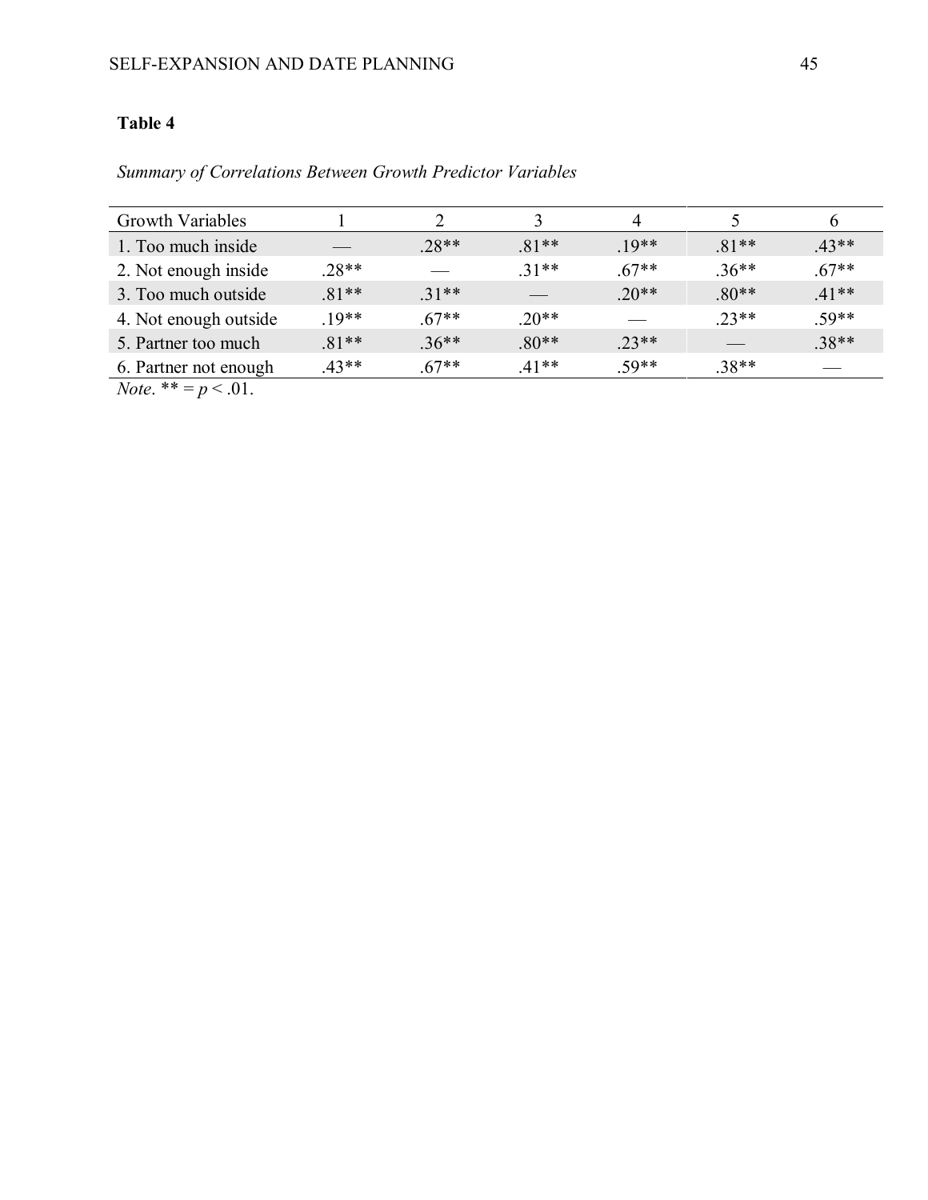**Table 4**

*Summary of Correlations Between Growth Predictor Variables*

| Growth Variables | 1 | 2 | 3 | 4 | 5 | 6 |
|---|---|---|---|---|---|---|
| 1. Too much inside | — | .28** | .81** | .19** | .81** | .43** |
| 2. Not enough inside | .28** | — | .31** | .67** | .36** | .67** |
| 3. Too much outside | .81** | .31** | — | .20** | .80** | .41** |
| 4. Not enough outside | .19** | .67** | .20** | — | .23** | .59** |
| 5. Partner too much | .81** | .36** | .80** | .23** | — | .38** |
| 6. Partner not enough | .43** | .67** | .41** | .59** | .38** | — |

*Note*. ** = $p < .01$.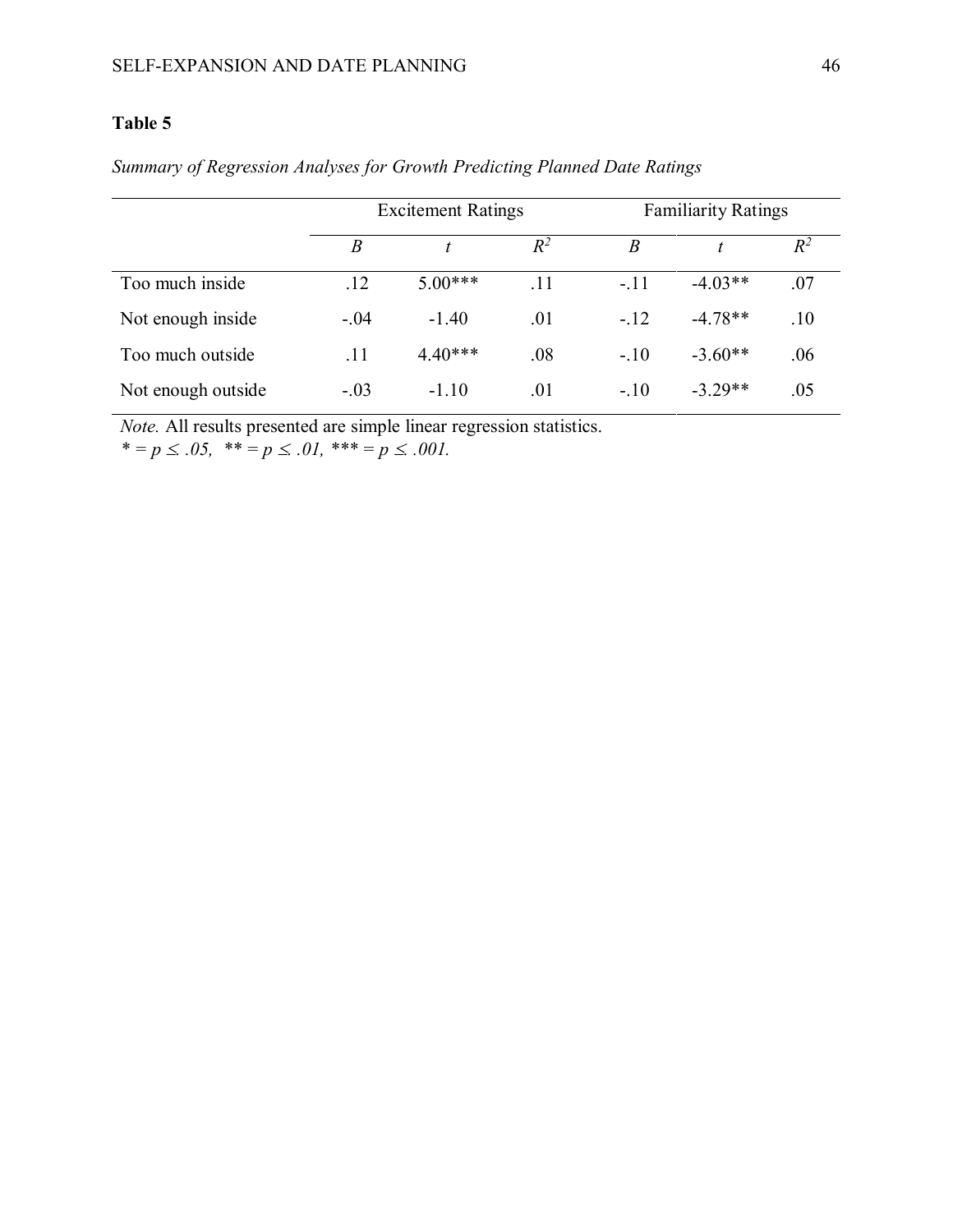**Table 5**

*Summary of Regression Analyses for Growth Predicting Planned Date Ratings*

| | Excitement Ratings | | | Familiarity Ratings | | |
|---|---|---|---|---|---|---|
| | *B* | *t* | $R^2$ | *B* | *t* | $R^2$ |
| Too much inside | .12 | 5.00*** | .11 | -.11 | -4.03** | .07 |
| Not enough inside | -.04 | -1.40 | .01 | -.12 | -4.78** | .10 |
| Too much outside | .11 | 4.40*** | .08 | -.10 | -3.60** | .06 |
| Not enough outside | -.03 | -1.10 | .01 | -.10 | -3.29** | .05 |

*Note.* All results presented are simple linear regression statistics.
* = $p \leq .05$, ** = $p \leq .01$, *** = $p \leq .001$.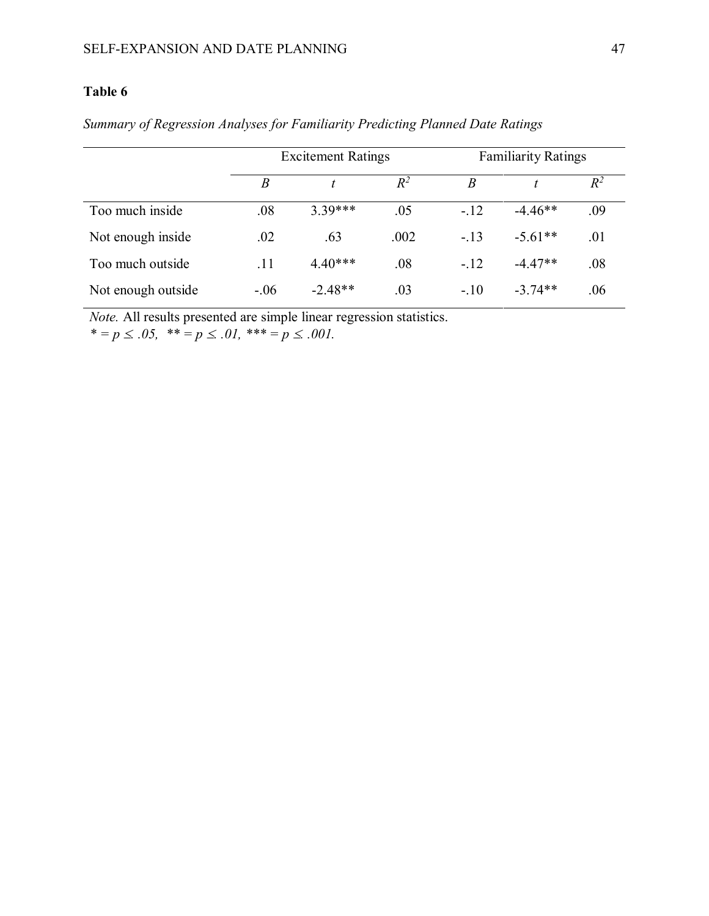**Table 6**

*Summary of Regression Analyses for Familiarity Predicting Planned Date Ratings*

| | Excitement Ratings | | | Familiarity Ratings | | |
|---|---|---|---|---|---|---|
| | *B* | *t* | $R^2$ | *B* | *t* | $R^2$ |
| Too much inside | .08 | 3.39*** | .05 | -.12 | -4.46** | .09 |
| Not enough inside | .02 | .63 | .002 | -.13 | -5.61** | .01 |
| Too much outside | .11 | 4.40*** | .08 | -.12 | -4.47** | .08 |
| Not enough outside | -.06 | -2.48** | .03 | -.10 | -3.74** | .06 |

*Note.* All results presented are simple linear regression statistics.
* = $p \leq .05$, ** = $p \leq .01$, *** = $p \leq .001$.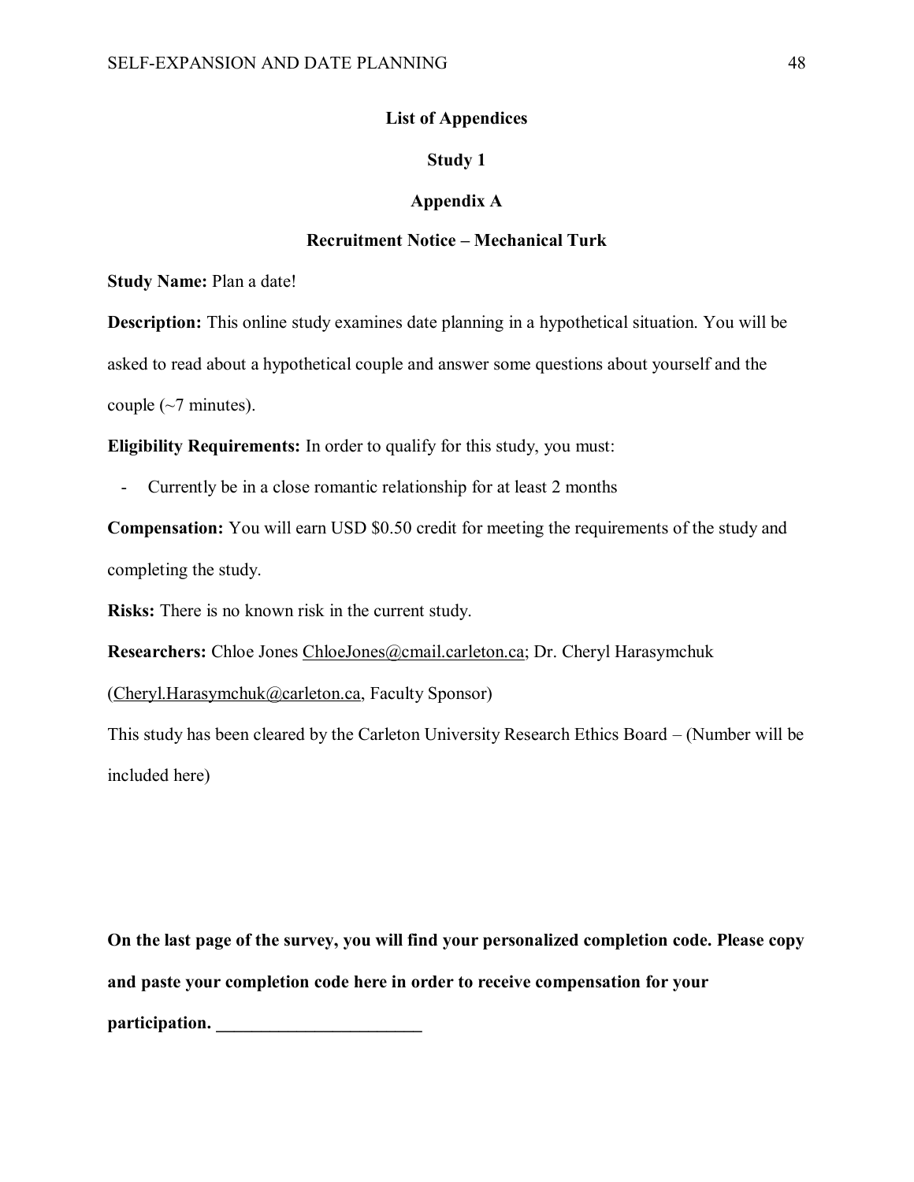# List of Appendices

## Study 1

## Appendix A

### Recruitment Notice – Mechanical Turk

**Study Name:** Plan a date!

**Description:** This online study examines date planning in a hypothetical situation. You will be asked to read about a hypothetical couple and answer some questions about yourself and the couple (~7 minutes).

**Eligibility Requirements:** In order to qualify for this study, you must:

- Currently be in a close romantic relationship for at least 2 months

**Compensation:** You will earn USD $0.50 credit for meeting the requirements of the study and completing the study.

**Risks:** There is no known risk in the current study.

**Researchers:** Chloe Jones ChloeJones@cmail.carleton.ca; Dr. Cheryl Harasymchuk (Cheryl.Harasymchuk@carleton.ca, Faculty Sponsor)

This study has been cleared by the Carleton University Research Ethics Board – (Number will be included here)

**On the last page of the survey, you will find your personalized completion code. Please copy and paste your completion code here in order to receive compensation for your participation. ________________________**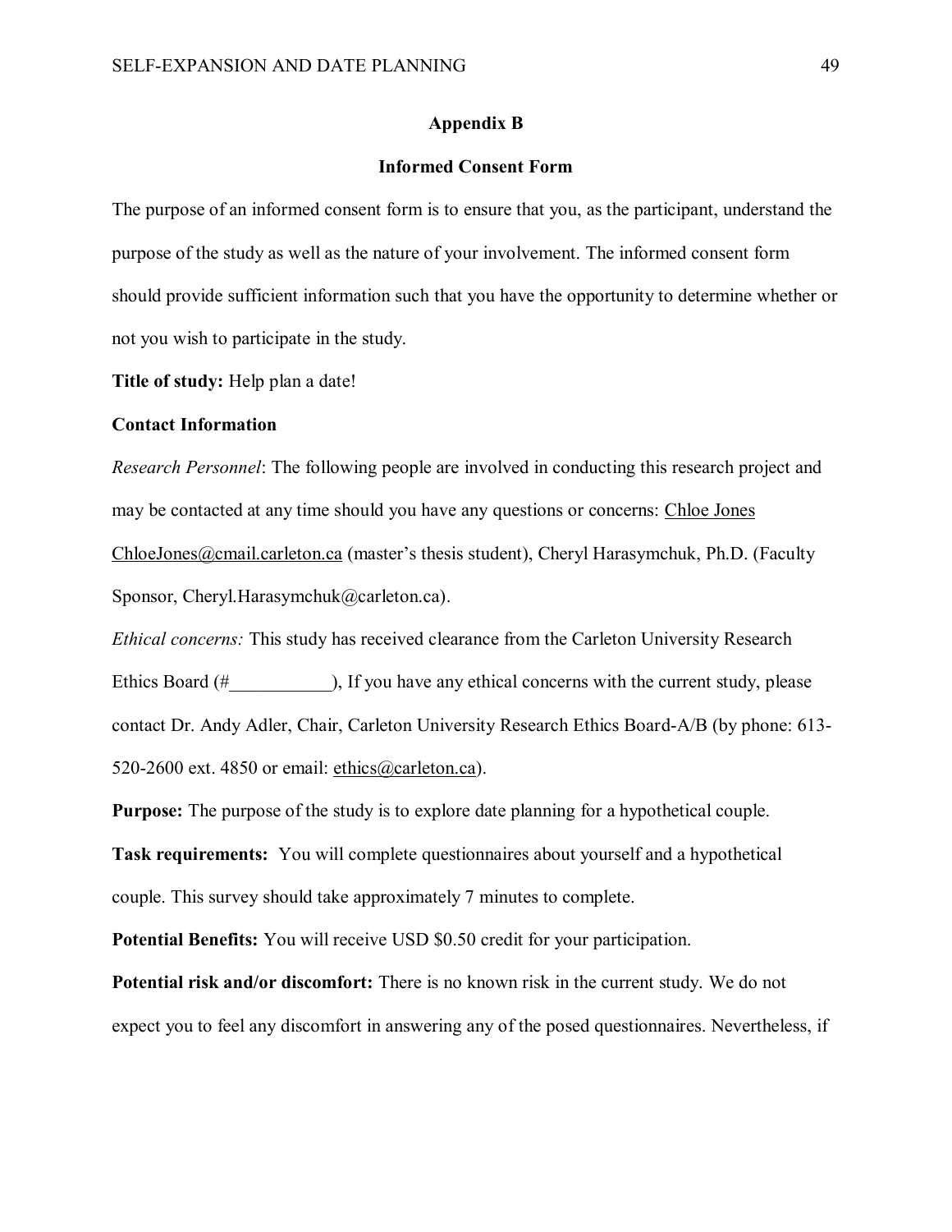## Appendix B

### Informed Consent Form

The purpose of an informed consent form is to ensure that you, as the participant, understand the purpose of the study as well as the nature of your involvement. The informed consent form should provide sufficient information such that you have the opportunity to determine whether or not you wish to participate in the study.

**Title of study:** Help plan a date!

**Contact Information**

*Research Personnel*: The following people are involved in conducting this research project and may be contacted at any time should you have any questions or concerns: Chloe Jones ChloeJones@cmail.carleton.ca (master's thesis student), Cheryl Harasymchuk, Ph.D. (Faculty Sponsor, Cheryl.Harasymchuk@carleton.ca).

*Ethical concerns:* This study has received clearance from the Carleton University Research Ethics Board (#___________), If you have any ethical concerns with the current study, please contact Dr. Andy Adler, Chair, Carleton University Research Ethics Board-A/B (by phone: 613-520-2600 ext. 4850 or email: ethics@carleton.ca).

**Purpose:** The purpose of the study is to explore date planning for a hypothetical couple.

**Task requirements:** You will complete questionnaires about yourself and a hypothetical couple. This survey should take approximately 7 minutes to complete.

**Potential Benefits:** You will receive USD $0.50 credit for your participation.

**Potential risk and/or discomfort:** There is no known risk in the current study. We do not expect you to feel any discomfort in answering any of the posed questionnaires. Nevertheless, if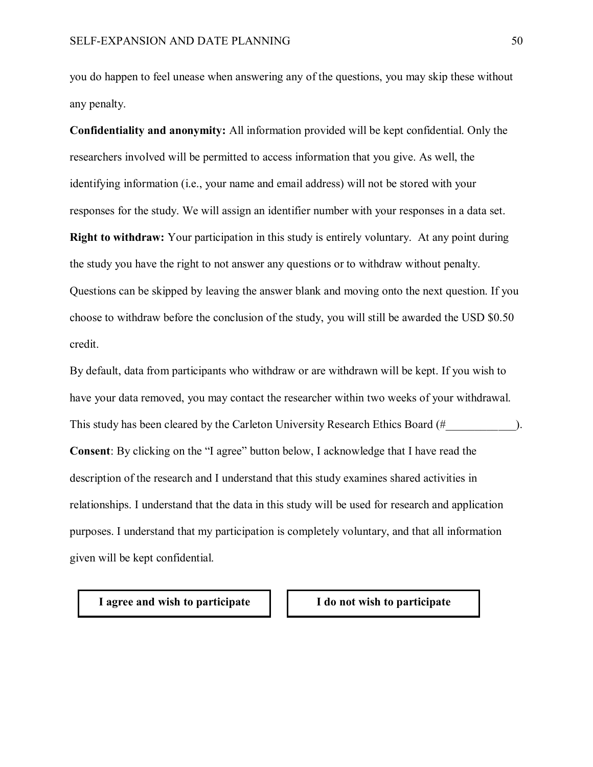you do happen to feel unease when answering any of the questions, you may skip these without any penalty.

**Confidentiality and anonymity:** All information provided will be kept confidential. Only the researchers involved will be permitted to access information that you give. As well, the identifying information (i.e., your name and email address) will not be stored with your responses for the study. We will assign an identifier number with your responses in a data set.

**Right to withdraw:** Your participation in this study is entirely voluntary. At any point during the study you have the right to not answer any questions or to withdraw without penalty. Questions can be skipped by leaving the answer blank and moving onto the next question. If you choose to withdraw before the conclusion of the study, you will still be awarded the USD $0.50 credit.

By default, data from participants who withdraw or are withdrawn will be kept. If you wish to have your data removed, you may contact the researcher within two weeks of your withdrawal. This study has been cleared by the Carleton University Research Ethics Board (#____________).

**Consent**: By clicking on the "I agree" button below, I acknowledge that I have read the description of the research and I understand that this study examines shared activities in relationships. I understand that the data in this study will be used for research and application purposes. I understand that my participation is completely voluntary, and that all information given will be kept confidential.

| **I agree and wish to participate** | **I do not wish to participate** |
|---|---|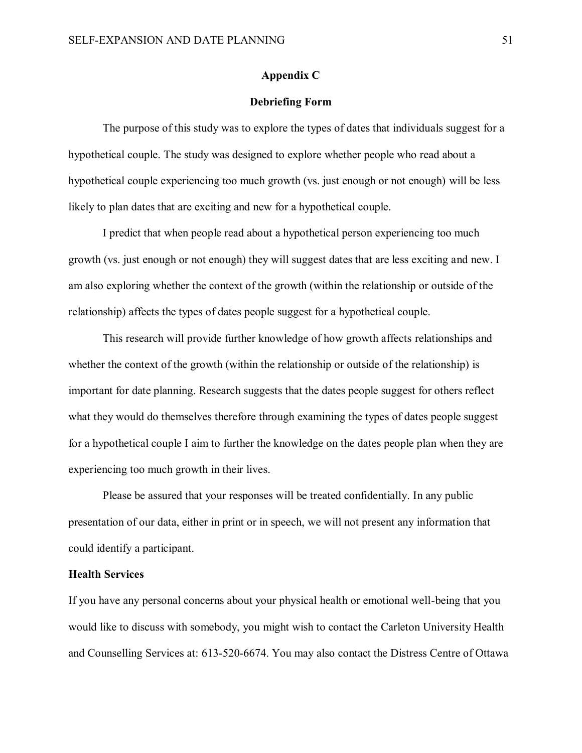## Appendix C

## Debriefing Form

The purpose of this study was to explore the types of dates that individuals suggest for a hypothetical couple. The study was designed to explore whether people who read about a hypothetical couple experiencing too much growth (vs. just enough or not enough) will be less likely to plan dates that are exciting and new for a hypothetical couple.

I predict that when people read about a hypothetical person experiencing too much growth (vs. just enough or not enough) they will suggest dates that are less exciting and new. I am also exploring whether the context of the growth (within the relationship or outside of the relationship) affects the types of dates people suggest for a hypothetical couple.

This research will provide further knowledge of how growth affects relationships and whether the context of the growth (within the relationship or outside of the relationship) is important for date planning. Research suggests that the dates people suggest for others reflect what they would do themselves therefore through examining the types of dates people suggest for a hypothetical couple I aim to further the knowledge on the dates people plan when they are experiencing too much growth in their lives.

Please be assured that your responses will be treated confidentially. In any public presentation of our data, either in print or in speech, we will not present any information that could identify a participant.

**Health Services**

If you have any personal concerns about your physical health or emotional well-being that you would like to discuss with somebody, you might wish to contact the Carleton University Health and Counselling Services at: 613-520-6674. You may also contact the Distress Centre of Ottawa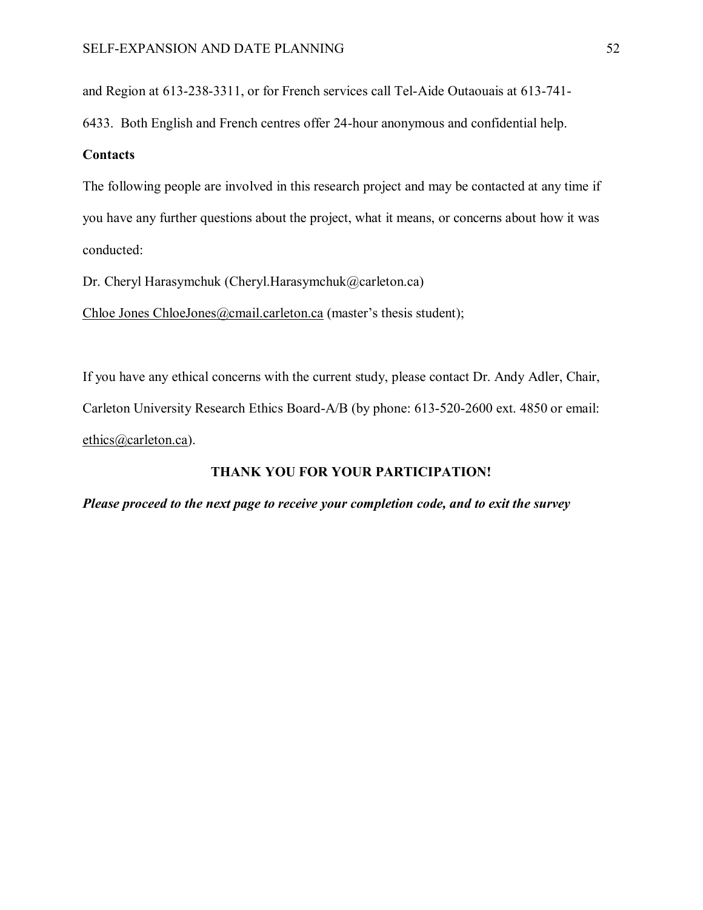and Region at 613-238-3311, or for French services call Tel-Aide Outaouais at 613-741-6433. Both English and French centres offer 24-hour anonymous and confidential help.

**Contacts**

The following people are involved in this research project and may be contacted at any time if you have any further questions about the project, what it means, or concerns about how it was conducted:

Dr. Cheryl Harasymchuk (Cheryl.Harasymchuk@carleton.ca)

Chloe Jones ChloeJones@cmail.carleton.ca (master's thesis student);

If you have any ethical concerns with the current study, please contact Dr. Andy Adler, Chair, Carleton University Research Ethics Board-A/B (by phone: 613-520-2600 ext. 4850 or email: ethics@carleton.ca).

**THANK YOU FOR YOUR PARTICIPATION!**

***Please proceed to the next page to receive your completion code, and to exit the survey***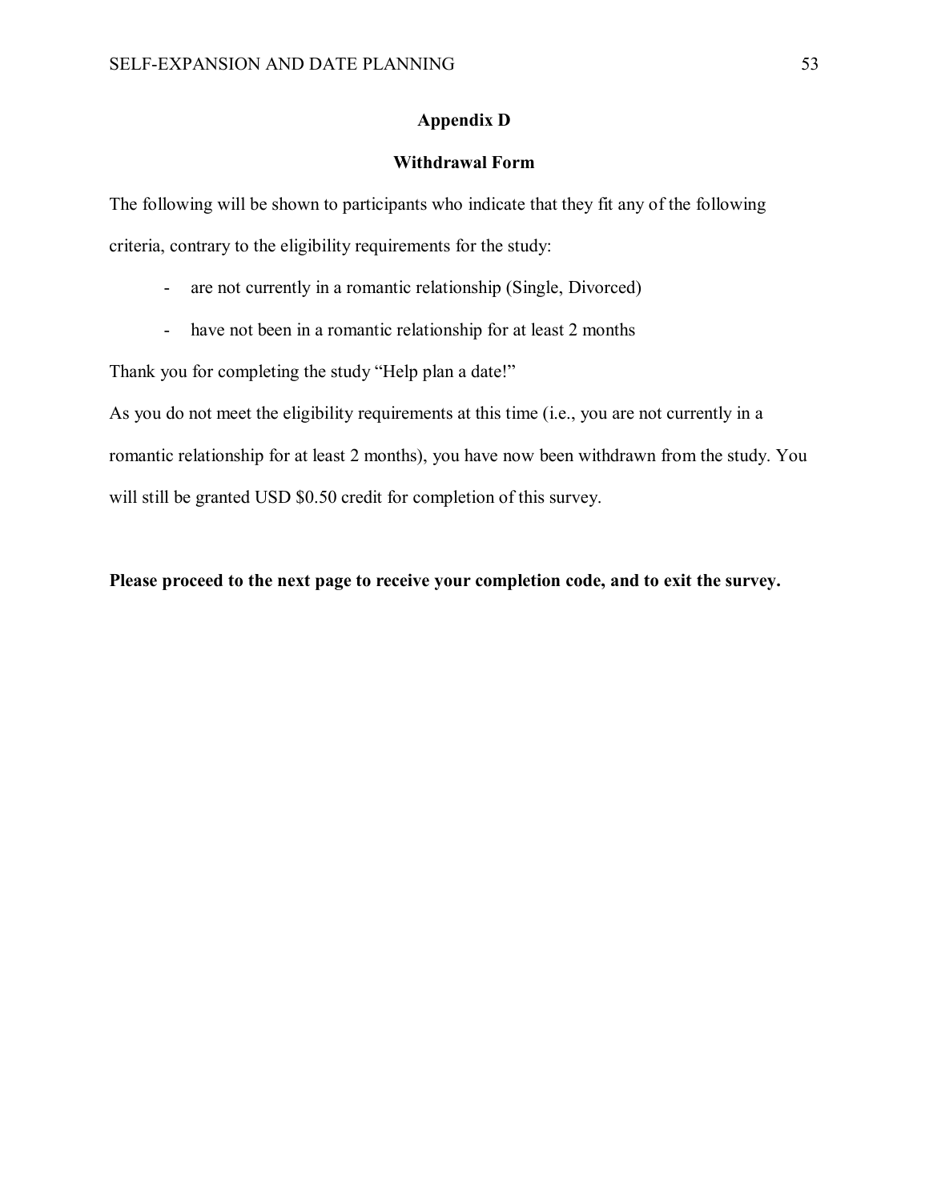## Appendix D

## Withdrawal Form

The following will be shown to participants who indicate that they fit any of the following criteria, contrary to the eligibility requirements for the study:

- are not currently in a romantic relationship (Single, Divorced)
- have not been in a romantic relationship for at least 2 months

Thank you for completing the study "Help plan a date!"

As you do not meet the eligibility requirements at this time (i.e., you are not currently in a romantic relationship for at least 2 months), you have now been withdrawn from the study. You will still be granted USD $0.50 credit for completion of this survey.

**Please proceed to the next page to receive your completion code, and to exit the survey.**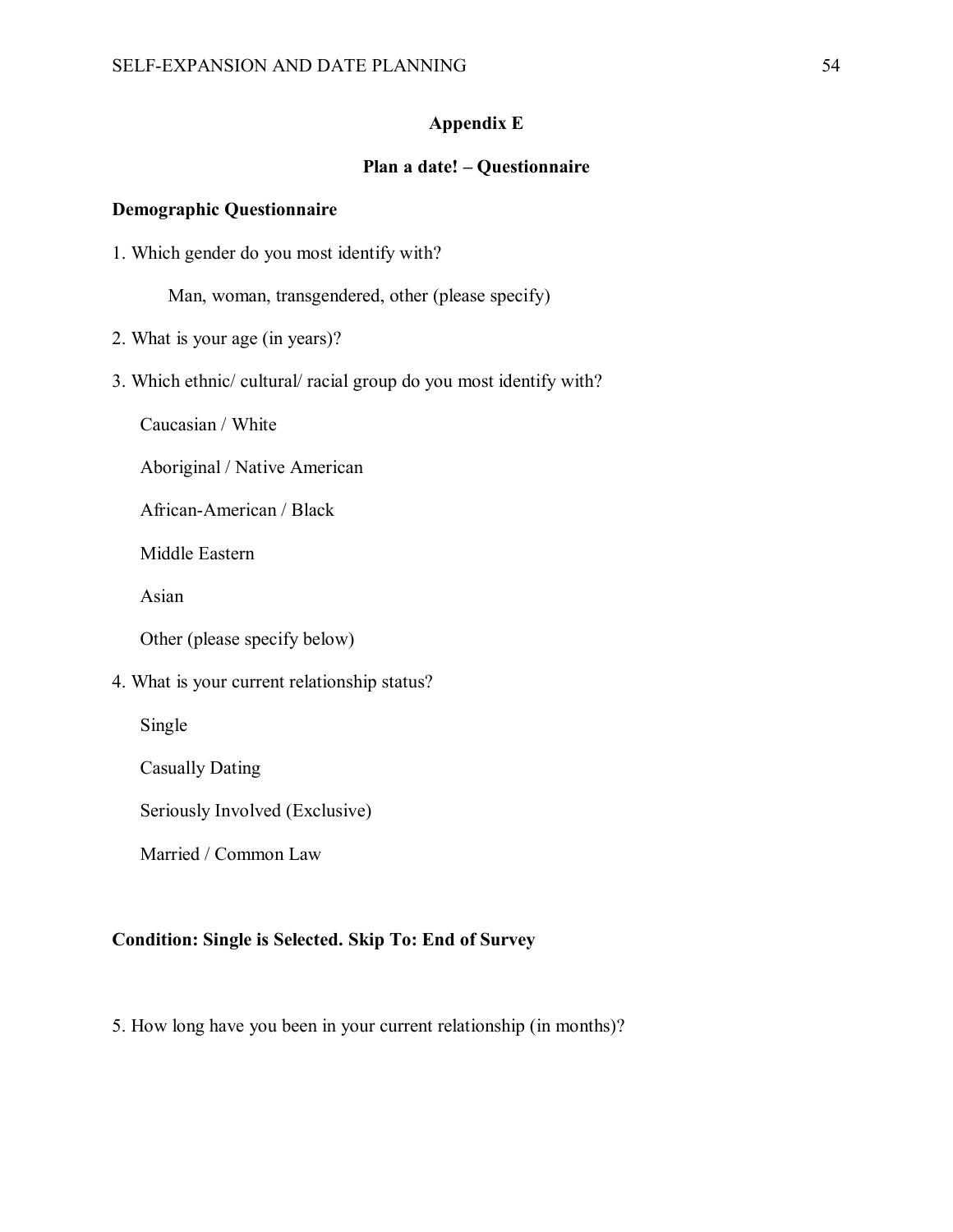## Appendix E

## Plan a date! – Questionnaire

**Demographic Questionnaire**

1. Which gender do you most identify with?

   Man, woman, transgendered, other (please specify)

2. What is your age (in years)?

3. Which ethnic/ cultural/ racial group do you most identify with?

   Caucasian / White

   Aboriginal / Native American

   African-American / Black

   Middle Eastern

   Asian

   Other (please specify below)

4. What is your current relationship status?

   Single

   Casually Dating

   Seriously Involved (Exclusive)

   Married / Common Law

**Condition: Single is Selected. Skip To: End of Survey**

5. How long have you been in your current relationship (in months)?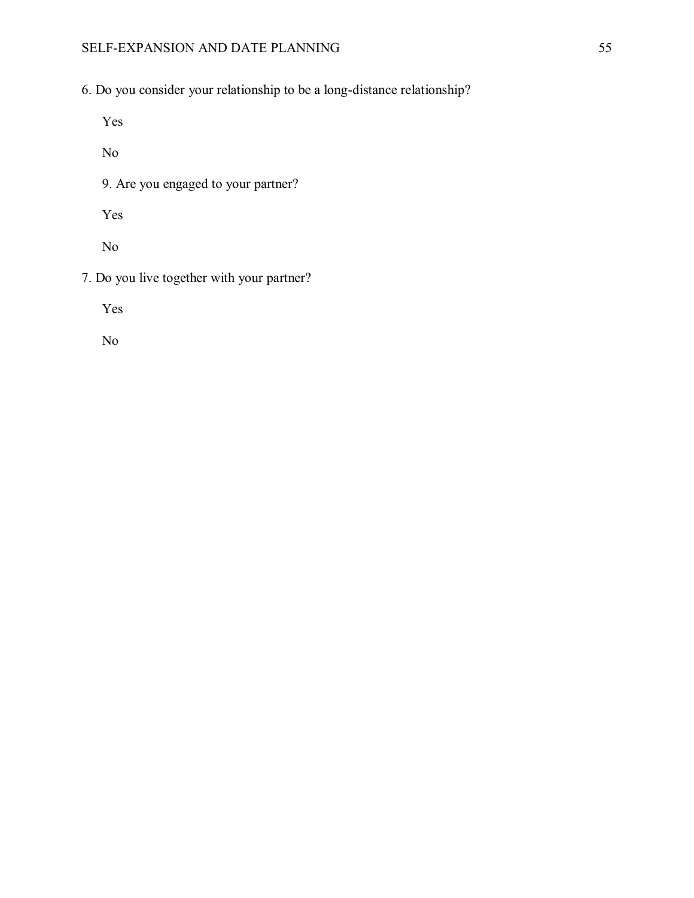6. Do you consider your relationship to be a long-distance relationship?

Yes

No

9. Are you engaged to your partner?

Yes

No

7. Do you live together with your partner?

Yes

No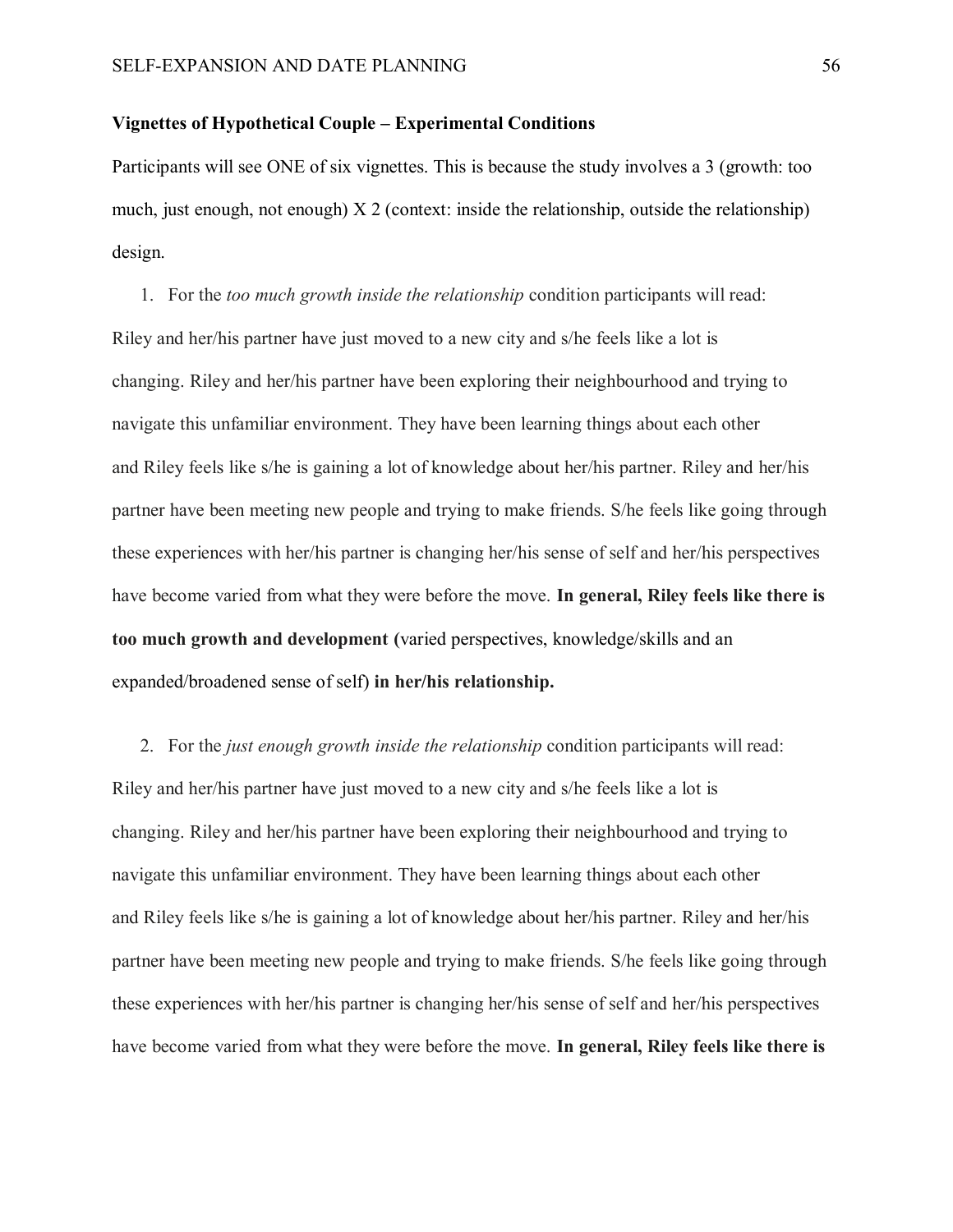**Vignettes of Hypothetical Couple – Experimental Conditions**

Participants will see ONE of six vignettes. This is because the study involves a 3 (growth: too much, just enough, not enough) X 2 (context: inside the relationship, outside the relationship) design.

1. For the *too much growth inside the relationship* condition participants will read:

Riley and her/his partner have just moved to a new city and s/he feels like a lot is changing. Riley and her/his partner have been exploring their neighbourhood and trying to navigate this unfamiliar environment. They have been learning things about each other and Riley feels like s/he is gaining a lot of knowledge about her/his partner. Riley and her/his partner have been meeting new people and trying to make friends. S/he feels like going through these experiences with her/his partner is changing her/his sense of self and her/his perspectives have become varied from what they were before the move. **In general, Riley feels like there is too much growth and development (**varied perspectives, knowledge/skills and an expanded/broadened sense of self) **in her/his relationship.**

2. For the *just enough growth inside the relationship* condition participants will read:

Riley and her/his partner have just moved to a new city and s/he feels like a lot is changing. Riley and her/his partner have been exploring their neighbourhood and trying to navigate this unfamiliar environment. They have been learning things about each other and Riley feels like s/he is gaining a lot of knowledge about her/his partner. Riley and her/his partner have been meeting new people and trying to make friends. S/he feels like going through these experiences with her/his partner is changing her/his sense of self and her/his perspectives have become varied from what they were before the move. **In general, Riley feels like there is**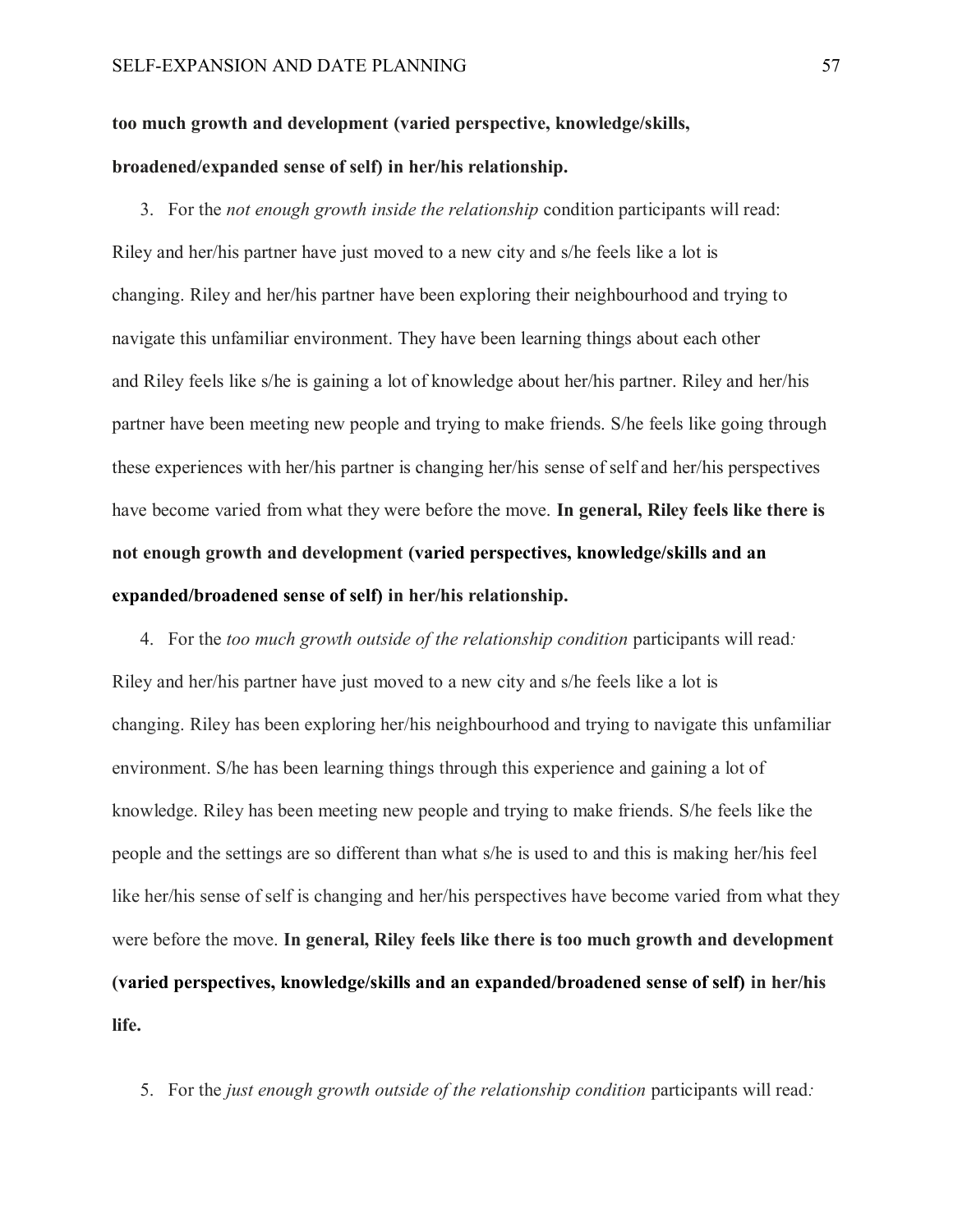**too much growth and development (varied perspective, knowledge/skills, broadened/expanded sense of self) in her/his relationship.**

3. For the *not enough growth inside the relationship* condition participants will read: Riley and her/his partner have just moved to a new city and s/he feels like a lot is changing. Riley and her/his partner have been exploring their neighbourhood and trying to navigate this unfamiliar environment. They have been learning things about each other and Riley feels like s/he is gaining a lot of knowledge about her/his partner. Riley and her/his partner have been meeting new people and trying to make friends. S/he feels like going through these experiences with her/his partner is changing her/his sense of self and her/his perspectives have become varied from what they were before the move. **In general, Riley feels like there is not enough growth and development (varied perspectives, knowledge/skills and an expanded/broadened sense of self) in her/his relationship.**

4. For the *too much growth outside of the relationship condition* participants will read*:* Riley and her/his partner have just moved to a new city and s/he feels like a lot is changing. Riley has been exploring her/his neighbourhood and trying to navigate this unfamiliar environment. S/he has been learning things through this experience and gaining a lot of knowledge. Riley has been meeting new people and trying to make friends. S/he feels like the people and the settings are so different than what s/he is used to and this is making her/his feel like her/his sense of self is changing and her/his perspectives have become varied from what they were before the move. **In general, Riley feels like there is too much growth and development (varied perspectives, knowledge/skills and an expanded/broadened sense of self) in her/his life.**

5. For the *just enough growth outside of the relationship condition* participants will read*:*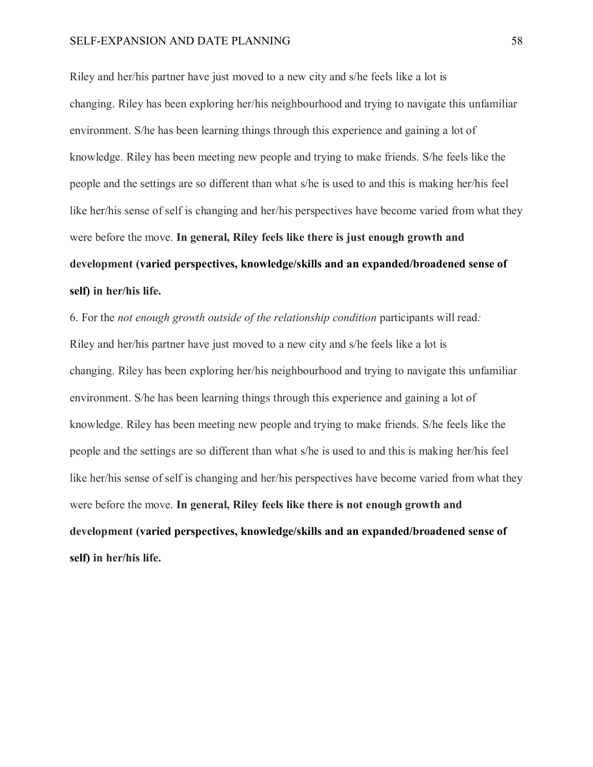Riley and her/his partner have just moved to a new city and s/he feels like a lot is changing. Riley has been exploring her/his neighbourhood and trying to navigate this unfamiliar environment. S/he has been learning things through this experience and gaining a lot of knowledge. Riley has been meeting new people and trying to make friends. S/he feels like the people and the settings are so different than what s/he is used to and this is making her/his feel like her/his sense of self is changing and her/his perspectives have become varied from what they were before the move. **In general, Riley feels like there is just enough growth and development (varied perspectives, knowledge/skills and an expanded/broadened sense of self) in her/his life.**

6. For the *not enough growth outside of the relationship condition* participants will read*:*

Riley and her/his partner have just moved to a new city and s/he feels like a lot is changing. Riley has been exploring her/his neighbourhood and trying to navigate this unfamiliar environment. S/he has been learning things through this experience and gaining a lot of knowledge. Riley has been meeting new people and trying to make friends. S/he feels like the people and the settings are so different than what s/he is used to and this is making her/his feel like her/his sense of self is changing and her/his perspectives have become varied from what they were before the move. **In general, Riley feels like there is not enough growth and development (varied perspectives, knowledge/skills and an expanded/broadened sense of self) in her/his life.**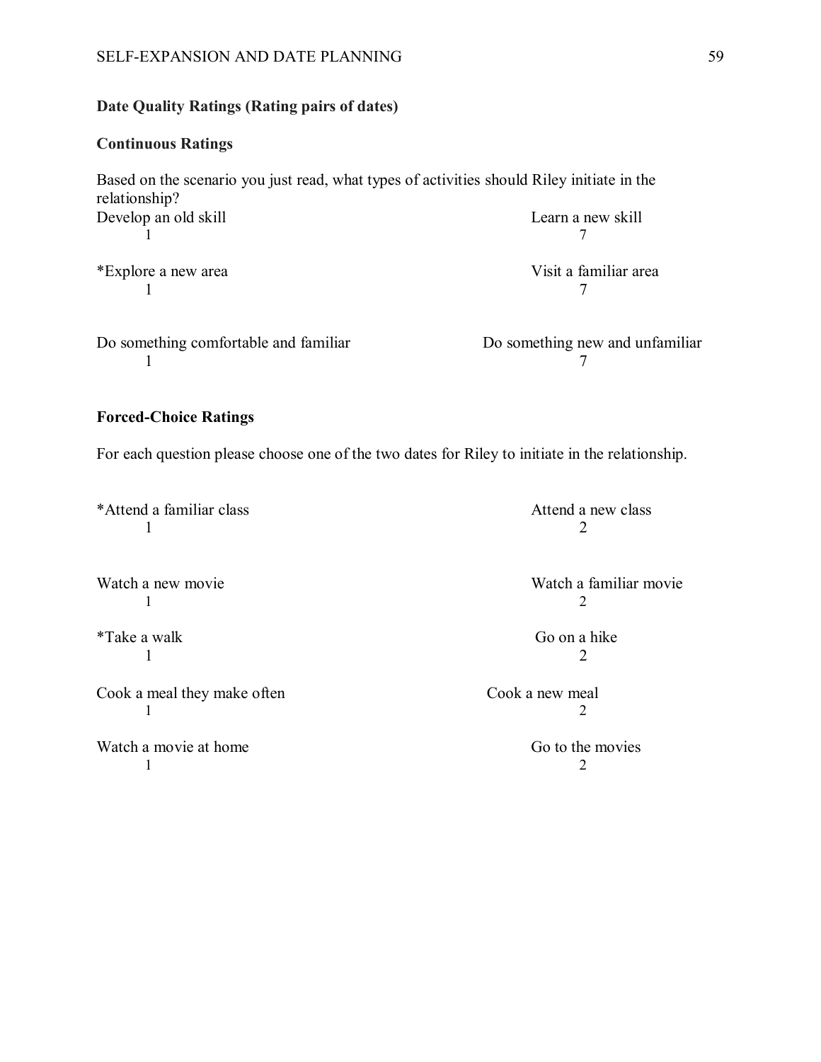**Date Quality Ratings (Rating pairs of dates)**

**Continuous Ratings**

Based on the scenario you just read, what types of activities should Riley initiate in the relationship?

| | |
|---|---|
| Develop an old skill | Learn a new skill |
| 1 | 7 |
| *Explore a new area | Visit a familiar area |
| 1 | 7 |
| Do something comfortable and familiar | Do something new and unfamiliar |
| 1 | 7 |

**Forced-Choice Ratings**

For each question please choose one of the two dates for Riley to initiate in the relationship.

| | |
|---|---|
| *Attend a familiar class | Attend a new class |
| 1 | 2 |
| Watch a new movie | Watch a familiar movie |
| 1 | 2 |
| *Take a walk | Go on a hike |
| 1 | 2 |
| Cook a meal they make often | Cook a new meal |
| 1 | 2 |
| Watch a movie at home | Go to the movies |
| 1 | 2 |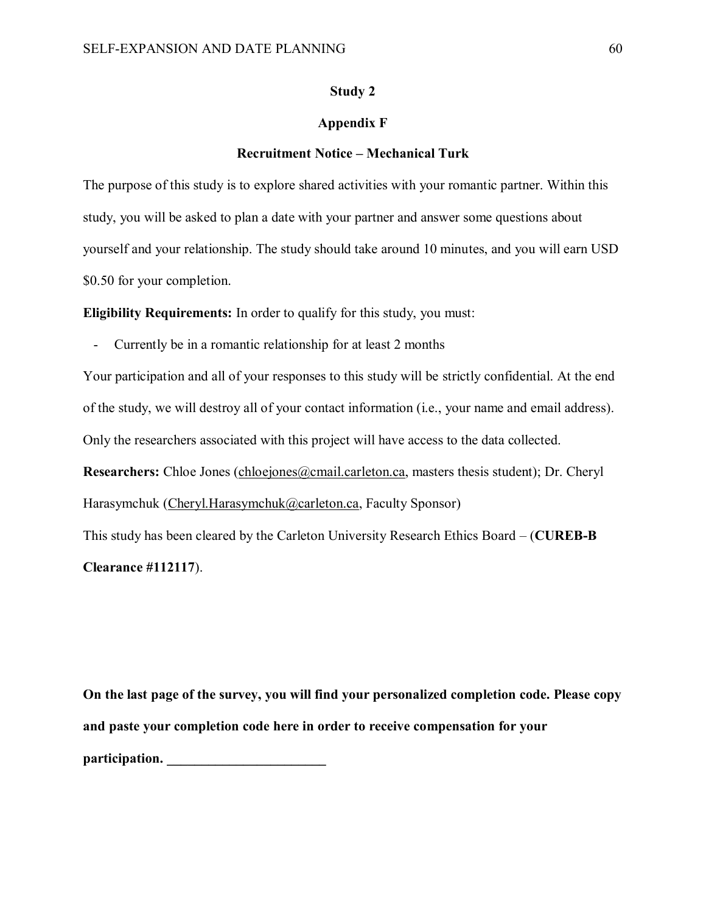**Study 2**

**Appendix F**

**Recruitment Notice – Mechanical Turk**

The purpose of this study is to explore shared activities with your romantic partner. Within this study, you will be asked to plan a date with your partner and answer some questions about yourself and your relationship. The study should take around 10 minutes, and you will earn USD $0.50 for your completion.

**Eligibility Requirements:** In order to qualify for this study, you must:

- Currently be in a romantic relationship for at least 2 months

Your participation and all of your responses to this study will be strictly confidential. At the end of the study, we will destroy all of your contact information (i.e., your name and email address). Only the researchers associated with this project will have access to the data collected.

**Researchers:** Chloe Jones (chloejones@cmail.carleton.ca, masters thesis student); Dr. Cheryl Harasymchuk (Cheryl.Harasymchuk@carleton.ca, Faculty Sponsor)

This study has been cleared by the Carleton University Research Ethics Board – (**CUREB-B Clearance #112117**).

**On the last page of the survey, you will find your personalized completion code. Please copy and paste your completion code here in order to receive compensation for your participation. _______________________**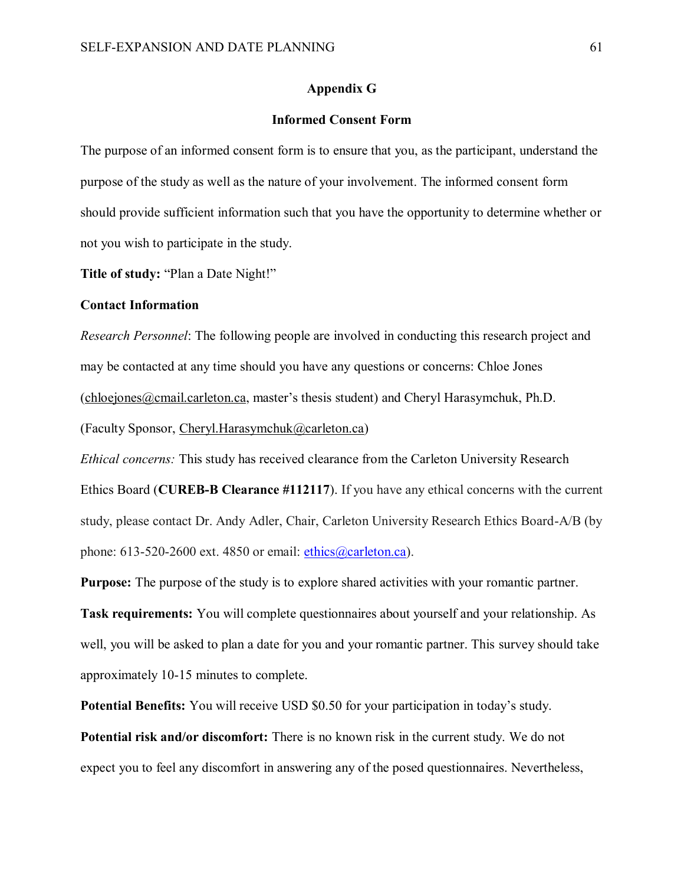## Appendix G

## Informed Consent Form

The purpose of an informed consent form is to ensure that you, as the participant, understand the purpose of the study as well as the nature of your involvement. The informed consent form should provide sufficient information such that you have the opportunity to determine whether or not you wish to participate in the study.

**Title of study:** "Plan a Date Night!"

**Contact Information**

*Research Personnel*: The following people are involved in conducting this research project and may be contacted at any time should you have any questions or concerns: Chloe Jones (chloejones@cmail.carleton.ca, master's thesis student) and Cheryl Harasymchuk, Ph.D. (Faculty Sponsor, Cheryl.Harasymchuk@carleton.ca)

*Ethical concerns:* This study has received clearance from the Carleton University Research Ethics Board (**CUREB-B Clearance #112117**). If you have any ethical concerns with the current study, please contact Dr. Andy Adler, Chair, Carleton University Research Ethics Board-A/B (by phone: 613-520-2600 ext. 4850 or email: ethics@carleton.ca).

**Purpose:** The purpose of the study is to explore shared activities with your romantic partner.

**Task requirements:** You will complete questionnaires about yourself and your relationship. As well, you will be asked to plan a date for you and your romantic partner. This survey should take approximately 10-15 minutes to complete.

**Potential Benefits:** You will receive USD $0.50 for your participation in today's study.

**Potential risk and/or discomfort:** There is no known risk in the current study. We do not expect you to feel any discomfort in answering any of the posed questionnaires. Nevertheless,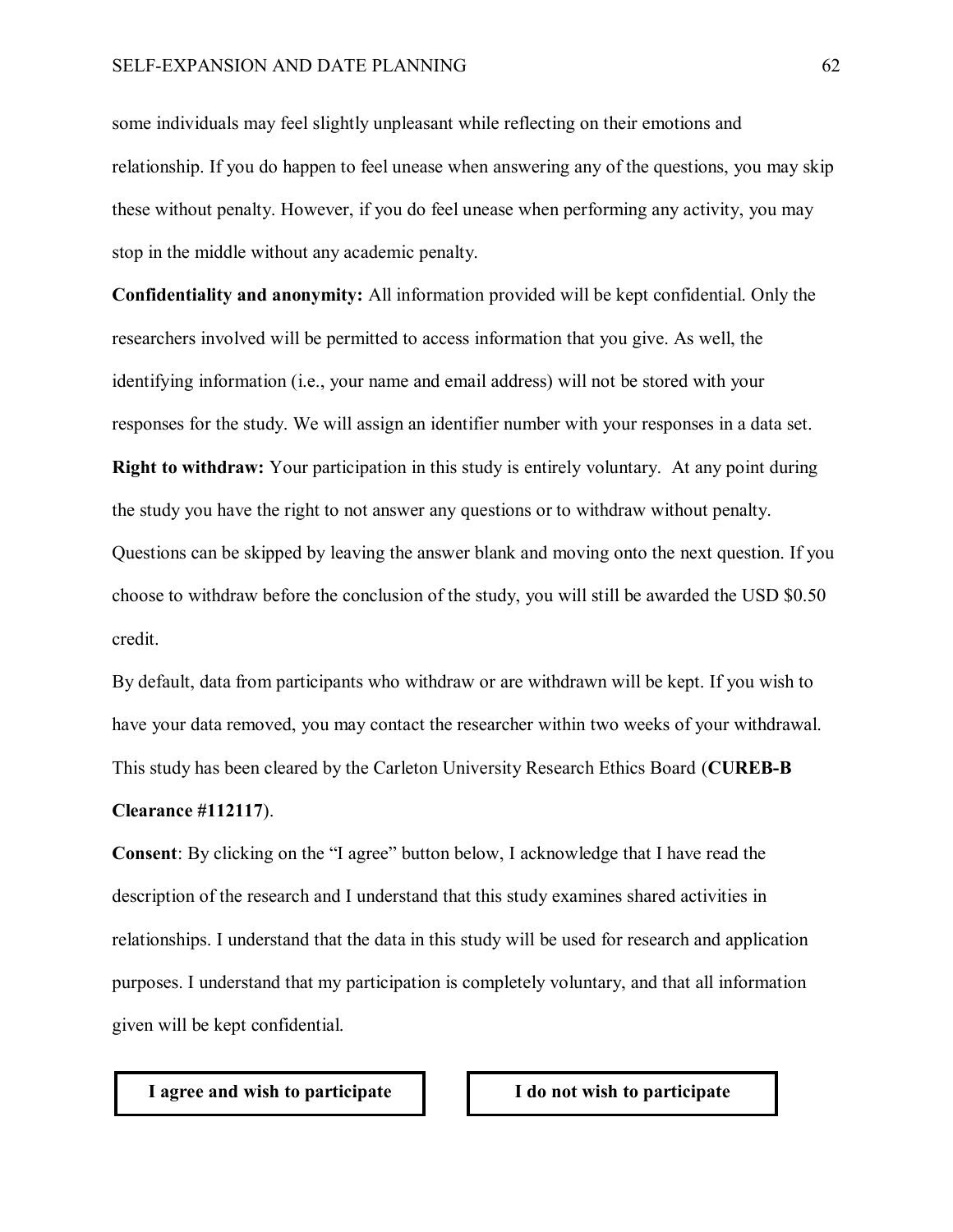some individuals may feel slightly unpleasant while reflecting on their emotions and relationship. If you do happen to feel unease when answering any of the questions, you may skip these without penalty. However, if you do feel unease when performing any activity, you may stop in the middle without any academic penalty.

**Confidentiality and anonymity:** All information provided will be kept confidential. Only the researchers involved will be permitted to access information that you give. As well, the identifying information (i.e., your name and email address) will not be stored with your responses for the study. We will assign an identifier number with your responses in a data set.

**Right to withdraw:** Your participation in this study is entirely voluntary. At any point during the study you have the right to not answer any questions or to withdraw without penalty. Questions can be skipped by leaving the answer blank and moving onto the next question. If you choose to withdraw before the conclusion of the study, you will still be awarded the USD $0.50 credit.

By default, data from participants who withdraw or are withdrawn will be kept. If you wish to have your data removed, you may contact the researcher within two weeks of your withdrawal. This study has been cleared by the Carleton University Research Ethics Board (**CUREB-B Clearance #112117**).

**Consent**: By clicking on the "I agree" button below, I acknowledge that I have read the description of the research and I understand that this study examines shared activities in relationships. I understand that the data in this study will be used for research and application purposes. I understand that my participation is completely voluntary, and that all information given will be kept confidential.

| **I agree and wish to participate** | **I do not wish to participate** |
|---|---|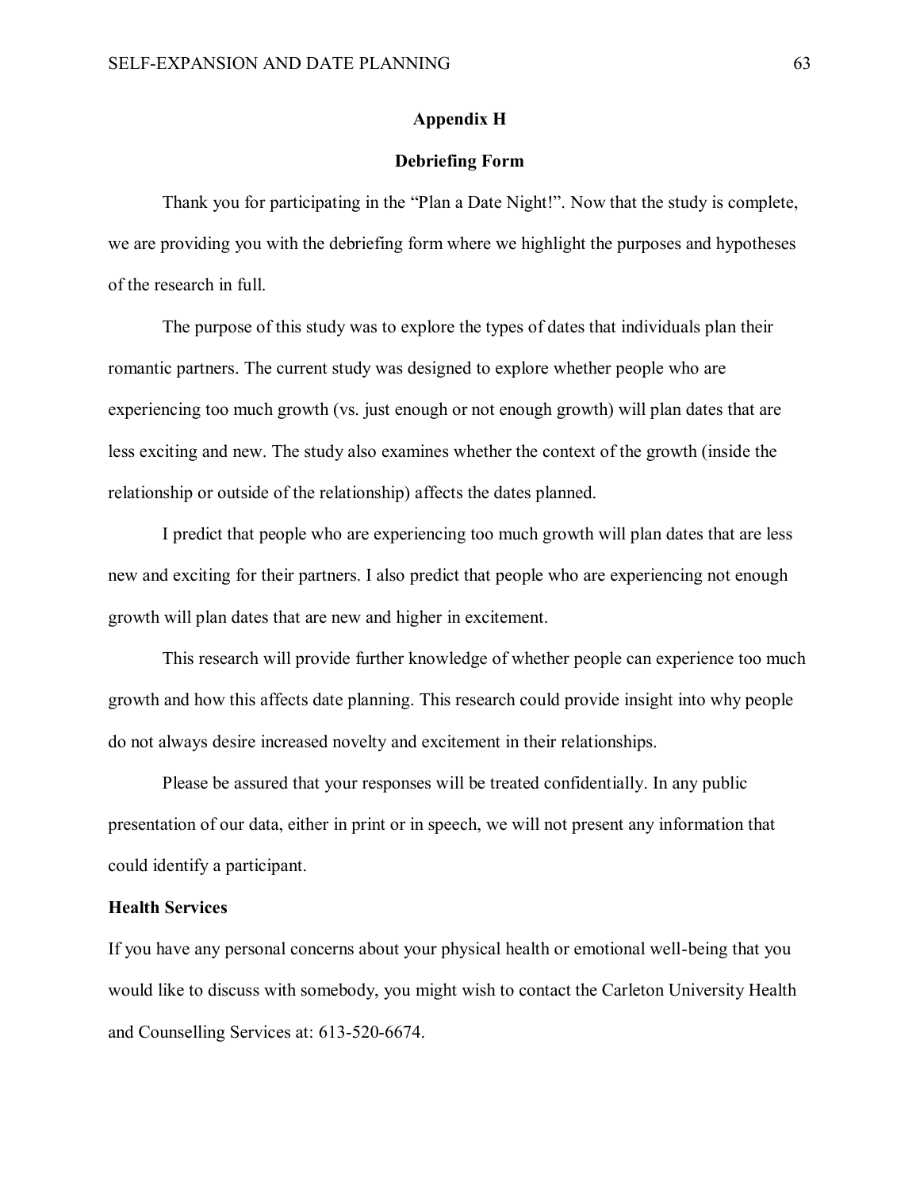## Appendix H

## Debriefing Form

Thank you for participating in the "Plan a Date Night!". Now that the study is complete, we are providing you with the debriefing form where we highlight the purposes and hypotheses of the research in full.

The purpose of this study was to explore the types of dates that individuals plan their romantic partners. The current study was designed to explore whether people who are experiencing too much growth (vs. just enough or not enough growth) will plan dates that are less exciting and new. The study also examines whether the context of the growth (inside the relationship or outside of the relationship) affects the dates planned.

I predict that people who are experiencing too much growth will plan dates that are less new and exciting for their partners. I also predict that people who are experiencing not enough growth will plan dates that are new and higher in excitement.

This research will provide further knowledge of whether people can experience too much growth and how this affects date planning. This research could provide insight into why people do not always desire increased novelty and excitement in their relationships.

Please be assured that your responses will be treated confidentially. In any public presentation of our data, either in print or in speech, we will not present any information that could identify a participant.

**Health Services**

If you have any personal concerns about your physical health or emotional well-being that you would like to discuss with somebody, you might wish to contact the Carleton University Health and Counselling Services at: 613-520-6674.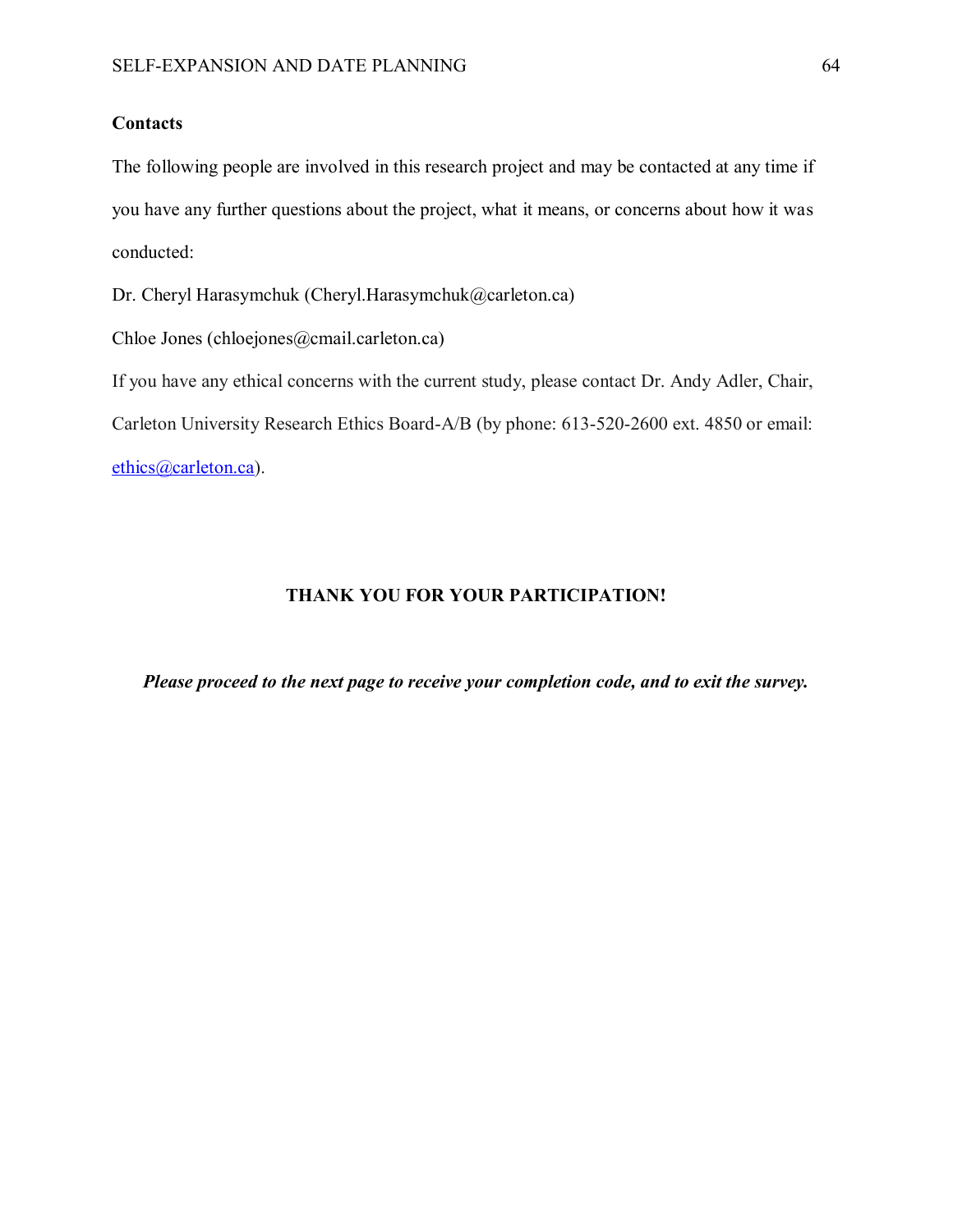**Contacts**

The following people are involved in this research project and may be contacted at any time if you have any further questions about the project, what it means, or concerns about how it was conducted:

Dr. Cheryl Harasymchuk (Cheryl.Harasymchuk@carleton.ca)

Chloe Jones (chloejones@cmail.carleton.ca)

If you have any ethical concerns with the current study, please contact Dr. Andy Adler, Chair, Carleton University Research Ethics Board-A/B (by phone: 613-520-2600 ext. 4850 or email: ethics@carleton.ca).

**THANK YOU FOR YOUR PARTICIPATION!**

***Please proceed to the next page to receive your completion code, and to exit the survey.***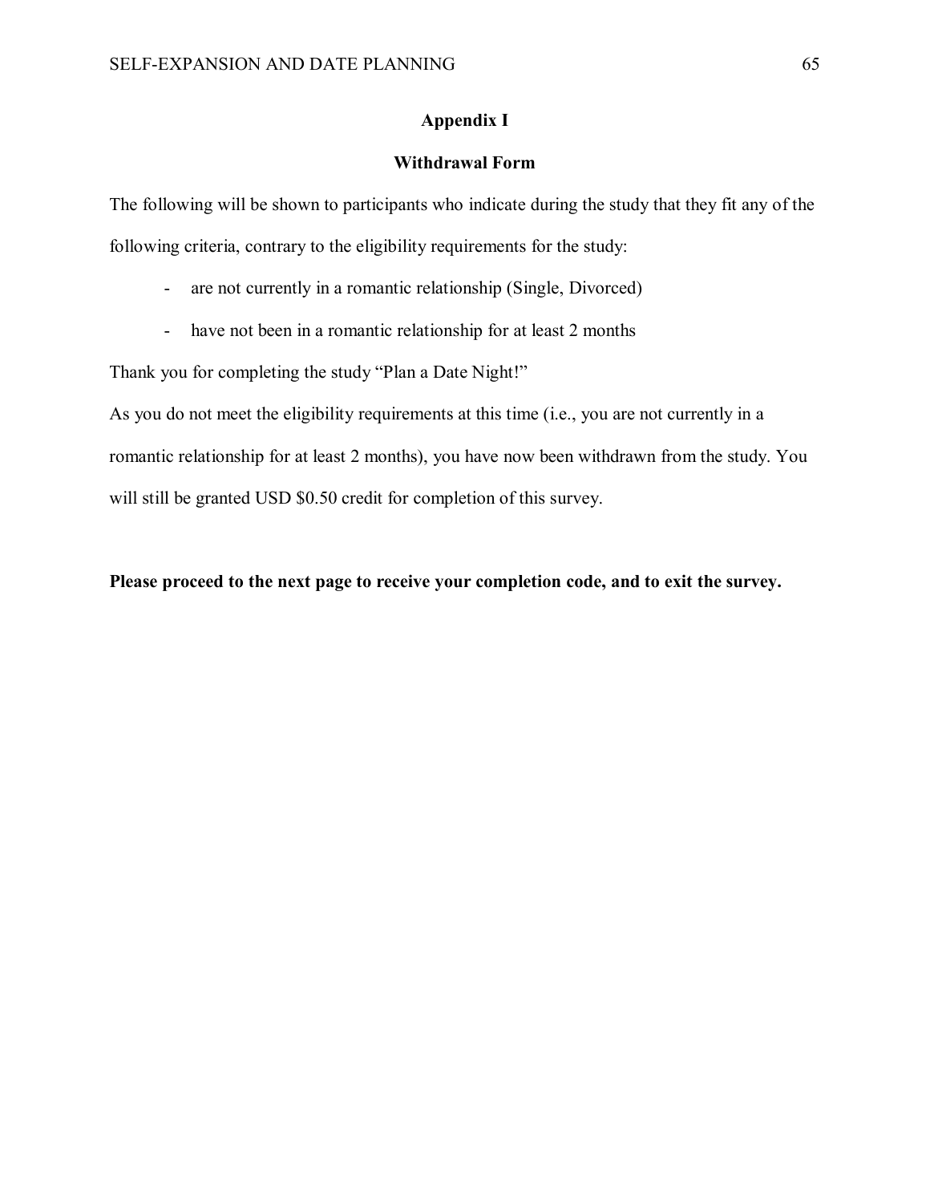## Appendix I

### Withdrawal Form

The following will be shown to participants who indicate during the study that they fit any of the following criteria, contrary to the eligibility requirements for the study:

- are not currently in a romantic relationship (Single, Divorced)
- have not been in a romantic relationship for at least 2 months

Thank you for completing the study "Plan a Date Night!"

As you do not meet the eligibility requirements at this time (i.e., you are not currently in a romantic relationship for at least 2 months), you have now been withdrawn from the study. You will still be granted USD $0.50 credit for completion of this survey.

**Please proceed to the next page to receive your completion code, and to exit the survey.**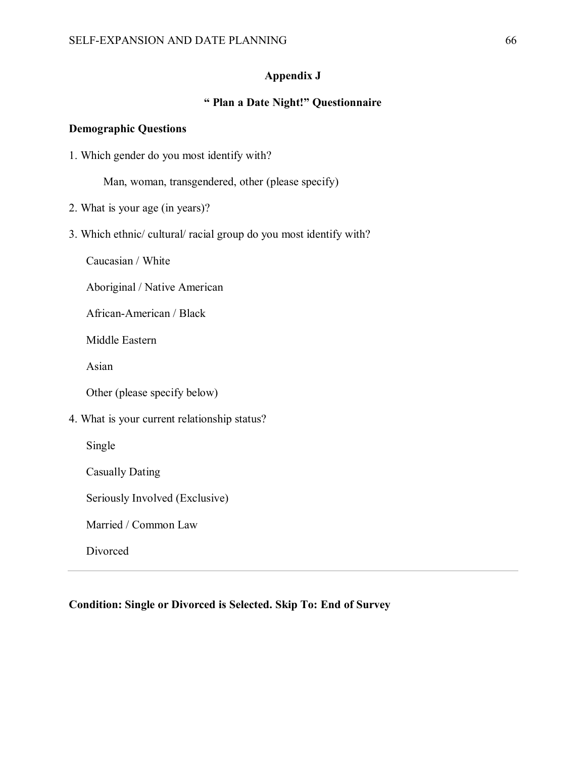## Appendix J

## " Plan a Date Night!" Questionnaire

**Demographic Questions**

1. Which gender do you most identify with?

    Man, woman, transgendered, other (please specify)

2. What is your age (in years)?

3. Which ethnic/ cultural/ racial group do you most identify with?

    Caucasian / White

    Aboriginal / Native American

    African-American / Black

    Middle Eastern

    Asian

    Other (please specify below)

4. What is your current relationship status?

    Single

    Casually Dating

    Seriously Involved (Exclusive)

    Married / Common Law

    Divorced

---

**Condition: Single or Divorced is Selected. Skip To: End of Survey**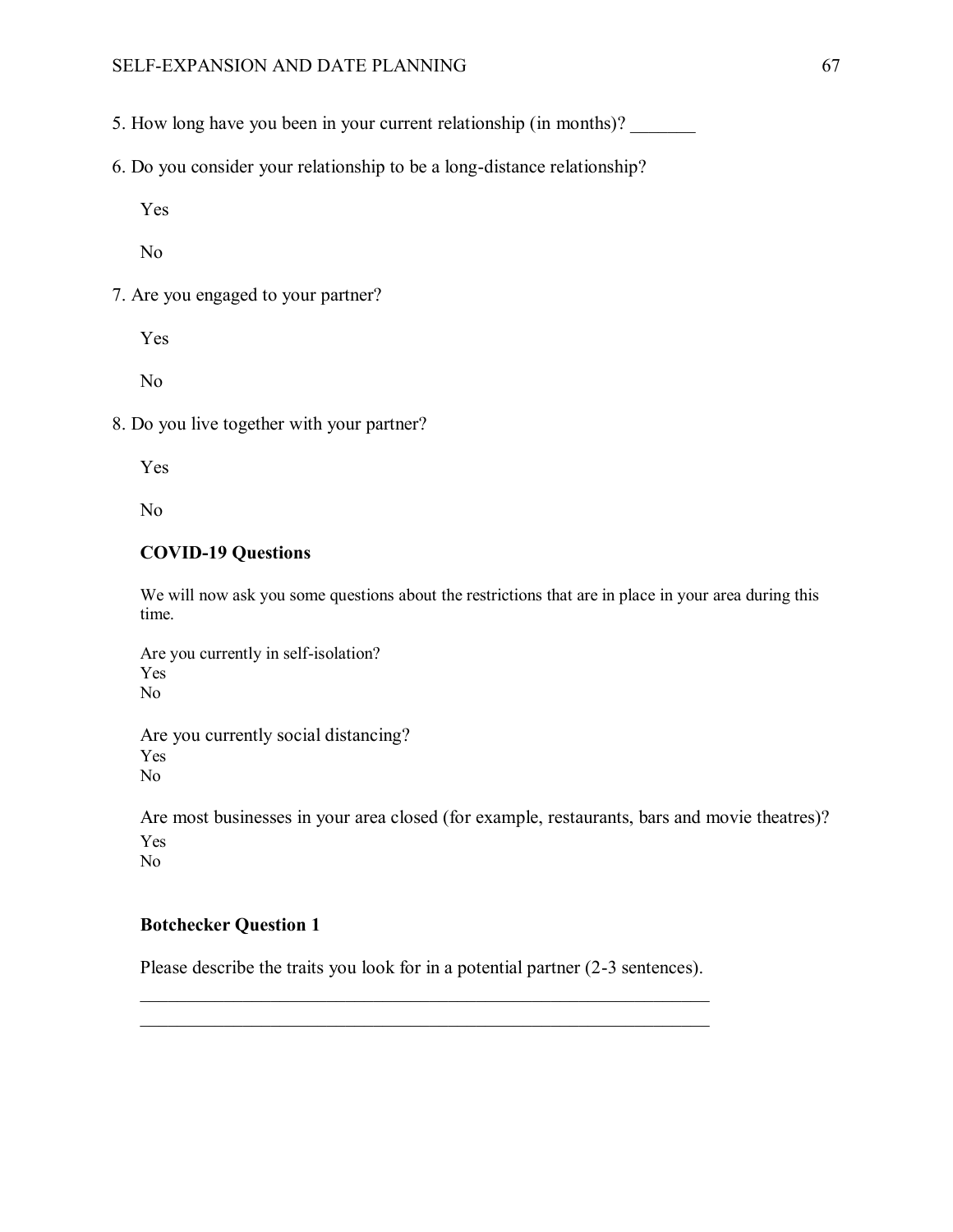5. How long have you been in your current relationship (in months)? _______

6. Do you consider your relationship to be a long-distance relationship?

Yes

No

7. Are you engaged to your partner?

Yes

No

8. Do you live together with your partner?

Yes

No

**COVID-19 Questions**

We will now ask you some questions about the restrictions that are in place in your area during this time.

Are you currently in self-isolation?
Yes
No

Are you currently social distancing?
Yes
No

Are most businesses in your area closed (for example, restaurants, bars and movie theatres)?
Yes
No

**Botchecker Question 1**

Please describe the traits you look for in a potential partner (2-3 sentences).

_______________________________________________________________

_______________________________________________________________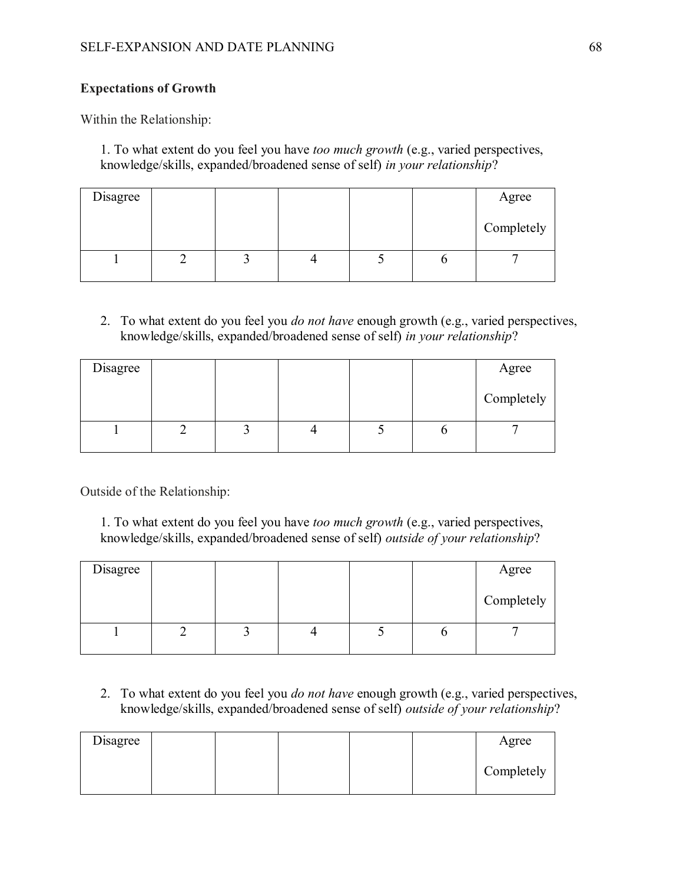**Expectations of Growth**

Within the Relationship:

1. To what extent do you feel you have *too much growth* (e.g., varied perspectives, knowledge/skills, expanded/broadened sense of self) *in your relationship*?

| Disagree | | | | | | Agree Completely |
|---|---|---|---|---|---|---|
| 1 | 2 | 3 | 4 | 5 | 6 | 7 |

2. To what extent do you feel you *do not have* enough growth (e.g., varied perspectives, knowledge/skills, expanded/broadened sense of self) *in your relationship*?

| Disagree | | | | | | Agree Completely |
|---|---|---|---|---|---|---|
| 1 | 2 | 3 | 4 | 5 | 6 | 7 |

Outside of the Relationship:

1. To what extent do you feel you have *too much growth* (e.g., varied perspectives, knowledge/skills, expanded/broadened sense of self) *outside of your relationship*?

| Disagree | | | | | | Agree Completely |
|---|---|---|---|---|---|---|
| 1 | 2 | 3 | 4 | 5 | 6 | 7 |

2. To what extent do you feel you *do not have* enough growth (e.g., varied perspectives, knowledge/skills, expanded/broadened sense of self) *outside of your relationship*?

| Disagree | | | | | | Agree Completely |
|---|---|---|---|---|---|---|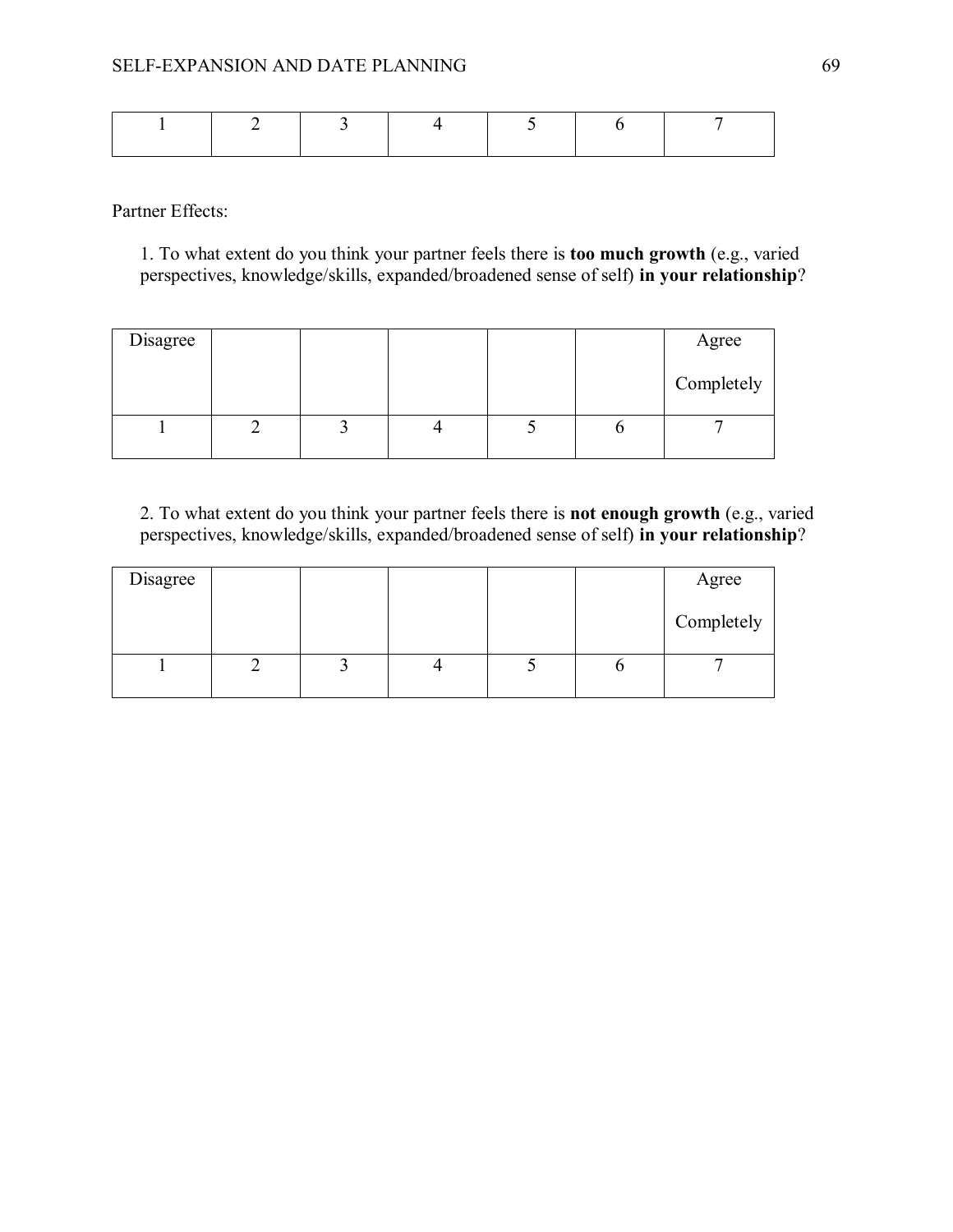| 1 | 2 | 3 | 4 | 5 | 6 | 7 |
|---|---|---|---|---|---|---|

Partner Effects:

1. To what extent do you think your partner feels there is **too much growth** (e.g., varied perspectives, knowledge/skills, expanded/broadened sense of self) **in your relationship**?

| Disagree | | | | | | Agree Completely |
|---|---|---|---|---|---|---|
| 1 | 2 | 3 | 4 | 5 | 6 | 7 |

2. To what extent do you think your partner feels there is **not enough growth** (e.g., varied perspectives, knowledge/skills, expanded/broadened sense of self) **in your relationship**?

| Disagree | | | | | | Agree Completely |
|---|---|---|---|---|---|---|
| 1 | 2 | 3 | 4 | 5 | 6 | 7 |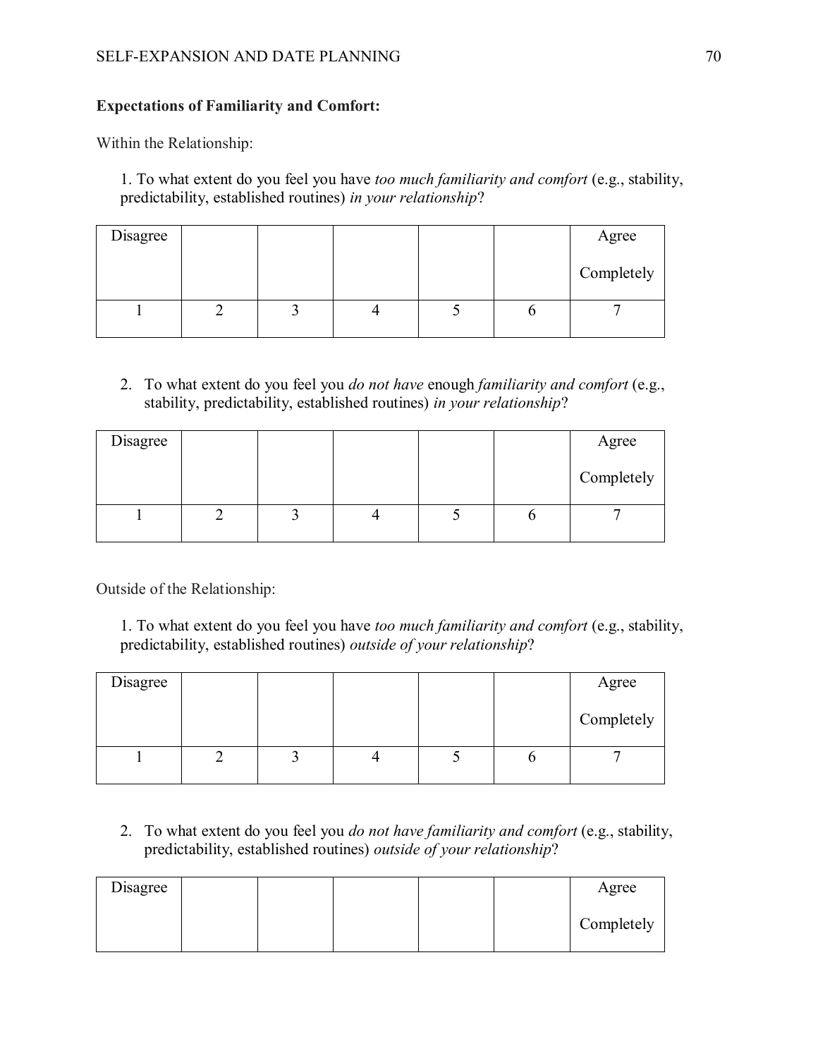**Expectations of Familiarity and Comfort:**

Within the Relationship:

1. To what extent do you feel you have *too much familiarity and comfort* (e.g., stability, predictability, established routines) *in your relationship*?

| Disagree | | | | | | Agree Completely |
|---|---|---|---|---|---|---|
| 1 | 2 | 3 | 4 | 5 | 6 | 7 |

2. To what extent do you feel you *do not have* enough *familiarity and comfort* (e.g., stability, predictability, established routines) *in your relationship*?

| Disagree | | | | | | Agree Completely |
|---|---|---|---|---|---|---|
| 1 | 2 | 3 | 4 | 5 | 6 | 7 |

Outside of the Relationship:

1. To what extent do you feel you have *too much familiarity and comfort* (e.g., stability, predictability, established routines) *outside of your relationship*?

| Disagree | | | | | | Agree Completely |
|---|---|---|---|---|---|---|
| 1 | 2 | 3 | 4 | 5 | 6 | 7 |

2. To what extent do you feel you *do not have familiarity and comfort* (e.g., stability, predictability, established routines) *outside of your relationship*?

| Disagree | | | | | | Agree Completely |
|---|---|---|---|---|---|---|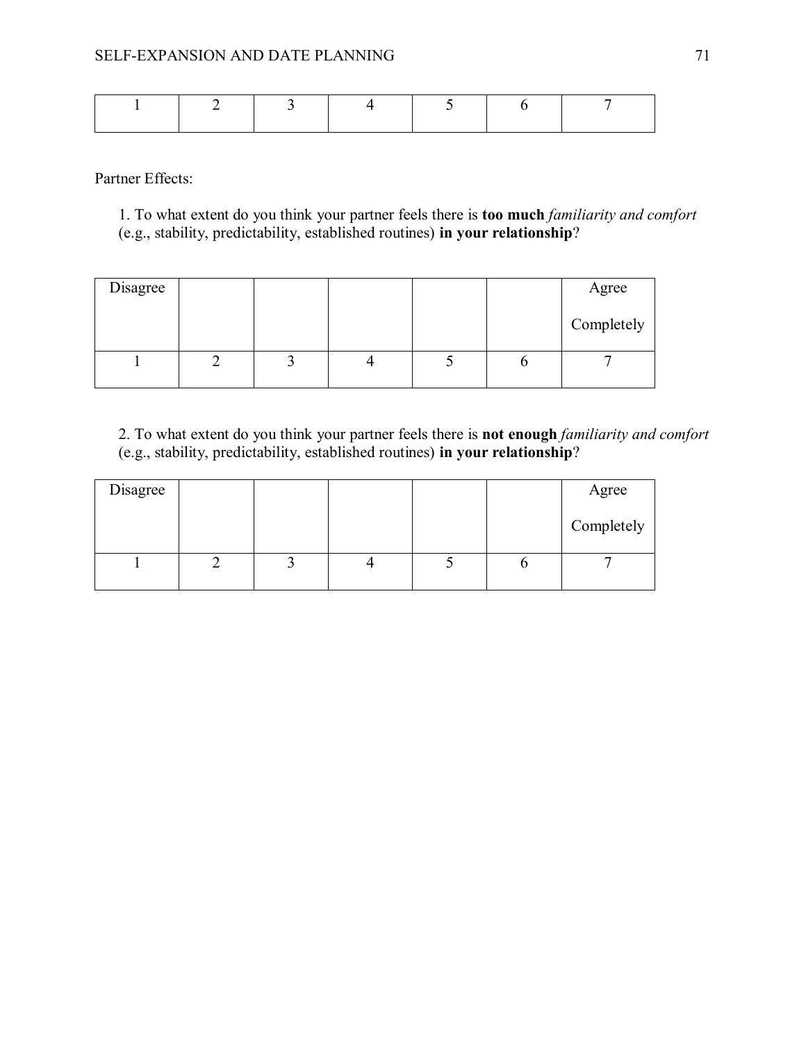| 1 | 2 | 3 | 4 | 5 | 6 | 7 |
|---|---|---|---|---|---|---|

Partner Effects:

1. To what extent do you think your partner feels there is **too much** *familiarity and comfort* (e.g., stability, predictability, established routines) **in your relationship**?

| Disagree | | | | | | Agree Completely |
|---|---|---|---|---|---|---|
| 1 | 2 | 3 | 4 | 5 | 6 | 7 |

2. To what extent do you think your partner feels there is **not enough** *familiarity and comfort* (e.g., stability, predictability, established routines) **in your relationship**?

| Disagree | | | | | | Agree Completely |
|---|---|---|---|---|---|---|
| 1 | 2 | 3 | 4 | 5 | 6 | 7 |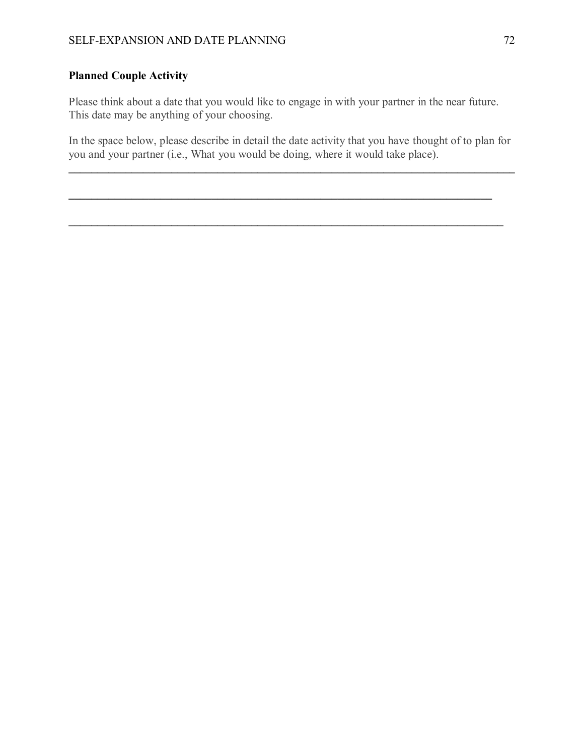**Planned Couple Activity**

Please think about a date that you would like to engage in with your partner in the near future. This date may be anything of your choosing.

In the space below, please describe in detail the date activity that you have thought of to plan for you and your partner (i.e., What you would be doing, where it would take place).

\_\_\_\_\_\_\_\_\_\_\_\_\_\_\_\_\_\_\_\_\_\_\_\_\_\_\_\_\_\_\_\_\_\_\_\_\_\_\_\_\_\_\_\_\_\_\_\_\_\_\_\_\_\_\_\_\_\_\_\_\_\_\_\_\_\_\_\_\_\_\_\_\_\_\_\_

\_\_\_\_\_\_\_\_\_\_\_\_\_\_\_\_\_\_\_\_\_\_\_\_\_\_\_\_\_\_\_\_\_\_\_\_\_\_\_\_\_\_\_\_\_\_\_\_\_\_\_\_\_\_\_\_\_\_\_\_\_\_\_\_\_\_\_\_\_\_\_\_\_\_

\_\_\_\_\_\_\_\_\_\_\_\_\_\_\_\_\_\_\_\_\_\_\_\_\_\_\_\_\_\_\_\_\_\_\_\_\_\_\_\_\_\_\_\_\_\_\_\_\_\_\_\_\_\_\_\_\_\_\_\_\_\_\_\_\_\_\_\_\_\_\_\_\_\_\_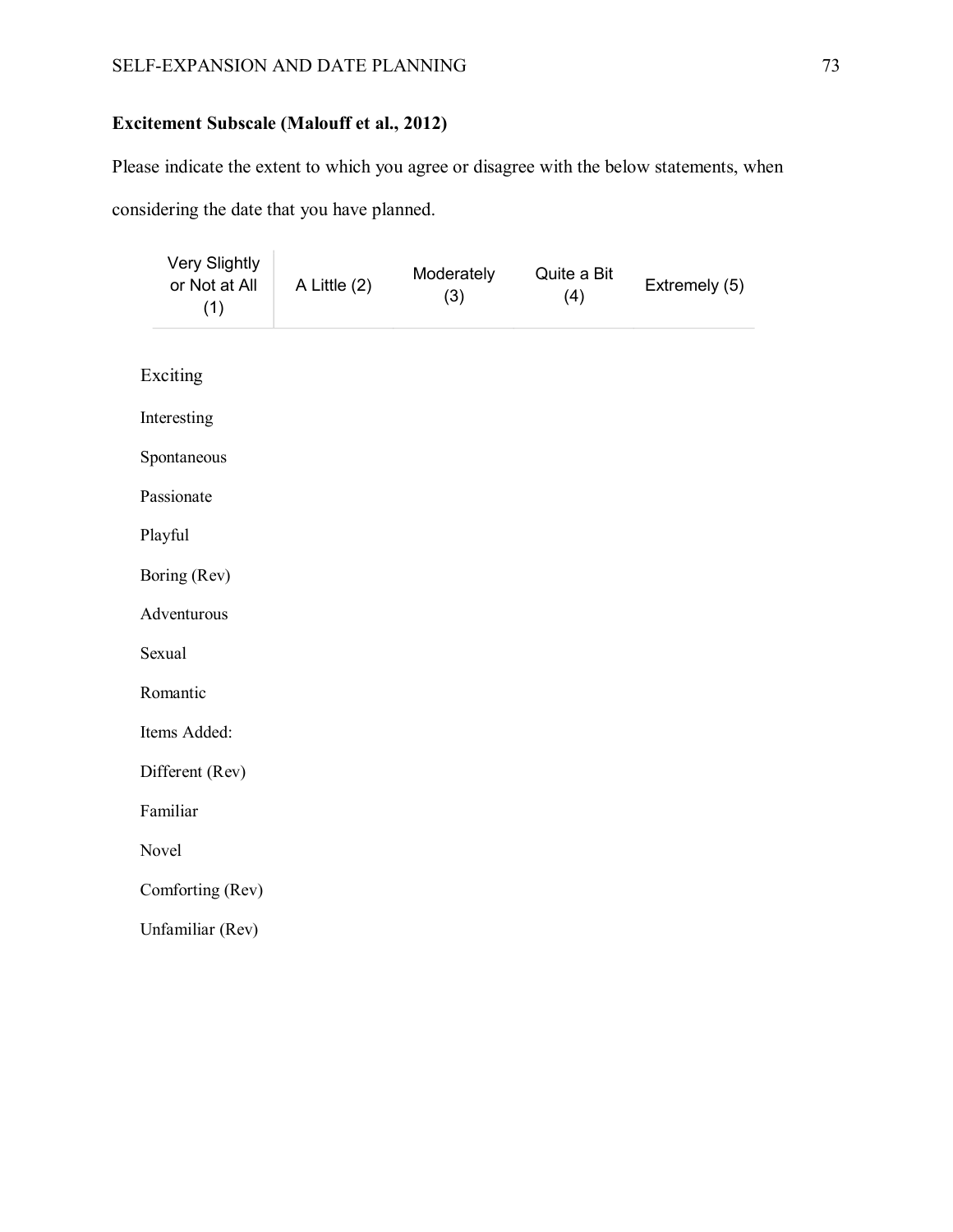**Excitement Subscale (Malouff et al., 2012)**

Please indicate the extent to which you agree or disagree with the below statements, when considering the date that you have planned.

| Very Slightly or Not at All (1) | A Little (2) | Moderately (3) | Quite a Bit (4) | Extremely (5) |
|---|---|---|---|---|

Exciting

Interesting

Spontaneous

Passionate

Playful

Boring (Rev)

Adventurous

Sexual

Romantic

Items Added:

Different (Rev)

Familiar

Novel

Comforting (Rev)

Unfamiliar (Rev)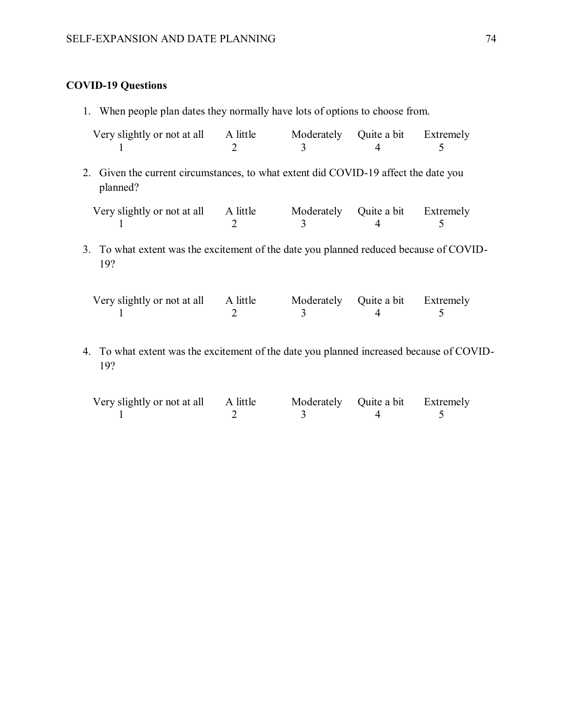**COVID-19 Questions**

1. When people plan dates they normally have lots of options to choose from.

| Very slightly or not at all | A little | Moderately | Quite a bit | Extremely |
|---|---|---|---|---|
| 1 | 2 | 3 | 4 | 5 |

2. Given the current circumstances, to what extent did COVID-19 affect the date you planned?

| Very slightly or not at all | A little | Moderately | Quite a bit | Extremely |
|---|---|---|---|---|
| 1 | 2 | 3 | 4 | 5 |

3. To what extent was the excitement of the date you planned reduced because of COVID-19?

| Very slightly or not at all | A little | Moderately | Quite a bit | Extremely |
|---|---|---|---|---|
| 1 | 2 | 3 | 4 | 5 |

4. To what extent was the excitement of the date you planned increased because of COVID-19?

| Very slightly or not at all | A little | Moderately | Quite a bit | Extremely |
|---|---|---|---|---|
| 1 | 2 | 3 | 4 | 5 |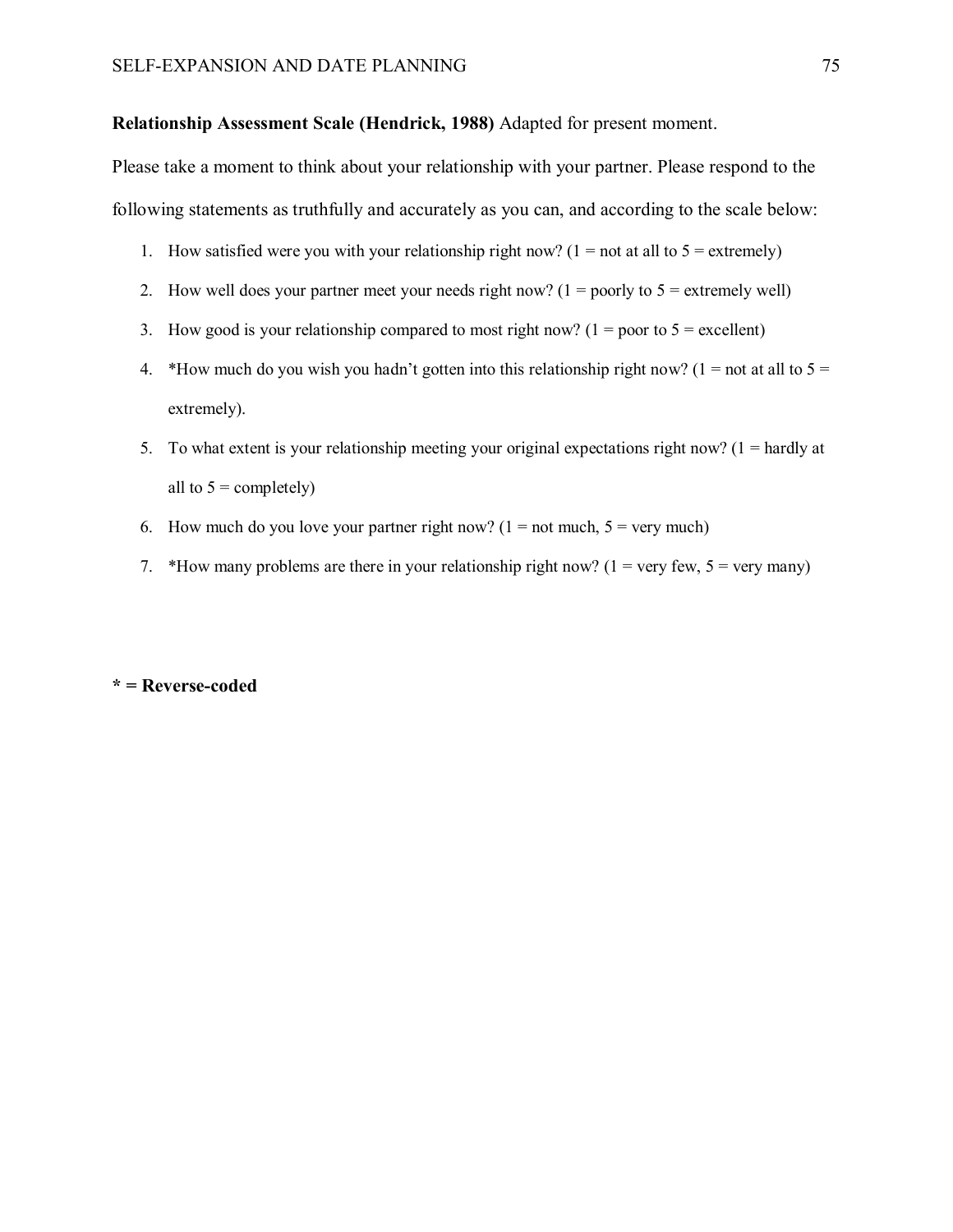**Relationship Assessment Scale (Hendrick, 1988)** Adapted for present moment.

Please take a moment to think about your relationship with your partner. Please respond to the following statements as truthfully and accurately as you can, and according to the scale below:

1. How satisfied were you with your relationship right now? (1 = not at all to 5 = extremely)
2. How well does your partner meet your needs right now? (1 = poorly to 5 = extremely well)
3. How good is your relationship compared to most right now? (1 = poor to 5 = excellent)
4. *How much do you wish you hadn't gotten into this relationship right now? (1 = not at all to 5 = extremely).
5. To what extent is your relationship meeting your original expectations right now? (1 = hardly at all to 5 = completely)
6. How much do you love your partner right now? (1 = not much, 5 = very much)
7. *How many problems are there in your relationship right now? (1 = very few, 5 = very many)

**\* = Reverse-coded**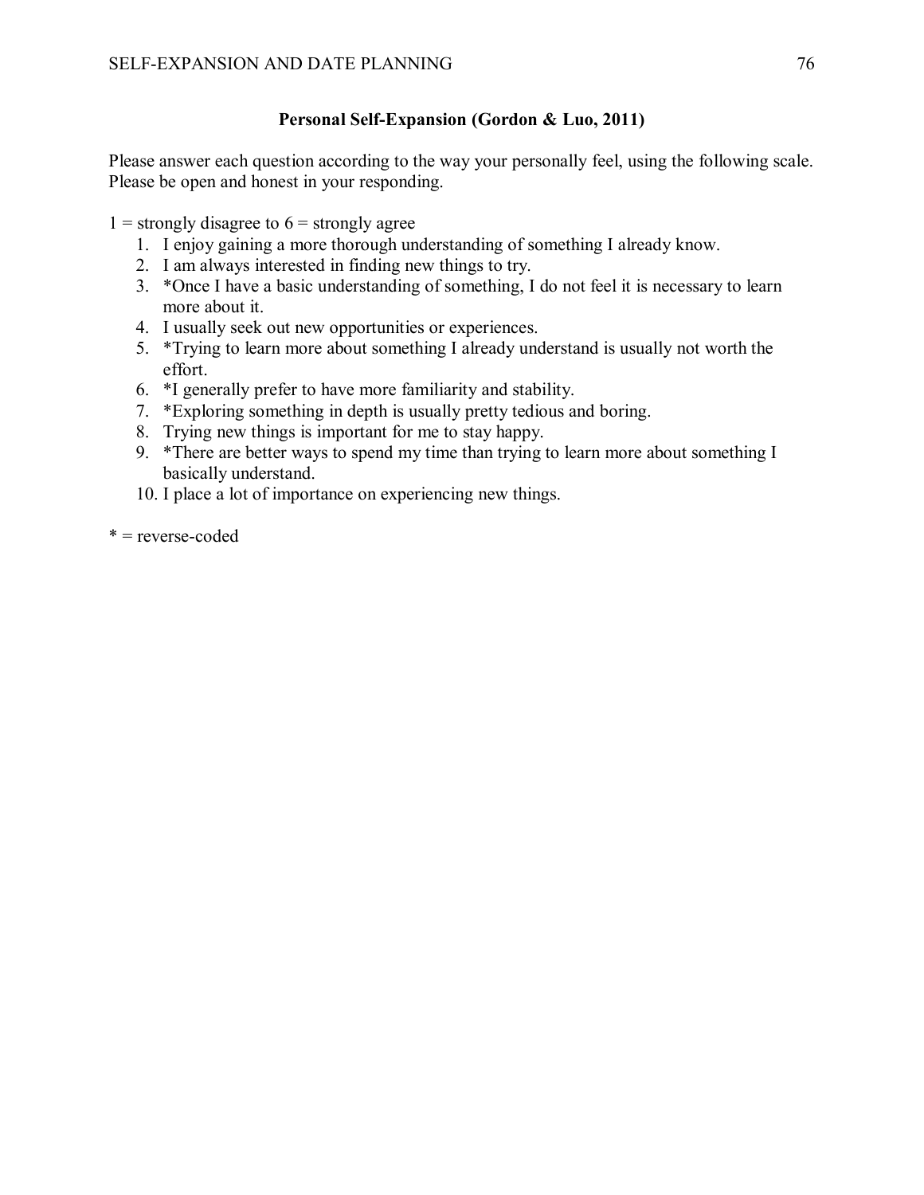**Personal Self-Expansion (Gordon & Luo, 2011)**

Please answer each question according to the way your personally feel, using the following scale. Please be open and honest in your responding.

1 = strongly disagree to 6 = strongly agree

1. I enjoy gaining a more thorough understanding of something I already know.
2. I am always interested in finding new things to try.
3. *Once I have a basic understanding of something, I do not feel it is necessary to learn more about it.
4. I usually seek out new opportunities or experiences.
5. *Trying to learn more about something I already understand is usually not worth the effort.
6. *I generally prefer to have more familiarity and stability.
7. *Exploring something in depth is usually pretty tedious and boring.
8. Trying new things is important for me to stay happy.
9. *There are better ways to spend my time than trying to learn more about something I basically understand.
10. I place a lot of importance on experiencing new things.

* = reverse-coded